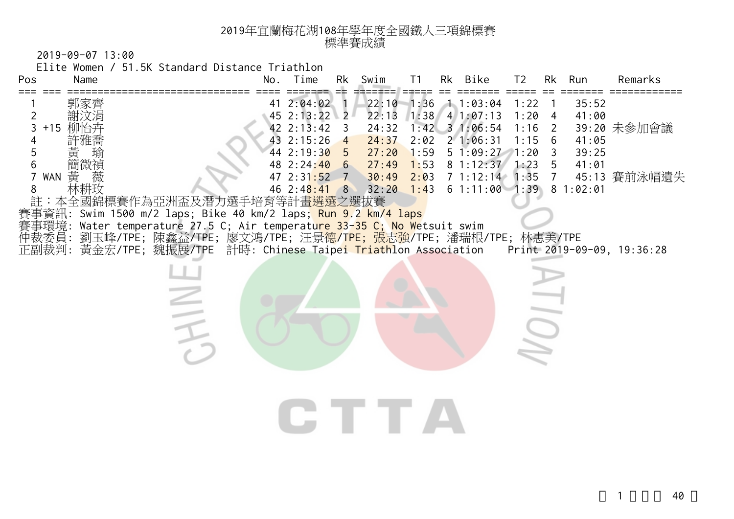# 2019年宜蘭梅花湖108年學年度全國鐵人三項錦標賽

## 標準賽成績

2019-09-07 13:00

Elite Women / 51.5K Standard Distance Triathlon

| Pos | | Name | No. | Time | Rk | Swim | T1 | Rk | Bike | T2 | Rk | Run | Remarks |
|---|---|---|---|---|---|---|---|---|---|---|---|---|---|
| 1 | | 郭家齊 | 41 | 2:04:02 | 1 | 22:10 | 1:36 | 1 | 1:03:04 | 1:22 | 1 | 35:52 | |
| 2 | | 謝汶涓 | 45 | 2:13:22 | 2 | 22:13 | 1:38 | 4 | 1:07:13 | 1:20 | 4 | 41:00 | |
| 3 | +15 | 柳怡卉 | 42 | 2:13:42 | 3 | 24:32 | 1:42 | 3 | 1:06:54 | 1:16 | 2 | 39:20 | 未參加會議 |
| 4 | | 許雅喬 | 43 | 2:15:26 | 4 | 24:37 | 2:02 | 2 | 1:06:31 | 1:15 | 6 | 41:05 | |
| 5 | | 黃　瑜 | 44 | 2:19:30 | 5 | 27:20 | 1:59 | 5 | 1:09:27 | 1:20 | 3 | 39:25 | |
| 6 | | 簡微禎 | 48 | 2:24:40 | 6 | 27:49 | 1:53 | 8 | 1:12:37 | 1:23 | 5 | 41:01 | |
| 7 | WAN | 黃　薇 | 47 | 2:31:52 | 7 | 30:49 | 2:03 | 7 | 1:12:14 | 1:35 | 7 | 45:13 | 賽前泳帽遺失 |
| 8 | | 林耕玟 | 46 | 2:48:41 | 8 | 32:20 | 1:43 | 6 | 1:11:00 | 1:39 | 8 | 1:02:01 | |

註：本全國錦標賽作為亞洲盃及潛力選手培育等計畫遴選之選拔賽

賽事資訊: Swim 1500 m/2 laps; Bike 40 km/2 laps; Run 9.2 km/4 laps

賽事環境: Water temperature 27.5 C; Air temperature 33-35 C; No Wetsuit swim

仲裁委員: 劉玉峰/TPE; 陳鑫益/TPE; 廖文鴻/TPE; 汪景德/TPE; 張志強/TPE; 潘瑞根/TPE; 林惠美/TPE

正副裁判: 黃金宏/TPE; 魏振展/TPE　計時: Chinese Taipei Triathlon Association　Print 2019-09-09, 19:36:28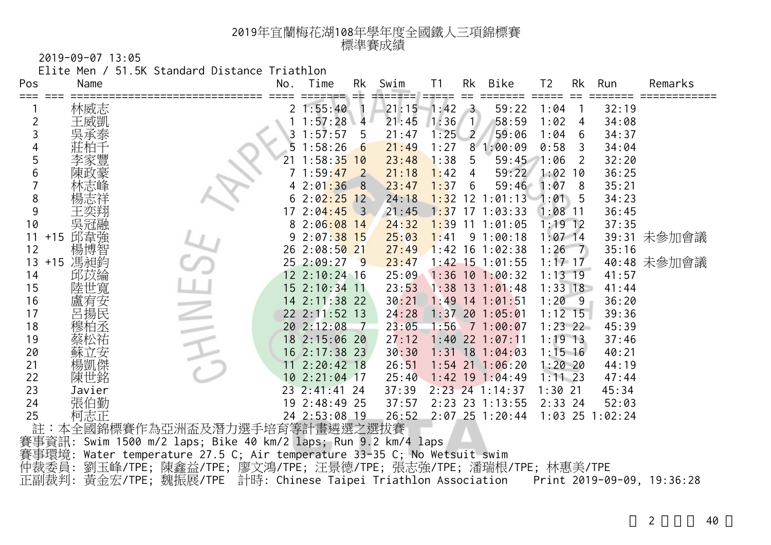# 2019年宜蘭梅花湖108年學年度全國鐵人三項錦標賽
## 標準賽成績

2019-09-07 13:05

Elite Men / 51.5K Standard Distance Triathlon

| Pos | | Name | No. | Time | Rk | Swim | T1 | Rk | Bike | T2 | Rk | Run | Remarks |
|---|---|---|---|---|---|---|---|---|---|---|---|---|---|
| 1 | | 林威志 | 2 | 1:55:40 | 1 | 21:15 | 1:42 | 3 | 59:22 | 1:04 | 1 | 32:19 | |
| 2 | | 王威凱 | 1 | 1:57:28 | 4 | 21:45 | 1:36 | 1 | 58:59 | 1:02 | 4 | 34:08 | |
| 3 | | 吳承泰 | 3 | 1:57:57 | 5 | 21:47 | 1:25 | 2 | 59:06 | 1:04 | 6 | 34:37 | |
| 4 | | 莊柏千 | 5 | 1:58:26 | 6 | 21:49 | 1:27 | 8 | 1:00:09 | 0:58 | 3 | 34:04 | |
| 5 | | 李家豐 | 21 | 1:58:35 | 10 | 23:48 | 1:38 | 5 | 59:45 | 1:06 | 2 | 32:20 | |
| 6 | | 陳政豪 | 7 | 1:59:47 | 2 | 21:18 | 1:42 | 4 | 59:22 | 1:02 | 10 | 36:25 | |
| 7 | | 林志峰 | 4 | 2:01:36 | 8 | 23:47 | 1:37 | 6 | 59:46 | 1:07 | 8 | 35:21 | |
| 8 | | 楊志祥 | 6 | 2:02:25 | 12 | 24:18 | 1:32 | 12 | 1:01:13 | 1:01 | 5 | 34:23 | |
| 9 | | 王奕翔 | 17 | 2:04:45 | 3 | 21:45 | 1:37 | 17 | 1:03:33 | 1:08 | 11 | 36:45 | |
| 10 | | 吳冠融 | 8 | 2:06:08 | 14 | 24:32 | 1:39 | 11 | 1:01:05 | 1:19 | 12 | 37:35 | |
| 11 | +15 | 邱韋強 | 9 | 2:07:38 | 15 | 25:03 | 1:41 | 9 | 1:00:18 | 1:07 | 14 | 39:31 | 未參加會議 |
| 12 | | 楊博智 | 26 | 2:08:50 | 21 | 27:49 | 1:42 | 16 | 1:02:38 | 1:26 | 7 | 35:16 | |
| 13 | +15 | 馮昶鈞 | 25 | 2:09:27 | 9 | 23:47 | 1:42 | 15 | 1:01:55 | 1:17 | 17 | 40:48 | 未參加會議 |
| 14 | | 邱苡綸 | 12 | 2:10:24 | 16 | 25:09 | 1:36 | 10 | 1:00:32 | 1:13 | 19 | 41:57 | |
| 15 | | 陸世寬 | 15 | 2:10:34 | 11 | 23:53 | 1:38 | 13 | 1:01:48 | 1:33 | 18 | 41:44 | |
| 16 | | 盧宥安 | 14 | 2:11:38 | 22 | 30:21 | 1:49 | 14 | 1:01:51 | 1:20 | 9 | 36:20 | |
| 17 | | 呂揚民 | 22 | 2:11:52 | 13 | 24:28 | 1:37 | 20 | 1:05:01 | 1:12 | 15 | 39:36 | |
| 18 | | 穆柏丞 | 20 | 2:12:08 | 7 | 23:05 | 1:56 | 7 | 1:00:07 | 1:23 | 22 | 45:39 | |
| 19 | | 蔡松祐 | 18 | 2:15:06 | 20 | 27:12 | 1:40 | 22 | 1:07:11 | 1:19 | 13 | 37:46 | |
| 20 | | 蘇立安 | 16 | 2:17:38 | 23 | 30:30 | 1:31 | 18 | 1:04:03 | 1:15 | 16 | 40:21 | |
| 21 | | 楊凱傑 | 11 | 2:20:42 | 18 | 26:51 | 1:54 | 21 | 1:06:20 | 1:20 | 20 | 44:19 | |
| 22 | | 陳世銘 | 10 | 2:21:04 | 17 | 25:40 | 1:42 | 19 | 1:04:49 | 1:11 | 23 | 47:44 | |
| 23 | | Javier | 23 | 2:41:41 | 24 | 37:39 | 2:23 | 24 | 1:14:37 | 1:30 | 21 | 45:34 | |
| 24 | | 張伯勤 | 19 | 2:48:49 | 25 | 37:57 | 2:23 | 23 | 1:13:55 | 2:33 | 24 | 52:03 | |
| 25 | | 柯志正 | 24 | 2:53:08 | 19 | 26:52 | 2:07 | 25 | 1:20:44 | 1:03 | 25 | 1:02:24 | |

註：本全國錦標賽作為亞洲盃及潛力選手培育等計畫遴選之選拔賽

賽事資訊: Swim 1500 m/2 laps; Bike 40 km/2 laps; Run 9.2 km/4 laps

賽事環境: Water temperature 27.5 C; Air temperature 33-35 C; No Wetsuit swim

仲裁委員: 劉玉峰/TPE; 陳鑫益/TPE; 廖文鴻/TPE; 汪景德/TPE; 張志強/TPE; 潘瑞根/TPE; 林惠美/TPE

正副裁判: 黃金宏/TPE; 魏振展/TPE　計時: Chinese Taipei Triathlon Association　Print 2019-09-09, 19:36:28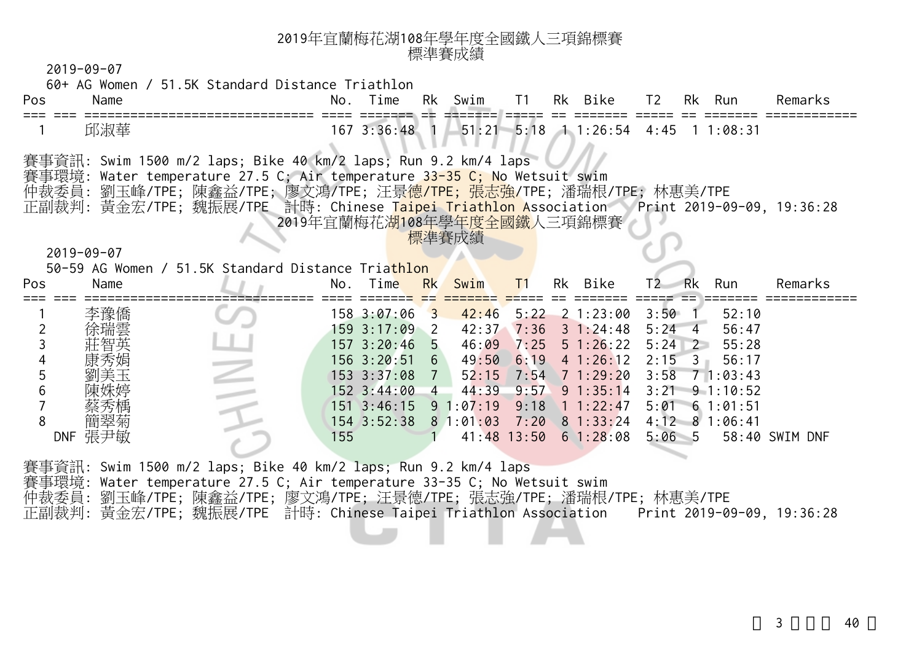# 2019年宜蘭梅花湖108年學年度全國鐵人三項錦標賽

## 標準賽成績

2019-09-07

60+ AG Women / 51.5K Standard Distance Triathlon

| Pos | | Name | No. | Time | Rk | Swim | T1 | Rk | Bike | T2 | Rk | Run | Remarks |
|---|---|---|---|---|---|---|---|---|---|---|---|---|---|
| 1 | | 邱淑華 | 167 | 3:36:48 | 1 | 51:21 | 5:18 | 1 | 1:26:54 | 4:45 | 1 | 1:08:31 | |

賽事資訊: Swim 1500 m/2 laps; Bike 40 km/2 laps; Run 9.2 km/4 laps
賽事環境: Water temperature 27.5 C; Air temperature 33-35 C; No Wetsuit swim
仲裁委員: 劉玉峰/TPE; 陳鑫益/TPE; 廖文鴻/TPE; 汪景德/TPE; 張志強/TPE; 潘瑞根/TPE; 林惠美/TPE
正副裁判: 黃金宏/TPE; 魏振展/TPE 計時: Chinese Taipei Triathlon Association Print 2019-09-09, 19:36:28

# 2019年宜蘭梅花湖108年學年度全國鐵人三項錦標賽

## 標準賽成績

2019-09-07

50-59 AG Women / 51.5K Standard Distance Triathlon

| Pos | | Name | No. | Time | Rk | Swim | T1 | Rk | Bike | T2 | Rk | Run | Remarks |
|---|---|---|---|---|---|---|---|---|---|---|---|---|---|
| 1 | | 李豫僑 | 158 | 3:07:06 | 3 | 42:46 | 5:22 | 2 | 1:23:00 | 3:50 | 1 | 52:10 | |
| 2 | | 徐瑞雲 | 159 | 3:17:09 | 2 | 42:37 | 7:36 | 3 | 1:24:48 | 5:24 | 4 | 56:47 | |
| 3 | | 莊智英 | 157 | 3:20:46 | 5 | 46:09 | 7:25 | 5 | 1:26:22 | 5:24 | 2 | 55:28 | |
| 4 | | 康秀娟 | 156 | 3:20:51 | 6 | 49:50 | 6:19 | 4 | 1:26:12 | 2:15 | 3 | 56:17 | |
| 5 | | 劉美玉 | 153 | 3:37:08 | 7 | 52:15 | 7:54 | 7 | 1:29:20 | 3:58 | 7 | 1:03:43 | |
| 6 | | 陳姝婷 | 152 | 3:44:00 | 4 | 44:39 | 9:57 | 9 | 1:35:14 | 3:21 | 9 | 1:10:52 | |
| 7 | | 蔡秀楀 | 151 | 3:46:15 | 9 | 1:07:19 | 9:18 | 1 | 1:22:47 | 5:01 | 6 | 1:01:51 | |
| 8 | | 簡翠菊 | 154 | 3:52:38 | 8 | 1:01:03 | 7:20 | 8 | 1:33:24 | 4:12 | 8 | 1:06:41 | |
| DNF | | 張尹敏 | 155 | | 1 | 41:48 | 13:50 | 6 | 1:28:08 | 5:06 | 5 | 58:40 | SWIM DNF |

賽事資訊: Swim 1500 m/2 laps; Bike 40 km/2 laps; Run 9.2 km/4 laps
賽事環境: Water temperature 27.5 C; Air temperature 33-35 C; No Wetsuit swim
仲裁委員: 劉玉峰/TPE; 陳鑫益/TPE; 廖文鴻/TPE; 汪景德/TPE; 張志強/TPE; 潘瑞根/TPE; 林惠美/TPE
正副裁判: 黃金宏/TPE; 魏振展/TPE 計時: Chinese Taipei Triathlon Association Print 2019-09-09, 19:36:28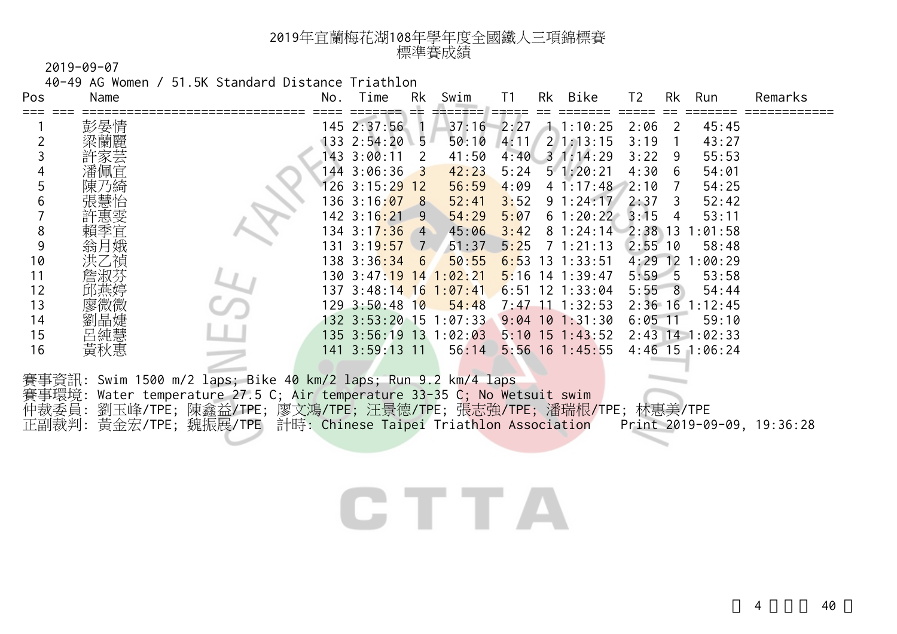# 2019年宜蘭梅花湖108年學年度全國鐵人三項錦標賽
## 標準賽成績

2019-09-07

40-49 AG Women / 51.5K Standard Distance Triathlon

| Pos | Name | No. | Time | Rk | Swim | T1 | Rk | Bike | T2 | Rk | Run | Remarks |
|---|---|---|---|---|---|---|---|---|---|---|---|---|
| 1 | 彭晏情 | 145 | 2:37:56 | 1 | 37:16 | 2:27 | 1 | 1:10:25 | 2:06 | 2 | 45:45 | |
| 2 | 梁蘭麗 | 133 | 2:54:20 | 5 | 50:10 | 4:11 | 2 | 1:13:15 | 3:19 | 1 | 43:27 | |
| 3 | 許家芸 | 143 | 3:00:11 | 2 | 41:50 | 4:40 | 3 | 1:14:29 | 3:22 | 9 | 55:53 | |
| 4 | 潘佩宜 | 144 | 3:06:36 | 3 | 42:23 | 5:24 | 5 | 1:20:21 | 4:30 | 6 | 54:01 | |
| 5 | 陳乃綺 | 126 | 3:15:29 | 12 | 56:59 | 4:09 | 4 | 1:17:48 | 2:10 | 7 | 54:25 | |
| 6 | 張慧怡 | 136 | 3:16:07 | 8 | 52:41 | 3:52 | 9 | 1:24:17 | 2:37 | 3 | 52:42 | |
| 7 | 許惠雯 | 142 | 3:16:21 | 9 | 54:29 | 5:07 | 6 | 1:20:22 | 3:15 | 4 | 53:11 | |
| 8 | 賴季宜 | 134 | 3:17:36 | 4 | 45:06 | 3:42 | 8 | 1:24:14 | 2:38 | 13 | 1:01:58 | |
| 9 | 翁月娥 | 131 | 3:19:57 | 7 | 51:37 | 5:25 | 7 | 1:21:13 | 2:55 | 10 | 58:48 | |
| 10 | 洪乙禎 | 138 | 3:36:34 | 6 | 50:55 | 6:53 | 13 | 1:33:51 | 4:29 | 12 | 1:00:29 | |
| 11 | 詹淑芬 | 130 | 3:47:19 | 14 | 1:02:21 | 5:16 | 14 | 1:39:47 | 5:59 | 5 | 53:58 | |
| 12 | 邱燕婷 | 137 | 3:48:14 | 16 | 1:07:41 | 6:51 | 12 | 1:33:04 | 5:55 | 8 | 54:44 | |
| 13 | 廖微微 | 129 | 3:50:48 | 10 | 54:48 | 7:47 | 11 | 1:32:53 | 2:36 | 16 | 1:12:45 | |
| 14 | 劉晶婕 | 132 | 3:53:20 | 15 | 1:07:33 | 9:04 | 10 | 1:31:30 | 6:05 | 11 | 59:10 | |
| 15 | 呂純慧 | 135 | 3:56:19 | 13 | 1:02:03 | 5:10 | 15 | 1:43:52 | 2:43 | 14 | 1:02:33 | |
| 16 | 黃秋惠 | 141 | 3:59:13 | 11 | 56:14 | 5:56 | 16 | 1:45:55 | 4:46 | 15 | 1:06:24 | |

賽事資訊: Swim 1500 m/2 laps; Bike 40 km/2 laps; Run 9.2 km/4 laps
賽事環境: Water temperature 27.5 C; Air temperature 33-35 C; No Wetsuit swim
仲裁委員: 劉玉峰/TPE; 陳鑫益/TPE; 廖文鴻/TPE; 汪景德/TPE; 張志強/TPE; 潘瑞根/TPE; 林惠美/TPE
正副裁判: 黃金宏/TPE; 魏振展/TPE　計時: Chinese Taipei Triathlon Association　　Print 2019-09-09, 19:36:28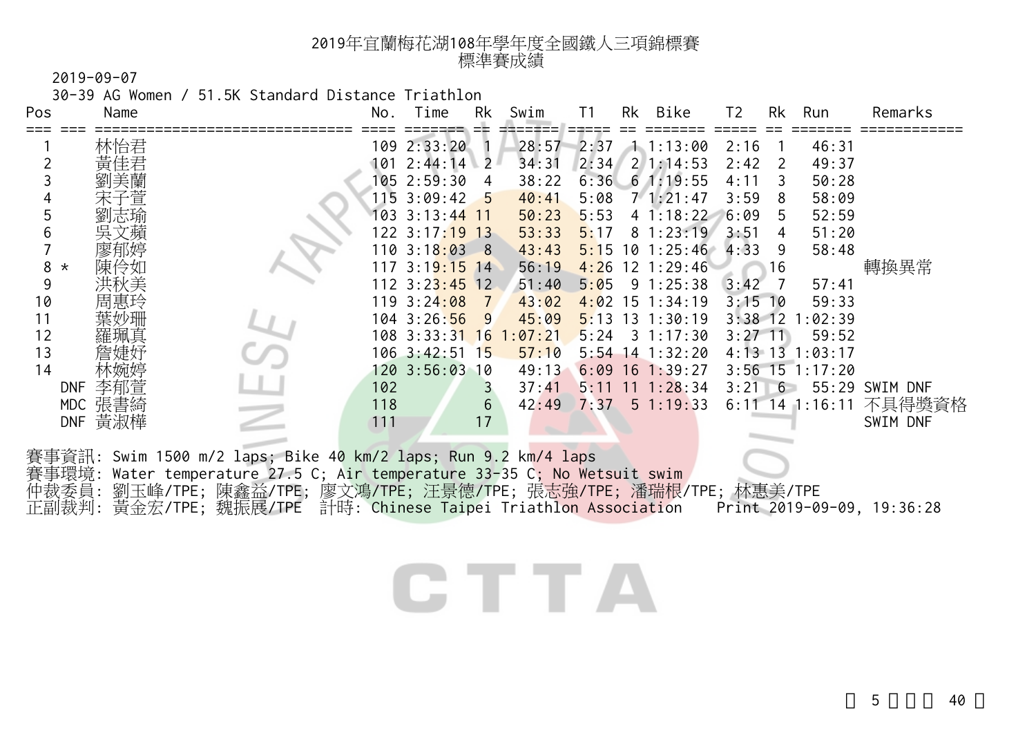# 2019年宜蘭梅花湖108年學年度全國鐵人三項錦標賽
## 標準賽成績

2019-09-07

30-39 AG Women / 51.5K Standard Distance Triathlon

| Pos | | Name | No. | Time | Rk | Swim | T1 | Rk | Bike | T2 | Rk | Run | Remarks |
|---|---|---|---|---|---|---|---|---|---|---|---|---|---|
| 1 | | 林怡君 | 109 | 2:33:20 | 1 | 28:57 | 2:37 | 1 | 1:13:00 | 2:16 | 1 | 46:31 | |
| 2 | | 黃佳君 | 101 | 2:44:14 | 2 | 34:31 | 2:34 | 2 | 1:14:53 | 2:42 | 2 | 49:37 | |
| 3 | | 劉美蘭 | 105 | 2:59:30 | 4 | 38:22 | 6:36 | 6 | 1:19:55 | 4:11 | 3 | 50:28 | |
| 4 | | 宋子萱 | 115 | 3:09:42 | 5 | 40:41 | 5:08 | 7 | 1:21:47 | 3:59 | 8 | 58:09 | |
| 5 | | 劉志瑜 | 103 | 3:13:44 | 11 | 50:23 | 5:53 | 4 | 1:18:22 | 6:09 | 5 | 52:59 | |
| 6 | | 吳文蘋 | 122 | 3:17:19 | 13 | 53:33 | 5:17 | 8 | 1:23:19 | 3:51 | 4 | 51:20 | |
| 7 | | 廖郁婷 | 110 | 3:18:03 | 8 | 43:43 | 5:15 | 10 | 1:25:46 | 4:33 | 9 | 58:48 | |
| 8 | * | 陳伶如 | 117 | 3:19:15 | 14 | 56:19 | 4:26 | 12 | 1:29:46 | | 16 | | 轉換異常 |
| 9 | | 洪秋美 | 112 | 3:23:45 | 12 | 51:40 | 5:05 | 9 | 1:25:38 | 3:42 | 7 | 57:41 | |
| 10 | | 周惠玲 | 119 | 3:24:08 | 7 | 43:02 | 4:02 | 15 | 1:34:19 | 3:15 | 10 | 59:33 | |
| 11 | | 葉妙珊 | 104 | 3:26:56 | 9 | 45:09 | 5:13 | 13 | 1:30:19 | 3:38 | 12 | 1:02:39 | |
| 12 | | 羅珮真 | 108 | 3:33:31 | 16 | 1:07:21 | 5:24 | 3 | 1:17:30 | 3:27 | 11 | 59:52 | |
| 13 | | 詹婕妤 | 106 | 3:42:51 | 15 | 57:10 | 5:54 | 14 | 1:32:20 | 4:13 | 13 | 1:03:17 | |
| 14 | | 林婉婷 | 120 | 3:56:03 | 10 | 49:13 | 6:09 | 16 | 1:39:27 | 3:56 | 15 | 1:17:20 | |
| | DNF | 李郁萱 | 102 | | 3 | 37:41 | 5:11 | 11 | 1:28:34 | 3:21 | 6 | 55:29 | SWIM DNF |
| | MDC | 張書綺 | 118 | | 6 | 42:49 | 7:37 | 5 | 1:19:33 | 6:11 | 14 | 1:16:11 | 不具得獎資格 |
| | DNF | 黃淑樺 | 111 | | 17 | | | | | | | | SWIM DNF |

賽事資訊: Swim 1500 m/2 laps; Bike 40 km/2 laps; Run 9.2 km/4 laps
賽事環境: Water temperature 27.5 C; Air temperature 33-35 C; No Wetsuit swim
仲裁委員: 劉玉峰/TPE; 陳鑫益/TPE; 廖文鴻/TPE; 汪景德/TPE; 張志強/TPE; 潘瑞根/TPE; 林惠美/TPE
正副裁判: 黃金宏/TPE; 魏振展/TPE 計時: Chinese Taipei Triathlon Association Print 2019-09-09, 19:36:28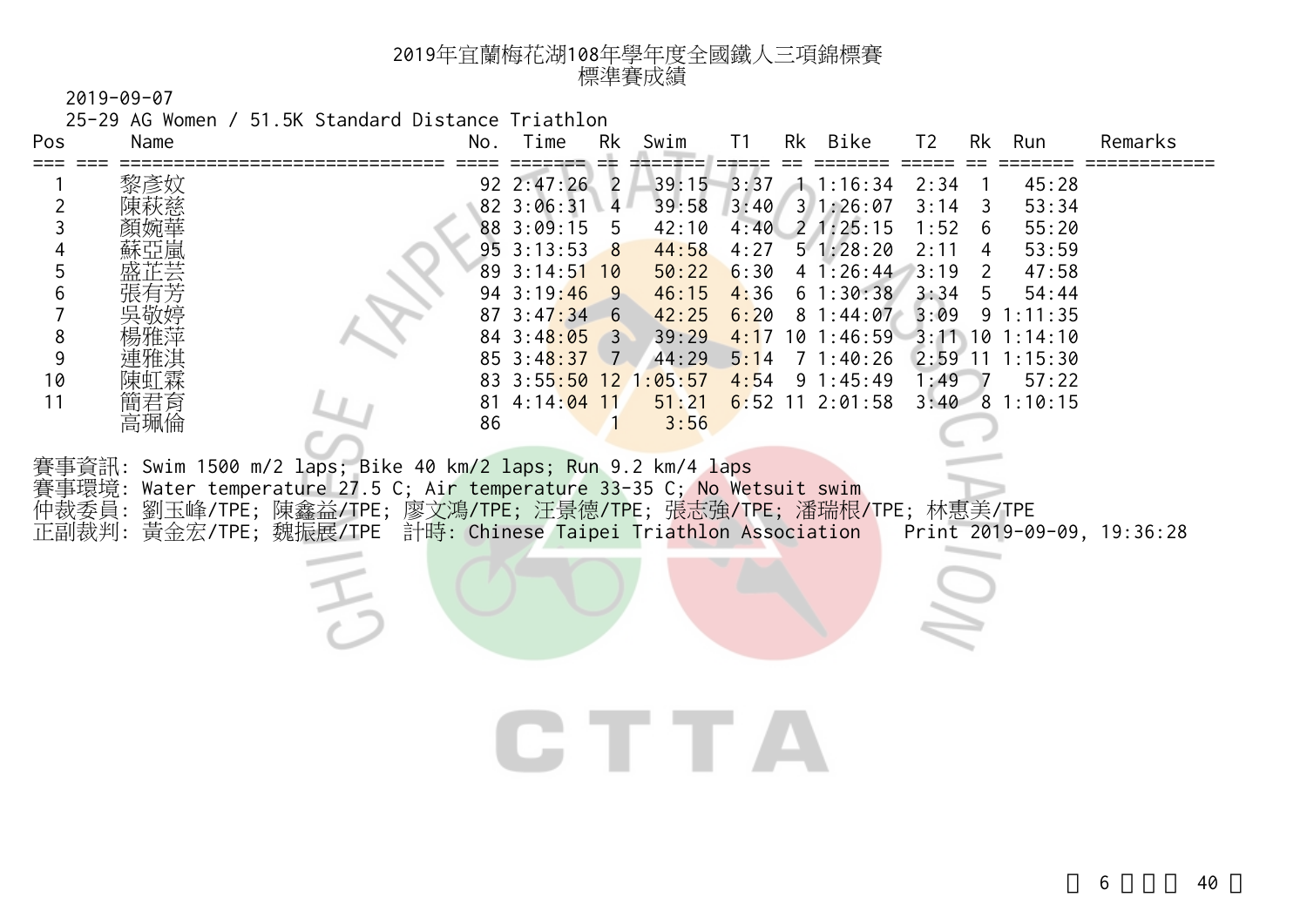# 2019年宜蘭梅花湖108年學年度全國鐵人三項錦標賽
## 標準賽成績

2019-09-07

25-29 AG Women / 51.5K Standard Distance Triathlon

| Pos | | Name | No. | Time | Rk | Swim | T1 | Rk | Bike | T2 | Rk | Run | Remarks |
|---|---|---|---|---|---|---|---|---|---|---|---|---|---|
| 1 | | 黎彥妏 | 92 | 2:47:26 | 2 | 39:15 | 3:37 | 1 | 1:16:34 | 2:34 | 1 | 45:28 | |
| 2 | | 陳秋慈 | 82 | 3:06:31 | 4 | 39:58 | 3:40 | 3 | 1:26:07 | 3:14 | 3 | 53:34 | |
| 3 | | 顏婉華 | 88 | 3:09:15 | 5 | 42:10 | 4:40 | 2 | 1:25:15 | 1:52 | 6 | 55:20 | |
| 4 | | 蘇亞嵐 | 95 | 3:13:53 | 8 | 44:58 | 4:27 | 5 | 1:28:20 | 2:11 | 4 | 53:59 | |
| 5 | | 盛芷芸 | 89 | 3:14:51 | 10 | 50:22 | 6:30 | 4 | 1:26:44 | 3:19 | 2 | 47:58 | |
| 6 | | 張有芳 | 94 | 3:19:46 | 9 | 46:15 | 4:36 | 6 | 1:30:38 | 3:34 | 5 | 54:44 | |
| 7 | | 吳敬婷 | 87 | 3:47:34 | 6 | 42:25 | 6:20 | 8 | 1:44:07 | 3:09 | 9 | 1:11:35 | |
| 8 | | 楊雅萍 | 84 | 3:48:05 | 3 | 39:29 | 4:17 | 10 | 1:46:59 | 3:11 | 10 | 1:14:10 | |
| 9 | | 連雅淇 | 85 | 3:48:37 | 7 | 44:29 | 5:14 | 7 | 1:40:26 | 2:59 | 11 | 1:15:30 | |
| 10 | | 陳虹霖 | 83 | 3:55:50 | 12 | 1:05:57 | 4:54 | 9 | 1:45:49 | 1:49 | 7 | 57:22 | |
| 11 | | 簡君育 | 81 | 4:14:04 | 11 | 51:21 | 6:52 | 11 | 2:01:58 | 3:40 | 8 | 1:10:15 | |
| | | 高珮倫 | 86 | | 1 | 3:56 | | | | | | | |

賽事資訊: Swim 1500 m/2 laps; Bike 40 km/2 laps; Run 9.2 km/4 laps
賽事環境: Water temperature 27.5 C; Air temperature 33-35 C; No Wetsuit swim
仲裁委員: 劉玉峰/TPE; 陳鑫益/TPE; 廖文鴻/TPE; 汪景德/TPE; 張志強/TPE; 潘瑞根/TPE; 林惠美/TPE
正副裁判: 黃金宏/TPE; 魏振展/TPE　計時: Chinese Taipei Triathlon Association　Print 2019-09-09, 19:36:28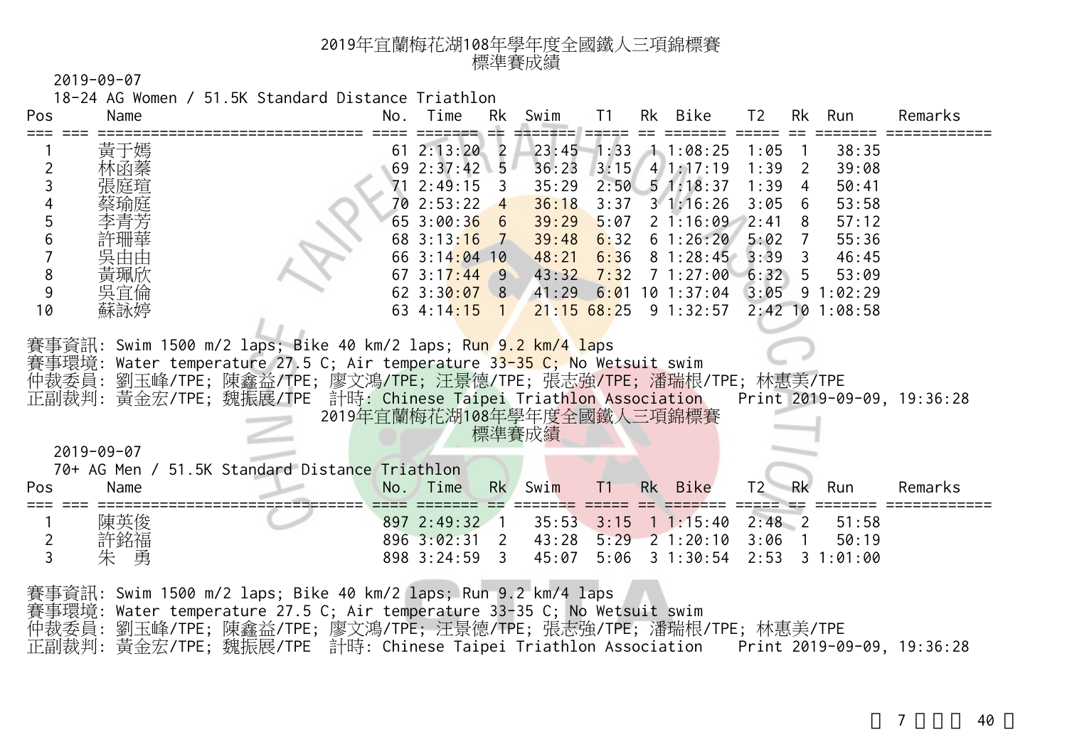# 2019年宜蘭梅花湖108年學年度全國鐵人三項錦標賽
## 標準賽成績

2019-09-07

18-24 AG Women / 51.5K Standard Distance Triathlon

| Pos | Name | No. | Time | Rk | Swim | T1 | Rk | Bike | T2 | Rk | Run | Remarks |
|---|---|---|---|---|---|---|---|---|---|---|---|---|
| 1 | 黃于嫣 | 61 | 2:13:20 | 2 | 23:45 | 1:33 | 1 | 1:08:25 | 1:05 | 1 | 38:35 | |
| 2 | 林函蓁 | 69 | 2:37:42 | 5 | 36:23 | 3:15 | 4 | 1:17:19 | 1:39 | 2 | 39:08 | |
| 3 | 張庭瑄 | 71 | 2:49:15 | 3 | 35:29 | 2:50 | 5 | 1:18:37 | 1:39 | 4 | 50:41 | |
| 4 | 蔡瑜庭 | 70 | 2:53:22 | 4 | 36:18 | 3:37 | 3 | 1:16:26 | 3:05 | 6 | 53:58 | |
| 5 | 李青芳 | 65 | 3:00:36 | 6 | 39:29 | 5:07 | 2 | 1:16:09 | 2:41 | 8 | 57:12 | |
| 6 | 許珊華 | 68 | 3:13:16 | 7 | 39:48 | 6:32 | 6 | 1:26:20 | 5:02 | 7 | 55:36 | |
| 7 | 吳由由 | 66 | 3:14:04 | 10 | 48:21 | 6:36 | 8 | 1:28:45 | 3:39 | 3 | 46:45 | |
| 8 | 黃珮欣 | 67 | 3:17:44 | 9 | 43:32 | 7:32 | 7 | 1:27:00 | 6:32 | 5 | 53:09 | |
| 9 | 吳宜倫 | 62 | 3:30:07 | 8 | 41:29 | 6:01 | 10 | 1:37:04 | 3:05 | 9 | 1:02:29 | |
| 10 | 蘇詠婷 | 63 | 4:14:15 | 1 | 21:15 | 68:25 | 9 | 1:32:57 | 2:42 | 10 | 1:08:58 | |

賽事資訊: Swim 1500 m/2 laps; Bike 40 km/2 laps; Run 9.2 km/4 laps
賽事環境: Water temperature 27.5 C; Air temperature 33-35 C; No Wetsuit swim
仲裁委員: 劉玉峰/TPE; 陳鑫益/TPE; 廖文鴻/TPE; 汪景德/TPE; 張志強/TPE; 潘瑞根/TPE; 林惠美/TPE
正副裁判: 黃金宏/TPE; 魏振展/TPE　計時: Chinese Taipei Triathlon Association　　Print 2019-09-09, 19:36:28

# 2019年宜蘭梅花湖108年學年度全國鐵人三項錦標賽
## 標準賽成績

2019-09-07

70+ AG Men / 51.5K Standard Distance Triathlon

| Pos | Name | No. | Time | Rk | Swim | T1 | Rk | Bike | T2 | Rk | Run | Remarks |
|---|---|---|---|---|---|---|---|---|---|---|---|---|
| 1 | 陳英俊 | 897 | 2:49:32 | 1 | 35:53 | 3:15 | 1 | 1:15:40 | 2:48 | 2 | 51:58 | |
| 2 | 許銘福 | 896 | 3:02:31 | 2 | 43:28 | 5:29 | 2 | 1:20:10 | 3:06 | 1 | 50:19 | |
| 3 | 朱　勇 | 898 | 3:24:59 | 3 | 45:07 | 5:06 | 3 | 1:30:54 | 2:53 | 3 | 1:01:00 | |

賽事資訊: Swim 1500 m/2 laps; Bike 40 km/2 laps; Run 9.2 km/4 laps
賽事環境: Water temperature 27.5 C; Air temperature 33-35 C; No Wetsuit swim
仲裁委員: 劉玉峰/TPE; 陳鑫益/TPE; 廖文鴻/TPE; 汪景德/TPE; 張志強/TPE; 潘瑞根/TPE; 林惠美/TPE
正副裁判: 黃金宏/TPE; 魏振展/TPE　計時: Chinese Taipei Triathlon Association　　Print 2019-09-09, 19:36:28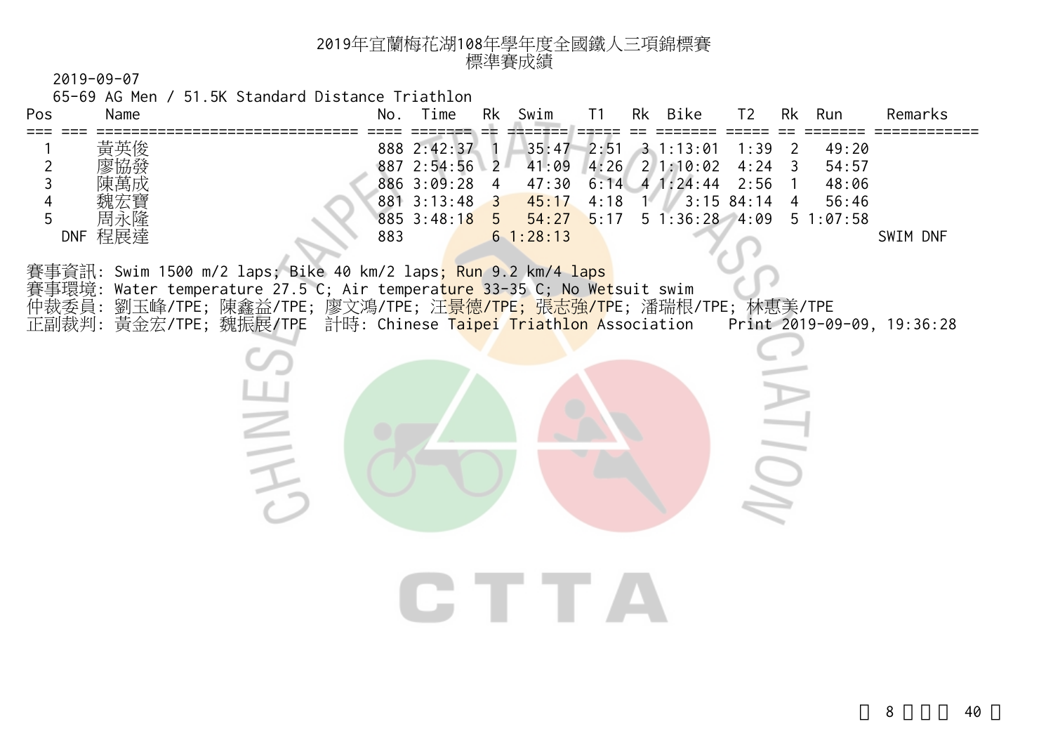# 2019年宜蘭梅花湖108年學年度全國鐵人三項錦標賽
## 標準賽成績

2019-09-07

65-69 AG Men / 51.5K Standard Distance Triathlon

| Pos | | Name | No. | Time | Rk | Swim | T1 | Rk | Bike | T2 | Rk | Run | Remarks |
|---|---|---|---|---|---|---|---|---|---|---|---|---|---|
| 1 | | 黃英俊 | 888 | 2:42:37 | 1 | 35:47 | 2:51 | 3 | 1:13:01 | 1:39 | 2 | 49:20 | |
| 2 | | 廖協發 | 887 | 2:54:56 | 2 | 41:09 | 4:26 | 2 | 1:10:02 | 4:24 | 3 | 54:57 | |
| 3 | | 陳萬成 | 886 | 3:09:28 | 4 | 47:30 | 6:14 | 4 | 1:24:44 | 2:56 | 1 | 48:06 | |
| 4 | | 魏宏寶 | 881 | 3:13:48 | 3 | 45:17 | 4:18 | 1 | 3:15 | 84:14 | 4 | 56:46 | |
| 5 | | 周永隆 | 885 | 3:48:18 | 5 | 54:27 | 5:17 | 5 | 1:36:28 | 4:09 | 5 | 1:07:58 | |
| | DNF | 程展達 | 883 | | 6 | 1:28:13 | | | | | | | SWIM DNF |

賽事資訊: Swim 1500 m/2 laps; Bike 40 km/2 laps; Run 9.2 km/4 laps

賽事環境: Water temperature 27.5 C; Air temperature 33-35 C; No Wetsuit swim

仲裁委員: 劉玉峰/TPE; 陳鑫益/TPE; 廖文鴻/TPE; 汪景德/TPE; 張志強/TPE; 潘瑞根/TPE; 林惠美/TPE

正副裁判: 黃金宏/TPE; 魏振展/TPE 計時: Chinese Taipei Triathlon Association Print 2019-09-09, 19:36:28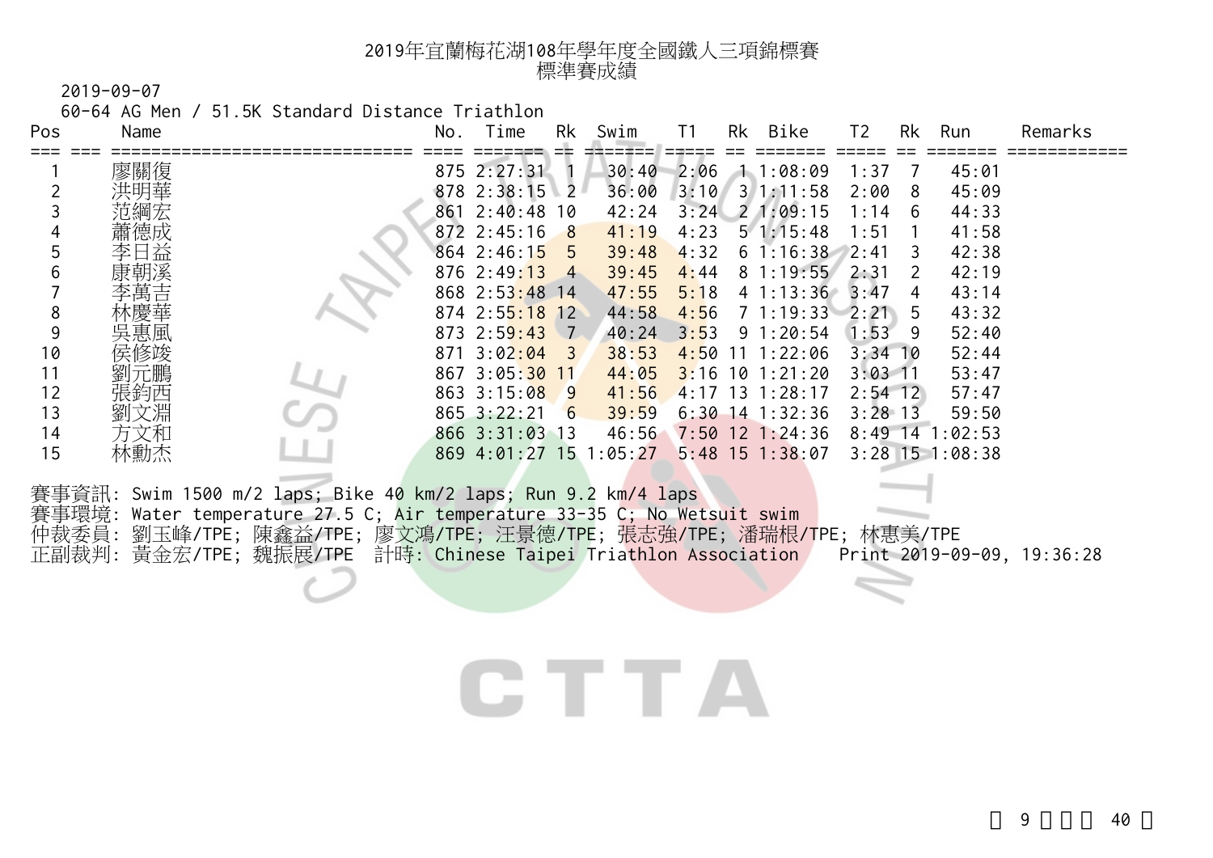# 2019年宜蘭梅花湖108年學年度全國鐵人三項錦標賽
## 標準賽成績

2019-09-07

60-64 AG Men / 51.5K Standard Distance Triathlon

| Pos | Name | No. | Time | Rk | Swim | T1 | Rk | Bike | T2 | Rk | Run | Remarks |
|---|---|---|---|---|---|---|---|---|---|---|---|---|
| 1 | 廖關復 | 875 | 2:27:31 | 1 | 30:40 | 2:06 | 1 | 1:08:09 | 1:37 | 7 | 45:01 | |
| 2 | 洪明華 | 878 | 2:38:15 | 2 | 36:00 | 3:10 | 3 | 1:11:58 | 2:00 | 8 | 45:09 | |
| 3 | 范綱宏 | 861 | 2:40:48 | 10 | 42:24 | 3:24 | 2 | 1:09:15 | 1:14 | 6 | 44:33 | |
| 4 | 蕭德成 | 872 | 2:45:16 | 8 | 41:19 | 4:23 | 5 | 1:15:48 | 1:51 | 1 | 41:58 | |
| 5 | 李日益 | 864 | 2:46:15 | 5 | 39:48 | 4:32 | 6 | 1:16:38 | 2:41 | 3 | 42:38 | |
| 6 | 康朝溪 | 876 | 2:49:13 | 4 | 39:45 | 4:44 | 8 | 1:19:55 | 2:31 | 2 | 42:19 | |
| 7 | 李萬吉 | 868 | 2:53:48 | 14 | 47:55 | 5:18 | 4 | 1:13:36 | 3:47 | 4 | 43:14 | |
| 8 | 林慶華 | 874 | 2:55:18 | 12 | 44:58 | 4:56 | 7 | 1:19:33 | 2:21 | 5 | 43:32 | |
| 9 | 吳惠風 | 873 | 2:59:43 | 7 | 40:24 | 3:53 | 9 | 1:20:54 | 1:53 | 9 | 52:40 | |
| 10 | 侯修竣 | 871 | 3:02:04 | 3 | 38:53 | 4:50 | 11 | 1:22:06 | 3:34 | 10 | 52:44 | |
| 11 | 劉元鵬 | 867 | 3:05:30 | 11 | 44:05 | 3:16 | 10 | 1:21:20 | 3:03 | 11 | 53:47 | |
| 12 | 張鈞西 | 863 | 3:15:08 | 9 | 41:56 | 4:17 | 13 | 1:28:17 | 2:54 | 12 | 57:47 | |
| 13 | 劉文淵 | 865 | 3:22:21 | 6 | 39:59 | 6:30 | 14 | 1:32:36 | 3:28 | 13 | 59:50 | |
| 14 | 方文和 | 866 | 3:31:03 | 13 | 46:56 | 7:50 | 12 | 1:24:36 | 8:49 | 14 | 1:02:53 | |
| 15 | 林勳杰 | 869 | 4:01:27 | 15 | 1:05:27 | 5:48 | 15 | 1:38:07 | 3:28 | 15 | 1:08:38 | |

賽事資訊: Swim 1500 m/2 laps; Bike 40 km/2 laps; Run 9.2 km/4 laps
賽事環境: Water temperature 27.5 C; Air temperature 33-35 C; No Wetsuit swim
仲裁委員: 劉玉峰/TPE; 陳鑫益/TPE; 廖文鴻/TPE; 汪景德/TPE; 張志強/TPE; 潘瑞根/TPE; 林惠美/TPE
正副裁判: 黃金宏/TPE; 魏振展/TPE 計時: Chinese Taipei Triathlon Association Print 2019-09-09, 19:36:28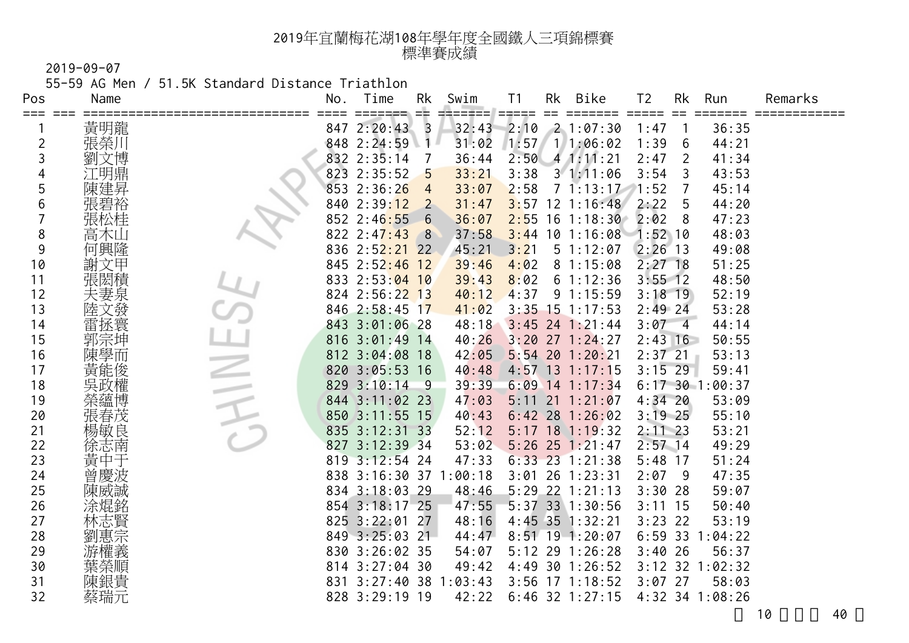# 2019年宜蘭梅花湖108年學年度全國鐵人三項錦標賽
## 標準賽成績

2019-09-07

55-59 AG Men / 51.5K Standard Distance Triathlon

| Pos | Name | No. | Time | Rk | Swim | T1 | Rk | Bike | T2 | Rk | Run | Remarks |
|---|---|---|---|---|---|---|---|---|---|---|---|---|
| 1 | 黃明龍 | 847 | 2:20:43 | 3 | 32:43 | 2:10 | 2 | 1:07:30 | 1:47 | 1 | 36:35 | |
| 2 | 張榮川 | 848 | 2:24:59 | 1 | 31:02 | 1:57 | 1 | 1:06:02 | 1:39 | 6 | 44:21 | |
| 3 | 劉文博 | 832 | 2:35:14 | 7 | 36:44 | 2:50 | 4 | 1:11:21 | 2:47 | 2 | 41:34 | |
| 4 | 江明鼎 | 823 | 2:35:52 | 5 | 33:21 | 3:38 | 3 | 1:11:06 | 3:54 | 3 | 43:53 | |
| 5 | 陳建昇 | 853 | 2:36:26 | 4 | 33:07 | 2:58 | 7 | 1:13:17 | 1:52 | 7 | 45:14 | |
| 6 | 張碧裕 | 840 | 2:39:12 | 2 | 31:47 | 3:57 | 12 | 1:16:48 | 2:22 | 5 | 44:20 | |
| 7 | 張松桂 | 852 | 2:46:55 | 6 | 36:07 | 2:55 | 16 | 1:18:30 | 2:02 | 8 | 47:23 | |
| 8 | 高木山 | 822 | 2:47:43 | 8 | 37:58 | 3:44 | 10 | 1:16:08 | 1:52 | 10 | 48:03 | |
| 9 | 何興隆 | 836 | 2:52:21 | 22 | 45:21 | 3:21 | 5 | 1:12:07 | 2:26 | 13 | 49:08 | |
| 10 | 謝文甲 | 845 | 2:52:46 | 12 | 39:46 | 4:02 | 8 | 1:15:08 | 2:27 | 18 | 51:25 | |
| 11 | 張閎積 | 833 | 2:53:04 | 10 | 39:43 | 8:02 | 6 | 1:12:36 | 3:55 | 12 | 48:50 | |
| 12 | 夫妻泉 | 824 | 2:56:22 | 13 | 40:12 | 4:37 | 9 | 1:15:59 | 3:18 | 19 | 52:19 | |
| 13 | 陸文發 | 846 | 2:58:45 | 17 | 41:02 | 3:35 | 15 | 1:17:53 | 2:49 | 24 | 53:28 | |
| 14 | 雷拯寰 | 843 | 3:01:06 | 28 | 48:18 | 3:45 | 24 | 1:21:44 | 3:07 | 4 | 44:14 | |
| 15 | 郭宗坤 | 816 | 3:01:49 | 14 | 40:26 | 3:20 | 27 | 1:24:27 | 2:43 | 16 | 50:55 | |
| 16 | 陳學而 | 812 | 3:04:08 | 18 | 42:05 | 5:54 | 20 | 1:20:21 | 2:37 | 21 | 53:13 | |
| 17 | 黃能俊 | 820 | 3:05:53 | 16 | 40:48 | 4:57 | 13 | 1:17:15 | 3:15 | 29 | 59:41 | |
| 18 | 吳政權 | 829 | 3:10:14 | 9 | 39:39 | 6:09 | 14 | 1:17:34 | 6:17 | 30 | 1:00:37 | |
| 19 | 榮蘊博 | 844 | 3:11:02 | 23 | 47:03 | 5:11 | 21 | 1:21:07 | 4:34 | 20 | 53:09 | |
| 20 | 張春茂 | 850 | 3:11:55 | 15 | 40:43 | 6:42 | 28 | 1:26:02 | 3:19 | 25 | 55:10 | |
| 21 | 楊敏良 | 835 | 3:12:31 | 33 | 52:12 | 5:17 | 18 | 1:19:32 | 2:11 | 23 | 53:21 | |
| 22 | 徐志南 | 827 | 3:12:39 | 34 | 53:02 | 5:26 | 25 | 1:21:47 | 2:57 | 14 | 49:29 | |
| 23 | 黃中于 | 819 | 3:12:54 | 24 | 47:33 | 6:33 | 23 | 1:21:38 | 5:48 | 17 | 51:24 | |
| 24 | 曾慶波 | 838 | 3:16:30 | 37 | 1:00:18 | 3:01 | 26 | 1:23:31 | 2:07 | 9 | 47:35 | |
| 25 | 陳威誠 | 834 | 3:18:03 | 29 | 48:46 | 5:29 | 22 | 1:21:13 | 3:30 | 28 | 59:07 | |
| 26 | 涂焜銘 | 854 | 3:18:17 | 25 | 47:55 | 5:37 | 33 | 1:30:56 | 3:11 | 15 | 50:40 | |
| 27 | 林志賢 | 825 | 3:22:01 | 27 | 48:16 | 4:45 | 35 | 1:32:21 | 3:23 | 22 | 53:19 | |
| 28 | 劉惠宗 | 849 | 3:25:03 | 21 | 44:47 | 8:51 | 19 | 1:20:07 | 6:59 | 33 | 1:04:22 | |
| 29 | 游權義 | 830 | 3:26:02 | 35 | 54:07 | 5:12 | 29 | 1:26:28 | 3:40 | 26 | 56:37 | |
| 30 | 葉榮順 | 814 | 3:27:04 | 30 | 49:42 | 4:49 | 30 | 1:26:52 | 3:12 | 32 | 1:02:32 | |
| 31 | 陳銀貴 | 831 | 3:27:40 | 38 | 1:03:43 | 3:56 | 17 | 1:18:52 | 3:07 | 27 | 58:03 | |
| 32 | 蔡瑞元 | 828 | 3:29:19 | 19 | 42:22 | 6:46 | 32 | 1:27:15 | 4:32 | 34 | 1:08:26 | |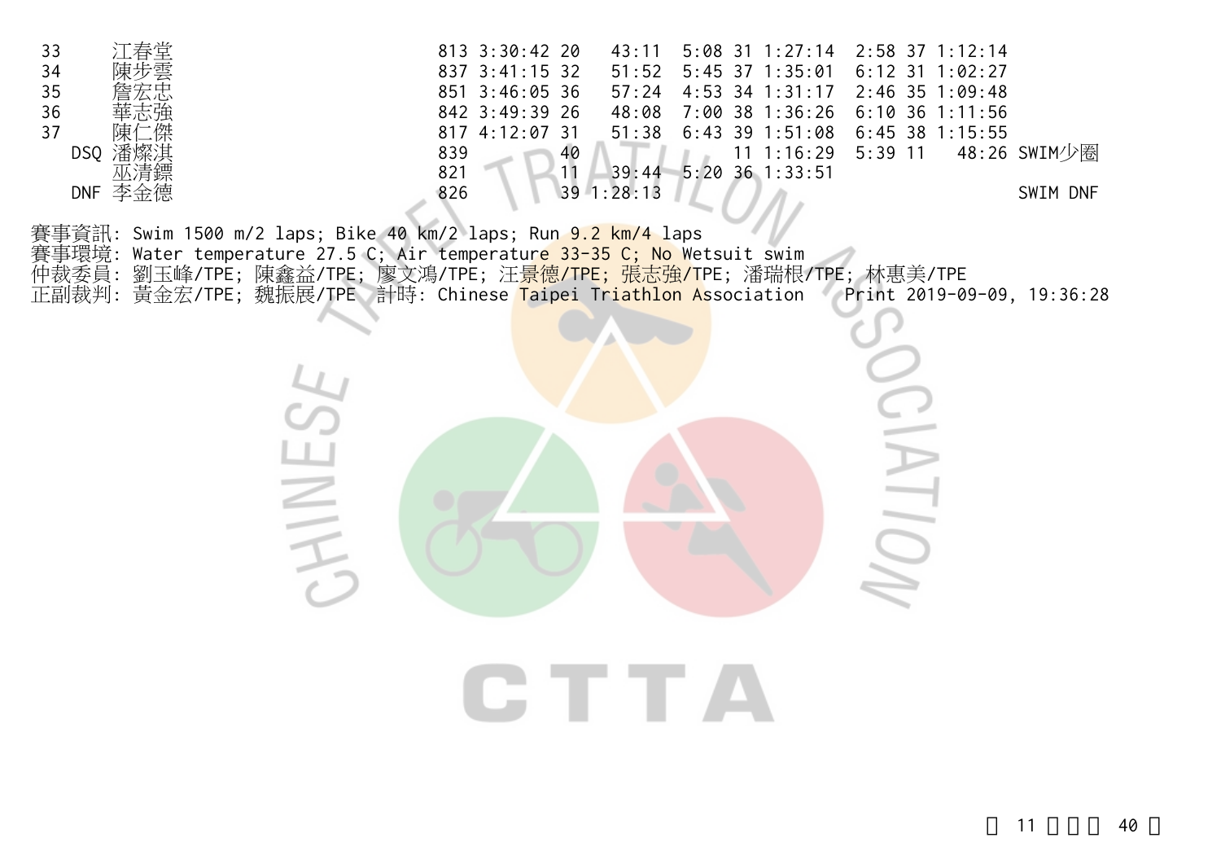| | | | | | | | | | | | | |
|---|---|---|---|---|---|---|---|---|---|---|---|---|
| 33 | 江春堂 | 813 | 3:30:42 | 20 | 43:11 | 5:08 | 31 | 1:27:14 | 2:58 | 37 | 1:12:14 | |
| 34 | 陳步雲 | 837 | 3:41:15 | 32 | 51:52 | 5:45 | 37 | 1:35:01 | 6:12 | 31 | 1:02:27 | |
| 35 | 詹宏忠 | 851 | 3:46:05 | 36 | 57:24 | 4:53 | 34 | 1:31:17 | 2:46 | 35 | 1:09:48 | |
| 36 | 華志強 | 842 | 3:49:39 | 26 | 48:08 | 7:00 | 38 | 1:36:26 | 6:10 | 36 | 1:11:56 | |
| 37 | 陳仁傑 | 817 | 4:12:07 | 31 | 51:38 | 6:43 | 39 | 1:51:08 | 6:45 | 38 | 1:15:55 | |
| DSQ | 潘燦淇 | 839 | | 40 | | | 11 | 1:16:29 | 5:39 | 11 | 48:26 | SWIM少圈 |
| | 巫清鏢 | 821 | | 11 | 39:44 | 5:20 | 36 | 1:33:51 | | | | |
| DNF | 李金德 | 826 | | 39 | 1:28:13 | | | | | | | SWIM DNF |

賽事資訊: Swim 1500 m/2 laps; Bike 40 km/2 laps; Run 9.2 km/4 laps
賽事環境: Water temperature 27.5 C; Air temperature 33-35 C; No Wetsuit swim
仲裁委員: 劉玉峰/TPE; 陳鑫益/TPE; 廖文鴻/TPE; 汪景德/TPE; 張志強/TPE; 潘瑞根/TPE; 林惠美/TPE
正副裁判: 黃金宏/TPE; 魏振展/TPE 計時: Chinese Taipei Triathlon Association Print 2019-09-09, 19:36:28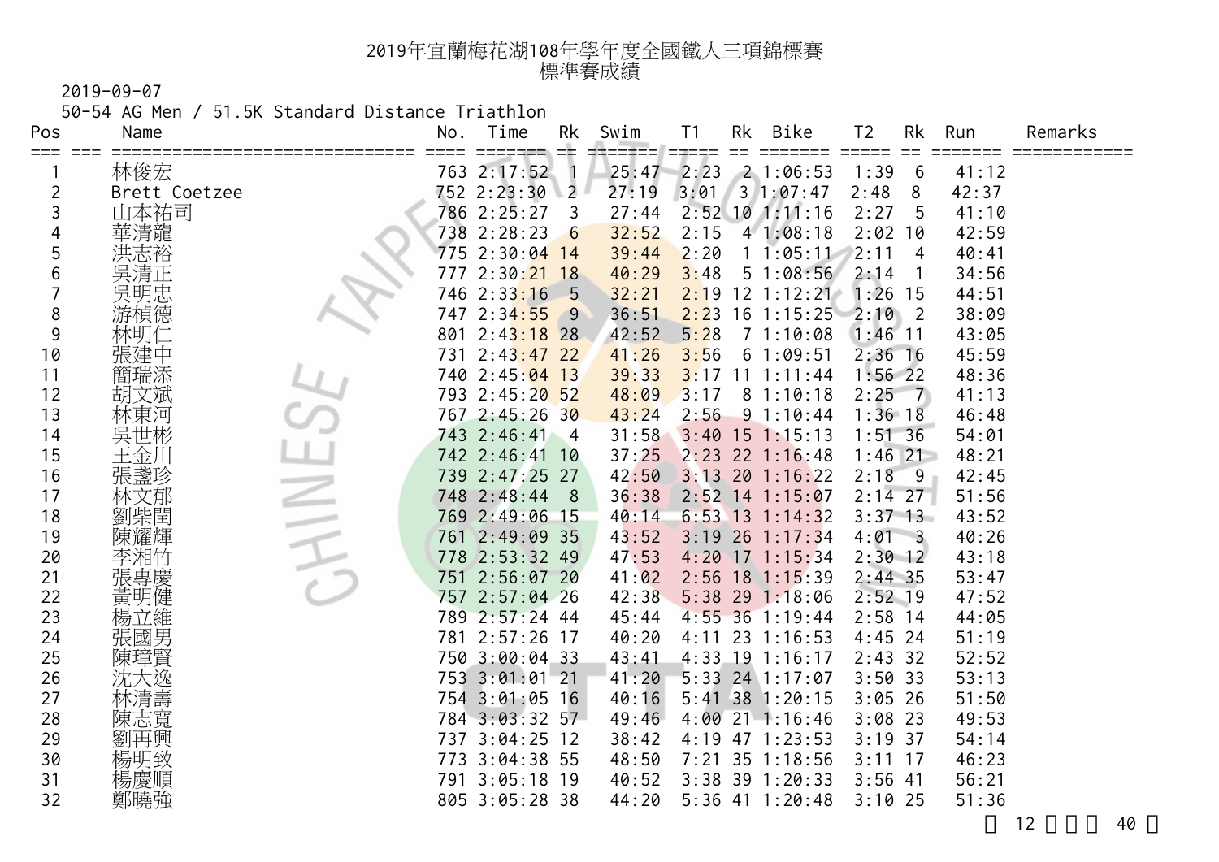# 2019年宜蘭梅花湖108年學年度全國鐵人三項錦標賽
## 標準賽成績

2019-09-07

50-54 AG Men / 51.5K Standard Distance Triathlon

| Pos | Name | No. | Time | Rk | Swim | T1 | Rk | Bike | T2 | Rk | Run | Remarks |
|---|---|---|---|---|---|---|---|---|---|---|---|---|
| 1 | 林俊宏 | 763 | 2:17:52 | 1 | 25:47 | 2:23 | 2 | 1:06:53 | 1:39 | 6 | 41:12 | |
| 2 | Brett Coetzee | 752 | 2:23:30 | 2 | 27:19 | 3:01 | 3 | 1:07:47 | 2:48 | 8 | 42:37 | |
| 3 | 山本祐司 | 786 | 2:25:27 | 3 | 27:44 | 2:52 | 10 | 1:11:16 | 2:27 | 5 | 41:10 | |
| 4 | 華清龍 | 738 | 2:28:23 | 6 | 32:52 | 2:15 | 4 | 1:08:18 | 2:02 | 10 | 42:59 | |
| 5 | 洪志裕 | 775 | 2:30:04 | 14 | 39:44 | 2:20 | 1 | 1:05:11 | 2:11 | 4 | 40:41 | |
| 6 | 吳清正 | 777 | 2:30:21 | 18 | 40:29 | 3:48 | 5 | 1:08:56 | 2:14 | 1 | 34:56 | |
| 7 | 吳明忠 | 746 | 2:33:16 | 5 | 32:21 | 2:19 | 12 | 1:12:21 | 1:26 | 15 | 44:51 | |
| 8 | 游楨德 | 747 | 2:34:55 | 9 | 36:51 | 2:23 | 16 | 1:15:25 | 2:10 | 2 | 38:09 | |
| 9 | 林明仁 | 801 | 2:43:18 | 28 | 42:52 | 5:28 | 7 | 1:10:08 | 1:46 | 11 | 43:05 | |
| 10 | 張建中 | 731 | 2:43:47 | 22 | 41:26 | 3:56 | 6 | 1:09:51 | 2:36 | 16 | 45:59 | |
| 11 | 簡瑞添 | 740 | 2:45:04 | 13 | 39:33 | 3:17 | 11 | 1:11:44 | 1:56 | 22 | 48:36 | |
| 12 | 胡文斌 | 793 | 2:45:20 | 52 | 48:09 | 3:17 | 8 | 1:10:18 | 2:25 | 7 | 41:13 | |
| 13 | 林東河 | 767 | 2:45:26 | 30 | 43:24 | 2:56 | 9 | 1:10:44 | 1:36 | 18 | 46:48 | |
| 14 | 吳世彬 | 743 | 2:46:41 | 4 | 31:58 | 3:40 | 15 | 1:15:13 | 1:51 | 36 | 54:01 | |
| 15 | 王金川 | 742 | 2:46:41 | 10 | 37:25 | 2:23 | 22 | 1:16:48 | 1:46 | 21 | 48:21 | |
| 16 | 張盞珍 | 739 | 2:47:25 | 27 | 42:50 | 3:13 | 20 | 1:16:22 | 2:18 | 9 | 42:45 | |
| 17 | 林文郁 | 748 | 2:48:44 | 8 | 36:38 | 2:52 | 14 | 1:15:07 | 2:14 | 27 | 51:56 | |
| 18 | 劉柴閏 | 769 | 2:49:06 | 15 | 40:14 | 6:53 | 13 | 1:14:32 | 3:37 | 13 | 43:52 | |
| 19 | 陳耀輝 | 761 | 2:49:09 | 35 | 43:52 | 3:19 | 26 | 1:17:34 | 4:01 | 3 | 40:26 | |
| 20 | 李湘竹 | 778 | 2:53:32 | 49 | 47:53 | 4:20 | 17 | 1:15:34 | 2:30 | 12 | 43:18 | |
| 21 | 張專慶 | 751 | 2:56:07 | 20 | 41:02 | 2:56 | 18 | 1:15:39 | 2:44 | 35 | 53:47 | |
| 22 | 黃明健 | 757 | 2:57:04 | 26 | 42:38 | 5:38 | 29 | 1:18:06 | 2:52 | 19 | 47:52 | |
| 23 | 楊立維 | 789 | 2:57:24 | 44 | 45:44 | 4:55 | 36 | 1:19:44 | 2:58 | 14 | 44:05 | |
| 24 | 張國男 | 781 | 2:57:26 | 17 | 40:20 | 4:11 | 23 | 1:16:53 | 4:45 | 24 | 51:19 | |
| 25 | 陳璋賢 | 750 | 3:00:04 | 33 | 43:41 | 4:33 | 19 | 1:16:17 | 2:43 | 32 | 52:52 | |
| 26 | 沈大逸 | 753 | 3:01:01 | 21 | 41:20 | 5:33 | 24 | 1:17:07 | 3:50 | 33 | 53:13 | |
| 27 | 林清壽 | 754 | 3:01:05 | 16 | 40:16 | 5:41 | 38 | 1:20:15 | 3:05 | 26 | 51:50 | |
| 28 | 陳志寬 | 784 | 3:03:32 | 57 | 49:46 | 4:00 | 21 | 1:16:46 | 3:08 | 23 | 49:53 | |
| 29 | 劉再興 | 737 | 3:04:25 | 12 | 38:42 | 4:19 | 47 | 1:23:53 | 3:19 | 37 | 54:14 | |
| 30 | 楊明致 | 773 | 3:04:38 | 55 | 48:50 | 7:21 | 35 | 1:18:56 | 3:11 | 17 | 46:23 | |
| 31 | 楊慶順 | 791 | 3:05:18 | 19 | 40:52 | 3:38 | 39 | 1:20:33 | 3:56 | 41 | 56:21 | |
| 32 | 鄭曉強 | 805 | 3:05:28 | 38 | 44:20 | 5:36 | 41 | 1:20:48 | 3:10 | 25 | 51:36 | |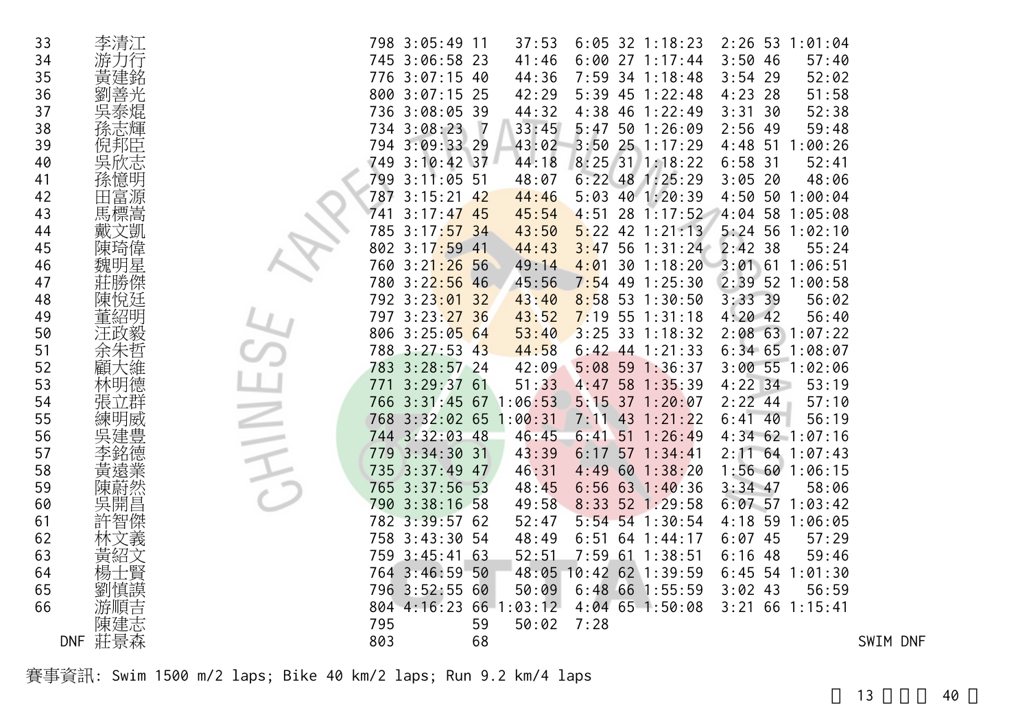| | | | | | | | | | | | | | |
|---|---|---|---|---|---|---|---|---|---|---|---|---|---|
| 33 | 李清江 | 798 | 3:05:49 | 11 | 37:53 | 6:05 | 32 | 1:18:23 | 2:26 | 53 | 1:01:04 | | |
| 34 | 游力行 | 745 | 3:06:58 | 23 | 41:46 | 6:00 | 27 | 1:17:44 | 3:50 | 46 | 57:40 | | |
| 35 | 黃建銘 | 776 | 3:07:15 | 40 | 44:36 | 7:59 | 34 | 1:18:48 | 3:54 | 29 | 52:02 | | |
| 36 | 劉善光 | 800 | 3:07:15 | 25 | 42:29 | 5:39 | 45 | 1:22:48 | 4:23 | 28 | 51:58 | | |
| 37 | 吳泰焜 | 736 | 3:08:05 | 39 | 44:32 | 4:38 | 46 | 1:22:49 | 3:31 | 30 | 52:38 | | |
| 38 | 孫志輝 | 734 | 3:08:23 | 7 | 33:45 | 5:47 | 50 | 1:26:09 | 2:56 | 49 | 59:48 | | |
| 39 | 倪邦臣 | 794 | 3:09:33 | 29 | 43:02 | 3:50 | 25 | 1:17:29 | 4:48 | 51 | 1:00:26 | | |
| 40 | 吳欣志 | 749 | 3:10:42 | 37 | 44:18 | 8:25 | 31 | 1:18:22 | 6:58 | 31 | 52:41 | | |
| 41 | 孫憶明 | 799 | 3:11:05 | 51 | 48:07 | 6:22 | 48 | 1:25:29 | 3:05 | 20 | 48:06 | | |
| 42 | 田富源 | 787 | 3:15:21 | 42 | 44:46 | 5:03 | 40 | 1:20:39 | 4:50 | 50 | 1:00:04 | | |
| 43 | 馬標嵩 | 741 | 3:17:47 | 45 | 45:54 | 4:51 | 28 | 1:17:52 | 4:04 | 58 | 1:05:08 | | |
| 44 | 戴文凱 | 785 | 3:17:57 | 34 | 43:50 | 5:22 | 42 | 1:21:13 | 5:24 | 56 | 1:02:10 | | |
| 45 | 陳琦偉 | 802 | 3:17:59 | 41 | 44:43 | 3:47 | 56 | 1:31:24 | 2:42 | 38 | 55:24 | | |
| 46 | 魏明星 | 760 | 3:21:26 | 56 | 49:14 | 4:01 | 30 | 1:18:20 | 3:01 | 61 | 1:06:51 | | |
| 47 | 莊勝傑 | 780 | 3:22:56 | 46 | 45:56 | 7:54 | 49 | 1:25:30 | 2:39 | 52 | 1:00:58 | | |
| 48 | 陳悅廷 | 792 | 3:23:01 | 32 | 43:40 | 8:58 | 53 | 1:30:50 | 3:33 | 39 | 56:02 | | |
| 49 | 董紹明 | 797 | 3:23:27 | 36 | 43:52 | 7:19 | 55 | 1:31:18 | 4:20 | 42 | 56:40 | | |
| 50 | 汪政毅 | 806 | 3:25:05 | 64 | 53:40 | 3:25 | 33 | 1:18:32 | 2:08 | 63 | 1:07:22 | | |
| 51 | 余朱哲 | 788 | 3:27:53 | 43 | 44:58 | 6:42 | 44 | 1:21:33 | 6:34 | 65 | 1:08:07 | | |
| 52 | 顧大維 | 783 | 3:28:57 | 24 | 42:09 | 5:08 | 59 | 1:36:37 | 3:00 | 55 | 1:02:06 | | |
| 53 | 林明德 | 771 | 3:29:37 | 61 | 51:33 | 4:47 | 58 | 1:35:39 | 4:22 | 34 | 53:19 | | |
| 54 | 張立群 | 766 | 3:31:45 | 67 | 1:06:53 | 5:15 | 37 | 1:20:07 | 2:22 | 44 | 57:10 | | |
| 55 | 練明威 | 768 | 3:32:02 | 65 | 1:00:31 | 7:11 | 43 | 1:21:22 | 6:41 | 40 | 56:19 | | |
| 56 | 吳建豊 | 744 | 3:32:03 | 48 | 46:45 | 6:41 | 51 | 1:26:49 | 4:34 | 62 | 1:07:16 | | |
| 57 | 李銘德 | 779 | 3:34:30 | 31 | 43:39 | 6:17 | 57 | 1:34:41 | 2:11 | 64 | 1:07:43 | | |
| 58 | 黃遠業 | 735 | 3:37:49 | 47 | 46:31 | 4:49 | 60 | 1:38:20 | 1:56 | 60 | 1:06:15 | | |
| 59 | 陳蔚然 | 765 | 3:37:56 | 53 | 48:45 | 6:56 | 63 | 1:40:36 | 3:34 | 47 | 58:06 | | |
| 60 | 吳開昌 | 790 | 3:38:16 | 58 | 49:58 | 8:33 | 52 | 1:29:58 | 6:07 | 57 | 1:03:42 | | |
| 61 | 許智傑 | 782 | 3:39:57 | 62 | 52:47 | 5:54 | 54 | 1:30:54 | 4:18 | 59 | 1:06:05 | | |
| 62 | 林文義 | 758 | 3:43:30 | 54 | 48:49 | 6:51 | 64 | 1:44:17 | 6:07 | 45 | 57:29 | | |
| 63 | 黃紹文 | 759 | 3:45:41 | 63 | 52:51 | 7:59 | 61 | 1:38:51 | 6:16 | 48 | 59:46 | | |
| 64 | 楊士賢 | 764 | 3:46:59 | 50 | 48:05 | 10:42 | 62 | 1:39:59 | 6:45 | 54 | 1:01:30 | | |
| 65 | 劉慎謨 | 796 | 3:52:55 | 60 | 50:09 | 6:48 | 66 | 1:55:59 | 3:02 | 43 | 56:59 | | |
| 66 | 游順吉 | 804 | 4:16:23 | 66 | 1:03:12 | 4:04 | 65 | 1:50:08 | 3:21 | 66 | 1:15:41 | | |
| | 陳建志 | 795 | | 59 | 50:02 | 7:28 | | | | | | | |
| DNF | 莊景森 | 803 | | 68 | | | | | | | | SWIM DNF | |

賽事資訊: Swim 1500 m/2 laps; Bike 40 km/2 laps; Run 9.2 km/4 laps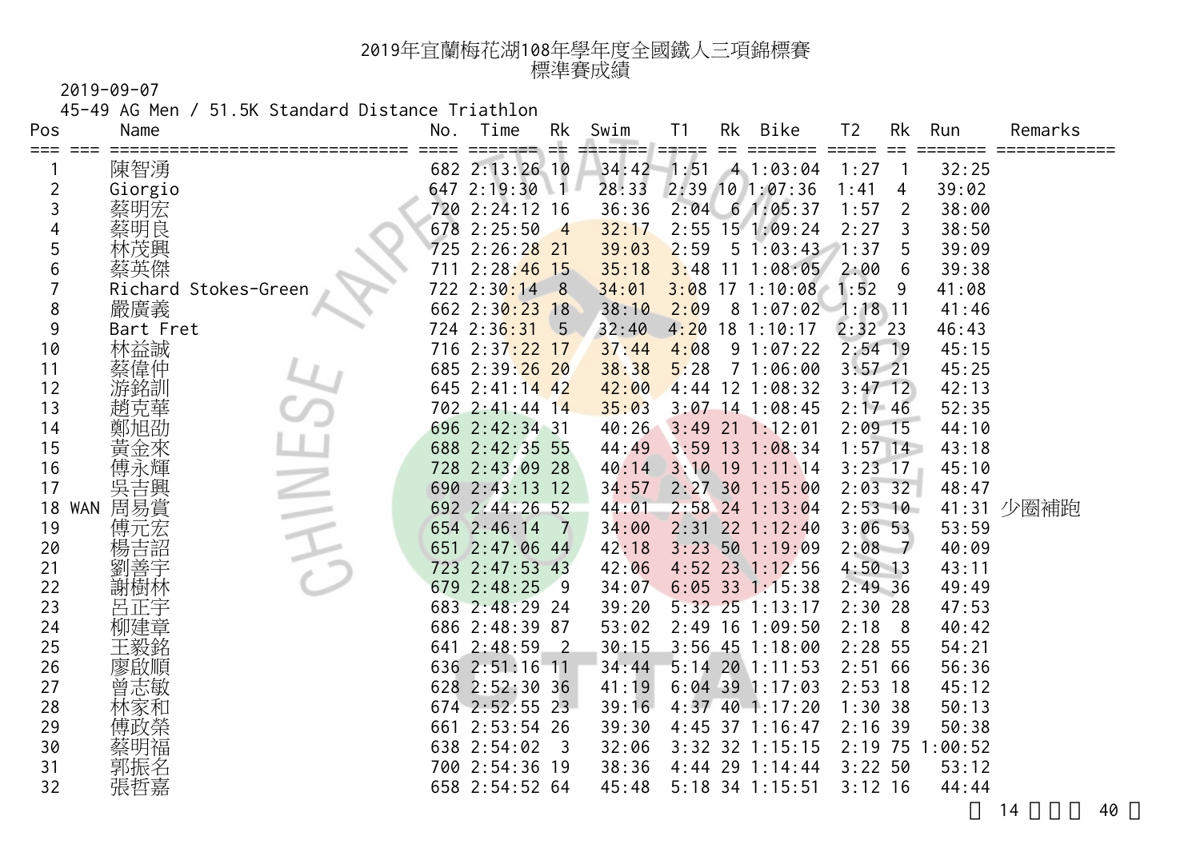# 2019年宜蘭梅花湖108年學年度全國鐵人三項錦標賽
## 標準賽成績

2019-09-07

45-49 AG Men / 51.5K Standard Distance Triathlon

| Pos | | Name | No. | Time | Rk | Swim | T1 | Rk | Bike | T2 | Rk | Run | Remarks |
|---|---|---|---|---|---|---|---|---|---|---|---|---|---|
| 1 | | 陳智湧 | 682 | 2:13:26 | 10 | 34:42 | 1:51 | 4 | 1:03:04 | 1:27 | 1 | 32:25 | |
| 2 | | Giorgio | 647 | 2:19:30 | 1 | 28:33 | 2:39 | 10 | 1:07:36 | 1:41 | 4 | 39:02 | |
| 3 | | 蔡明宏 | 720 | 2:24:12 | 16 | 36:36 | 2:04 | 6 | 1:05:37 | 1:57 | 2 | 38:00 | |
| 4 | | 蔡明良 | 678 | 2:25:50 | 4 | 32:17 | 2:55 | 15 | 1:09:24 | 2:27 | 3 | 38:50 | |
| 5 | | 林茂興 | 725 | 2:26:28 | 21 | 39:03 | 2:59 | 5 | 1:03:43 | 1:37 | 5 | 39:09 | |
| 6 | | 蔡英傑 | 711 | 2:28:46 | 15 | 35:18 | 3:48 | 11 | 1:08:05 | 2:00 | 6 | 39:38 | |
| 7 | | Richard Stokes-Green | 722 | 2:30:14 | 8 | 34:01 | 3:08 | 17 | 1:10:08 | 1:52 | 9 | 41:08 | |
| 8 | | 嚴廣義 | 662 | 2:30:23 | 18 | 38:10 | 2:09 | 8 | 1:07:02 | 1:18 | 11 | 41:46 | |
| 9 | | Bart Fret | 724 | 2:36:31 | 5 | 32:40 | 4:20 | 18 | 1:10:17 | 2:32 | 23 | 46:43 | |
| 10 | | 林益誠 | 716 | 2:37:22 | 17 | 37:44 | 4:08 | 9 | 1:07:22 | 2:54 | 19 | 45:15 | |
| 11 | | 蔡偉仲 | 685 | 2:39:26 | 20 | 38:38 | 5:28 | 7 | 1:06:00 | 3:57 | 21 | 45:25 | |
| 12 | | 游銘訓 | 645 | 2:41:14 | 42 | 42:00 | 4:44 | 12 | 1:08:32 | 3:47 | 12 | 42:13 | |
| 13 | | 趙克華 | 702 | 2:41:44 | 14 | 35:03 | 3:07 | 14 | 1:08:45 | 2:17 | 46 | 52:35 | |
| 14 | | 鄭旭劭 | 696 | 2:42:34 | 31 | 40:26 | 3:49 | 21 | 1:12:01 | 2:09 | 15 | 44:10 | |
| 15 | | 黃金來 | 688 | 2:42:35 | 55 | 44:49 | 3:59 | 13 | 1:08:34 | 1:57 | 14 | 43:18 | |
| 16 | | 傅永輝 | 728 | 2:43:09 | 28 | 40:14 | 3:10 | 19 | 1:11:14 | 3:23 | 17 | 45:10 | |
| 17 | | 吳吉興 | 690 | 2:43:13 | 12 | 34:57 | 2:27 | 30 | 1:15:00 | 2:03 | 32 | 48:47 | |
| 18 | WAN | 周易賞 | 692 | 2:44:26 | 52 | 44:01 | 2:58 | 24 | 1:13:04 | 2:53 | 10 | 41:31 | 少圈補跑 |
| 19 | | 傅元宏 | 654 | 2:46:14 | 7 | 34:00 | 2:31 | 22 | 1:12:40 | 3:06 | 53 | 53:59 | |
| 20 | | 楊吉詔 | 651 | 2:47:06 | 44 | 42:18 | 3:23 | 50 | 1:19:09 | 2:08 | 7 | 40:09 | |
| 21 | | 劉善宇 | 723 | 2:47:53 | 43 | 42:06 | 4:52 | 23 | 1:12:56 | 4:50 | 13 | 43:11 | |
| 22 | | 謝樹林 | 679 | 2:48:25 | 9 | 34:07 | 6:05 | 33 | 1:15:38 | 2:49 | 36 | 49:49 | |
| 23 | | 呂正宇 | 683 | 2:48:29 | 24 | 39:20 | 5:32 | 25 | 1:13:17 | 2:30 | 28 | 47:53 | |
| 24 | | 柳建章 | 686 | 2:48:39 | 87 | 53:02 | 2:49 | 16 | 1:09:50 | 2:18 | 8 | 40:42 | |
| 25 | | 王毅銘 | 641 | 2:48:59 | 2 | 30:15 | 3:56 | 45 | 1:18:00 | 2:28 | 55 | 54:21 | |
| 26 | | 廖啟順 | 636 | 2:51:16 | 11 | 34:44 | 5:14 | 20 | 1:11:53 | 2:51 | 66 | 56:36 | |
| 27 | | 曾志敏 | 628 | 2:52:30 | 36 | 41:19 | 6:04 | 39 | 1:17:03 | 2:53 | 18 | 45:12 | |
| 28 | | 林家和 | 674 | 2:52:55 | 23 | 39:16 | 4:37 | 40 | 1:17:20 | 1:30 | 38 | 50:13 | |
| 29 | | 傅政榮 | 661 | 2:53:54 | 26 | 39:30 | 4:45 | 37 | 1:16:47 | 2:16 | 39 | 50:38 | |
| 30 | | 蔡明福 | 638 | 2:54:02 | 3 | 32:06 | 3:32 | 32 | 1:15:15 | 2:19 | 75 | 1:00:52 | |
| 31 | | 郭振名 | 700 | 2:54:36 | 19 | 38:36 | 4:44 | 29 | 1:14:44 | 3:22 | 50 | 53:12 | |
| 32 | | 張哲嘉 | 658 | 2:54:52 | 64 | 45:48 | 5:18 | 34 | 1:15:51 | 3:12 | 16 | 44:44 | |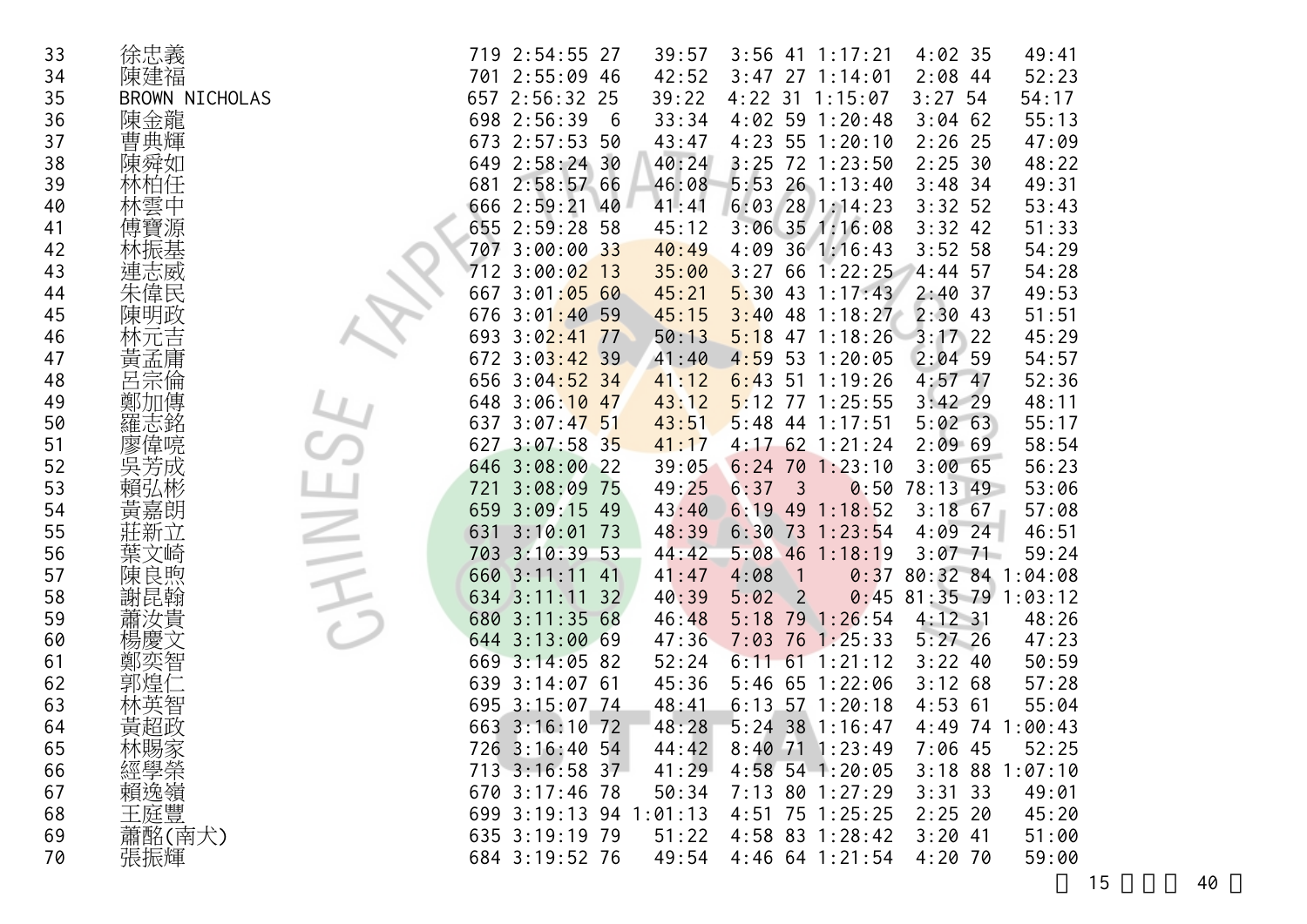| | | | | | | | | | | | | | |
|---|---|---|---|---|---|---|---|---|---|---|---|---|---|
| 33 | 徐忠義 | 719 | 2:54:55 | 27 | 39:57 | 3:56 | 41 | 1:17:21 | 4:02 | 35 | 49:41 |
| 34 | 陳建福 | 701 | 2:55:09 | 46 | 42:52 | 3:47 | 27 | 1:14:01 | 2:08 | 44 | 52:23 |
| 35 | BROWN NICHOLAS | 657 | 2:56:32 | 25 | 39:22 | 4:22 | 31 | 1:15:07 | 3:27 | 54 | 54:17 |
| 36 | 陳金龍 | 698 | 2:56:39 | 6 | 33:34 | 4:02 | 59 | 1:20:48 | 3:04 | 62 | 55:13 |
| 37 | 曹典輝 | 673 | 2:57:53 | 50 | 43:47 | 4:23 | 55 | 1:20:10 | 2:26 | 25 | 47:09 |
| 38 | 陳舜如 | 649 | 2:58:24 | 30 | 40:24 | 3:25 | 72 | 1:23:50 | 2:25 | 30 | 48:22 |
| 39 | 林柏任 | 681 | 2:58:57 | 66 | 46:08 | 5:53 | 26 | 1:13:40 | 3:48 | 34 | 49:31 |
| 40 | 林雲中 | 666 | 2:59:21 | 40 | 41:41 | 6:03 | 28 | 1:14:23 | 3:32 | 52 | 53:43 |
| 41 | 傅寶源 | 655 | 2:59:28 | 58 | 45:12 | 3:06 | 35 | 1:16:08 | 3:32 | 42 | 51:33 |
| 42 | 林振基 | 707 | 3:00:00 | 33 | 40:49 | 4:09 | 36 | 1:16:43 | 3:52 | 58 | 54:29 |
| 43 | 連志威 | 712 | 3:00:02 | 13 | 35:00 | 3:27 | 66 | 1:22:25 | 4:44 | 57 | 54:28 |
| 44 | 朱偉民 | 667 | 3:01:05 | 60 | 45:21 | 5:30 | 43 | 1:17:43 | 2:40 | 37 | 49:53 |
| 45 | 陳明政 | 676 | 3:01:40 | 59 | 45:15 | 3:40 | 48 | 1:18:27 | 2:30 | 43 | 51:51 |
| 46 | 林元吉 | 693 | 3:02:41 | 77 | 50:13 | 5:18 | 47 | 1:18:26 | 3:17 | 22 | 45:29 |
| 47 | 黃孟庸 | 672 | 3:03:42 | 39 | 41:40 | 4:59 | 53 | 1:20:05 | 2:04 | 59 | 54:57 |
| 48 | 呂宗倫 | 656 | 3:04:52 | 34 | 41:12 | 6:43 | 51 | 1:19:26 | 4:57 | 47 | 52:36 |
| 49 | 鄭加傳 | 648 | 3:06:10 | 47 | 43:12 | 5:12 | 77 | 1:25:55 | 3:42 | 29 | 48:11 |
| 50 | 羅志銘 | 637 | 3:07:47 | 51 | 43:51 | 5:48 | 44 | 1:17:51 | 5:02 | 63 | 55:17 |
| 51 | 廖偉喨 | 627 | 3:07:58 | 35 | 41:17 | 4:17 | 62 | 1:21:24 | 2:09 | 69 | 58:54 |
| 52 | 吳芳成 | 646 | 3:08:00 | 22 | 39:05 | 6:24 | 70 | 1:23:10 | 3:00 | 65 | 56:23 |
| 53 | 賴弘彬 | 721 | 3:08:09 | 75 | 49:25 | 6:37 | 3 | 0:50 | 78:13 | 49 | 53:06 |
| 54 | 黃嘉朗 | 659 | 3:09:15 | 49 | 43:40 | 6:19 | 49 | 1:18:52 | 3:18 | 67 | 57:08 |
| 55 | 莊新立 | 631 | 3:10:01 | 73 | 48:39 | 6:30 | 73 | 1:23:54 | 4:09 | 24 | 46:51 |
| 56 | 葉文崎 | 703 | 3:10:39 | 53 | 44:42 | 5:08 | 46 | 1:18:19 | 3:07 | 71 | 59:24 |
| 57 | 陳良煦 | 660 | 3:11:11 | 41 | 41:47 | 4:08 | 1 | 0:37 | 80:32 | 84 | 1:04:08 |
| 58 | 謝昆翰 | 634 | 3:11:11 | 32 | 40:39 | 5:02 | 2 | 0:45 | 81:35 | 79 | 1:03:12 |
| 59 | 蕭汝貴 | 680 | 3:11:35 | 68 | 46:48 | 5:18 | 79 | 1:26:54 | 4:12 | 31 | 48:26 |
| 60 | 楊慶文 | 644 | 3:13:00 | 69 | 47:36 | 7:03 | 76 | 1:25:33 | 5:27 | 26 | 47:23 |
| 61 | 鄭奕智 | 669 | 3:14:05 | 82 | 52:24 | 6:11 | 61 | 1:21:12 | 3:22 | 40 | 50:59 |
| 62 | 郭煌仁 | 639 | 3:14:07 | 61 | 45:36 | 5:46 | 65 | 1:22:06 | 3:12 | 68 | 57:28 |
| 63 | 林英智 | 695 | 3:15:07 | 74 | 48:41 | 6:13 | 57 | 1:20:18 | 4:53 | 61 | 55:04 |
| 64 | 黃超政 | 663 | 3:16:10 | 72 | 48:28 | 5:24 | 38 | 1:16:47 | 4:49 | 74 | 1:00:43 |
| 65 | 林賜家 | 726 | 3:16:40 | 54 | 44:42 | 8:40 | 71 | 1:23:49 | 7:06 | 45 | 52:25 |
| 66 | 經學榮 | 713 | 3:16:58 | 37 | 41:29 | 4:58 | 54 | 1:20:05 | 3:18 | 88 | 1:07:10 |
| 67 | 賴逸嶺 | 670 | 3:17:46 | 78 | 50:34 | 7:13 | 80 | 1:27:29 | 3:31 | 33 | 49:01 |
| 68 | 王庭豐 | 699 | 3:19:13 | 94 | 1:01:13 | 4:51 | 75 | 1:25:25 | 2:25 | 20 | 45:20 |
| 69 | 蕭酩(南犬) | 635 | 3:19:19 | 79 | 51:22 | 4:58 | 83 | 1:28:42 | 3:20 | 41 | 51:00 |
| 70 | 張振輝 | 684 | 3:19:52 | 76 | 49:54 | 4:46 | 64 | 1:21:54 | 4:20 | 70 | 59:00 |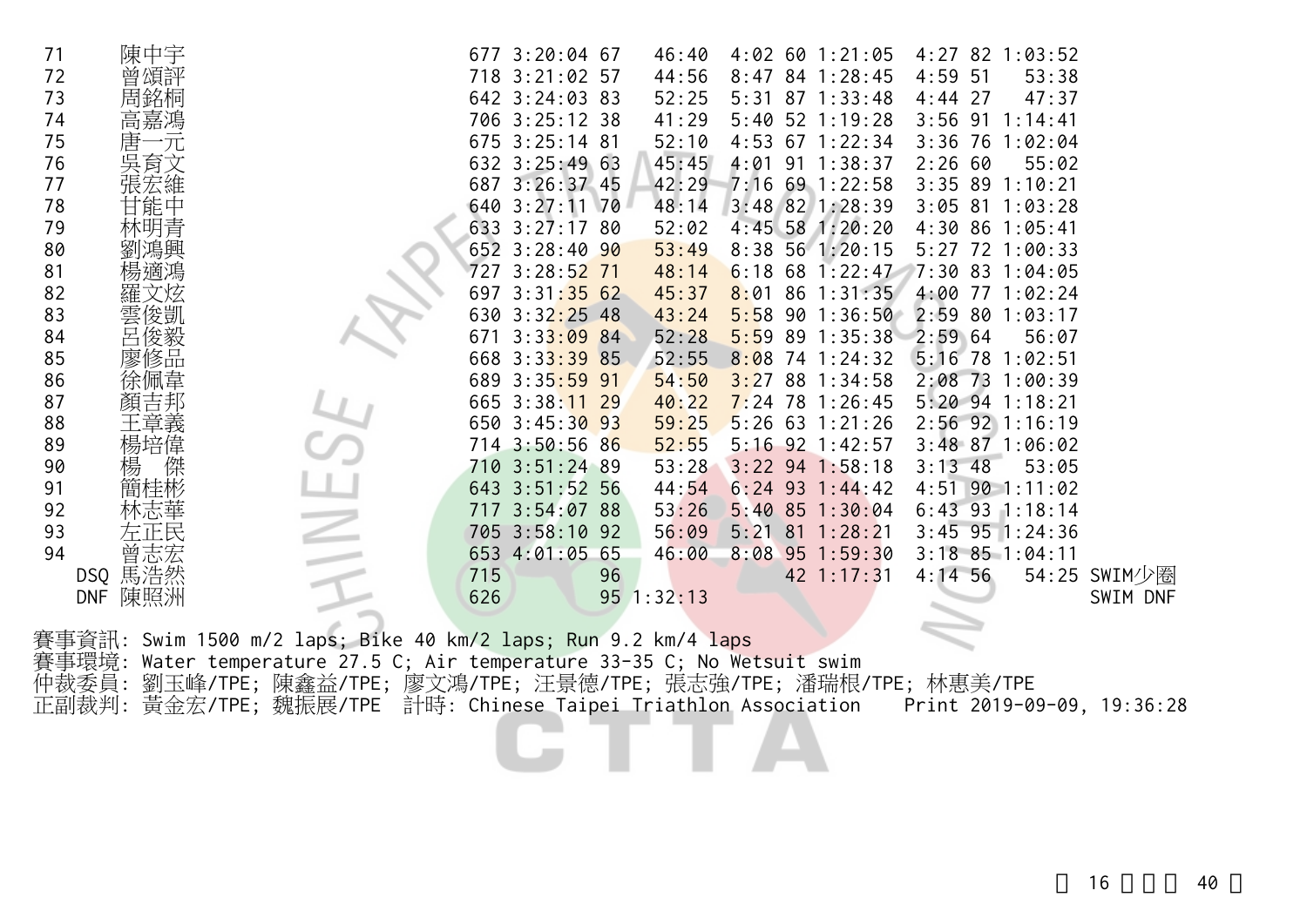| Rank | Name | No. | Total | | Swim | T1 | | Bike | T2 | | Run | Note |
|---|---|---|---|---|---|---|---|---|---|---|---|---|
| 71 | 陳中宇 | 677 | 3:20:04 | 67 | 46:40 | 4:02 | 60 | 1:21:05 | 4:27 | 82 | 1:03:52 | |
| 72 | 曾頌評 | 718 | 3:21:02 | 57 | 44:56 | 8:47 | 84 | 1:28:45 | 4:59 | 51 | 53:38 | |
| 73 | 周銘桐 | 642 | 3:24:03 | 83 | 52:25 | 5:31 | 87 | 1:33:48 | 4:44 | 27 | 47:37 | |
| 74 | 高嘉鴻 | 706 | 3:25:12 | 38 | 41:29 | 5:40 | 52 | 1:19:28 | 3:56 | 91 | 1:14:41 | |
| 75 | 唐一元 | 675 | 3:25:14 | 81 | 52:10 | 4:53 | 67 | 1:22:34 | 3:36 | 76 | 1:02:04 | |
| 76 | 吳育文 | 632 | 3:25:49 | 63 | 45:45 | 4:01 | 91 | 1:38:37 | 2:26 | 60 | 55:02 | |
| 77 | 張宏維 | 687 | 3:26:37 | 45 | 42:29 | 7:16 | 69 | 1:22:58 | 3:35 | 89 | 1:10:21 | |
| 78 | 甘能中 | 640 | 3:27:11 | 70 | 48:14 | 3:48 | 82 | 1:28:39 | 3:05 | 81 | 1:03:28 | |
| 79 | 林明青 | 633 | 3:27:17 | 80 | 52:02 | 4:45 | 58 | 1:20:20 | 4:30 | 86 | 1:05:41 | |
| 80 | 劉鴻興 | 652 | 3:28:40 | 90 | 53:49 | 8:38 | 56 | 1:20:15 | 5:27 | 72 | 1:00:33 | |
| 81 | 楊適鴻 | 727 | 3:28:52 | 71 | 48:14 | 6:18 | 68 | 1:22:47 | 7:30 | 83 | 1:04:05 | |
| 82 | 羅文炫 | 697 | 3:31:35 | 62 | 45:37 | 8:01 | 86 | 1:31:35 | 4:00 | 77 | 1:02:24 | |
| 83 | 雲俊凱 | 630 | 3:32:25 | 48 | 43:24 | 5:58 | 90 | 1:36:50 | 2:59 | 80 | 1:03:17 | |
| 84 | 呂俊毅 | 671 | 3:33:09 | 84 | 52:28 | 5:59 | 89 | 1:35:38 | 2:59 | 64 | 56:07 | |
| 85 | 廖修品 | 668 | 3:33:39 | 85 | 52:55 | 8:08 | 74 | 1:24:32 | 5:16 | 78 | 1:02:51 | |
| 86 | 徐佩韋 | 689 | 3:35:59 | 91 | 54:50 | 3:27 | 88 | 1:34:58 | 2:08 | 73 | 1:00:39 | |
| 87 | 顏吉邦 | 665 | 3:38:11 | 29 | 40:22 | 7:24 | 78 | 1:26:45 | 5:20 | 94 | 1:18:21 | |
| 88 | 王章義 | 650 | 3:45:30 | 93 | 59:25 | 5:26 | 63 | 1:21:26 | 2:56 | 92 | 1:16:19 | |
| 89 | 楊培偉 | 714 | 3:50:56 | 86 | 52:55 | 5:16 | 92 | 1:42:57 | 3:48 | 87 | 1:06:02 | |
| 90 | 楊 傑 | 710 | 3:51:24 | 89 | 53:28 | 3:22 | 94 | 1:58:18 | 3:13 | 48 | 53:05 | |
| 91 | 簡桂彬 | 643 | 3:51:52 | 56 | 44:54 | 6:24 | 93 | 1:44:42 | 4:51 | 90 | 1:11:02 | |
| 92 | 林志華 | 717 | 3:54:07 | 88 | 53:26 | 5:40 | 85 | 1:30:04 | 6:43 | 93 | 1:18:14 | |
| 93 | 左正民 | 705 | 3:58:10 | 92 | 56:09 | 5:21 | 81 | 1:28:21 | 3:45 | 95 | 1:24:36 | |
| 94 | 曾志宏 | 653 | 4:01:05 | 65 | 46:00 | 8:08 | 95 | 1:59:30 | 3:18 | 85 | 1:04:11 | |
| DSQ | 馬浩然 | 715 | | 96 | | | 42 | 1:17:31 | 4:14 | 56 | 54:25 | SWIM少圈 |
| DNF | 陳照洲 | 626 | | 95 | 1:32:13 | | | | | | | SWIM DNF |

賽事資訊: Swim 1500 m/2 laps; Bike 40 km/2 laps; Run 9.2 km/4 laps
賽事環境: Water temperature 27.5 C; Air temperature 33-35 C; No Wetsuit swim
仲裁委員: 劉玉峰/TPE; 陳鑫益/TPE; 廖文鴻/TPE; 汪景德/TPE; 張志強/TPE; 潘瑞根/TPE; 林惠美/TPE
正副裁判: 黃金宏/TPE; 魏振展/TPE 計時: Chinese Taipei Triathlon Association Print 2019-09-09, 19:36:28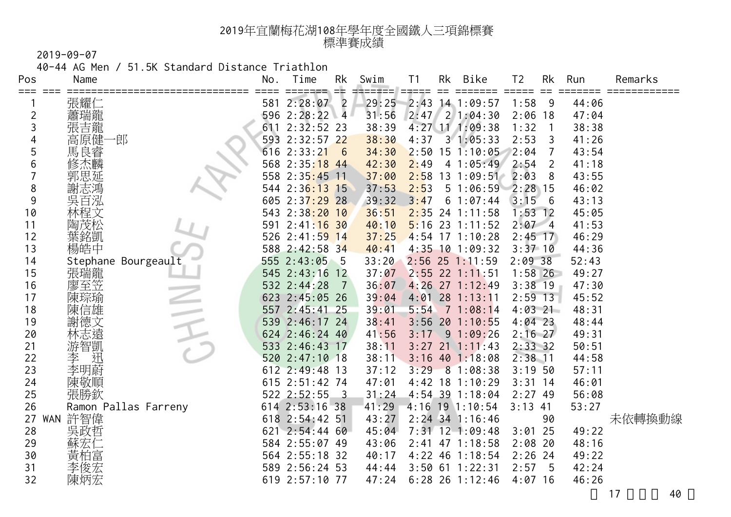# 2019年宜蘭梅花湖108年學年度全國鐵人三項錦標賽
## 標準賽成績

2019-09-07

40-44 AG Men / 51.5K Standard Distance Triathlon

| Pos | | Name | No. | Time | Rk | Swim | T1 | Rk | Bike | T2 | Rk | Run | Remarks |
|---|---|---|---|---|---|---|---|---|---|---|---|---|---|
| 1 | | 張耀仁 | 581 | 2:28:07 | 2 | 29:25 | 2:43 | 14 | 1:09:57 | 1:58 | 9 | 44:06 | |
| 2 | | 蕭瑞龍 | 596 | 2:28:22 | 4 | 31:56 | 2:47 | 2 | 1:04:30 | 2:06 | 18 | 47:04 | |
| 3 | | 張吉龍 | 611 | 2:32:52 | 23 | 38:39 | 4:27 | 11 | 1:09:38 | 1:32 | 1 | 38:38 | |
| 4 | | 高原健一郎 | 593 | 2:32:57 | 22 | 38:30 | 4:37 | 3 | 1:05:33 | 2:53 | 3 | 41:26 | |
| 5 | | 馬良睿 | 616 | 2:33:21 | 6 | 34:30 | 2:50 | 15 | 1:10:05 | 2:04 | 7 | 43:54 | |
| 6 | | 修杰麟 | 568 | 2:35:18 | 44 | 42:30 | 2:49 | 4 | 1:05:49 | 2:54 | 2 | 41:18 | |
| 7 | | 郭思延 | 558 | 2:35:45 | 11 | 37:00 | 2:58 | 13 | 1:09:51 | 2:03 | 8 | 43:55 | |
| 8 | | 謝志鴻 | 544 | 2:36:13 | 15 | 37:53 | 2:53 | 5 | 1:06:59 | 2:28 | 15 | 46:02 | |
| 9 | | 吳百泓 | 605 | 2:37:29 | 28 | 39:32 | 3:47 | 6 | 1:07:44 | 3:15 | 6 | 43:13 | |
| 10 | | 林程文 | 543 | 2:38:20 | 10 | 36:51 | 2:35 | 24 | 1:11:58 | 1:53 | 12 | 45:05 | |
| 11 | | 陶茂松 | 591 | 2:41:16 | 30 | 40:10 | 5:16 | 23 | 1:11:52 | 2:07 | 4 | 41:53 | |
| 12 | | 葉銘凱 | 526 | 2:41:59 | 14 | 37:25 | 4:54 | 17 | 1:10:28 | 2:45 | 17 | 46:29 | |
| 13 | | 楊皓中 | 588 | 2:42:58 | 34 | 40:41 | 4:35 | 10 | 1:09:32 | 3:37 | 10 | 44:36 | |
| 14 | | Stephane Bourgeault | 555 | 2:43:05 | 5 | 33:20 | 2:56 | 25 | 1:11:59 | 2:09 | 38 | 52:43 | |
| 15 | | 張瑞龍 | 545 | 2:43:16 | 12 | 37:07 | 2:55 | 22 | 1:11:51 | 1:58 | 26 | 49:27 | |
| 16 | | 廖至笠 | 532 | 2:44:28 | 7 | 36:07 | 4:26 | 27 | 1:12:49 | 3:38 | 19 | 47:30 | |
| 17 | | 陳琮瑜 | 623 | 2:45:05 | 26 | 39:04 | 4:01 | 28 | 1:13:11 | 2:59 | 13 | 45:52 | |
| 18 | | 陳信雄 | 557 | 2:45:41 | 25 | 39:01 | 5:54 | 7 | 1:08:14 | 4:03 | 21 | 48:31 | |
| 19 | | 謝德文 | 539 | 2:46:17 | 24 | 38:41 | 3:56 | 20 | 1:10:55 | 4:04 | 23 | 48:44 | |
| 20 | | 林志遠 | 624 | 2:46:24 | 40 | 41:56 | 3:17 | 9 | 1:09:26 | 2:16 | 27 | 49:31 | |
| 21 | | 游智凱 | 533 | 2:46:43 | 17 | 38:11 | 3:27 | 21 | 1:11:43 | 2:33 | 32 | 50:51 | |
| 22 | | 李 迅 | 520 | 2:47:10 | 18 | 38:11 | 3:16 | 40 | 1:18:08 | 2:38 | 11 | 44:58 | |
| 23 | | 李明蔚 | 612 | 2:49:48 | 13 | 37:12 | 3:29 | 8 | 1:08:38 | 3:19 | 50 | 57:11 | |
| 24 | | 陳敬順 | 615 | 2:51:42 | 74 | 47:01 | 4:42 | 18 | 1:10:29 | 3:31 | 14 | 46:01 | |
| 25 | | 張勝欽 | 522 | 2:52:55 | 3 | 31:24 | 4:54 | 39 | 1:18:04 | 2:27 | 49 | 56:08 | |
| 26 | | Ramon Pallas Farreny | 614 | 2:53:16 | 38 | 41:29 | 4:16 | 19 | 1:10:54 | 3:13 | 41 | 53:27 | |
| 27 | WAN | 許智偉 | 618 | 2:54:42 | 51 | 43:27 | 2:24 | 34 | 1:16:46 | | 90 | | 未依轉換動線 |
| 28 | | 吳政哲 | 621 | 2:54:44 | 60 | 45:04 | 7:31 | 12 | 1:09:48 | 3:01 | 25 | 49:22 | |
| 29 | | 蘇宏仁 | 584 | 2:55:07 | 49 | 43:06 | 2:41 | 47 | 1:18:58 | 2:08 | 20 | 48:16 | |
| 30 | | 黃柏富 | 564 | 2:55:18 | 32 | 40:17 | 4:22 | 46 | 1:18:54 | 2:26 | 24 | 49:22 | |
| 31 | | 李俊宏 | 589 | 2:56:24 | 53 | 44:44 | 3:50 | 61 | 1:22:31 | 2:57 | 5 | 42:24 | |
| 32 | | 陳炳宏 | 619 | 2:57:10 | 77 | 47:24 | 6:28 | 26 | 1:12:46 | 4:07 | 16 | 46:26 | |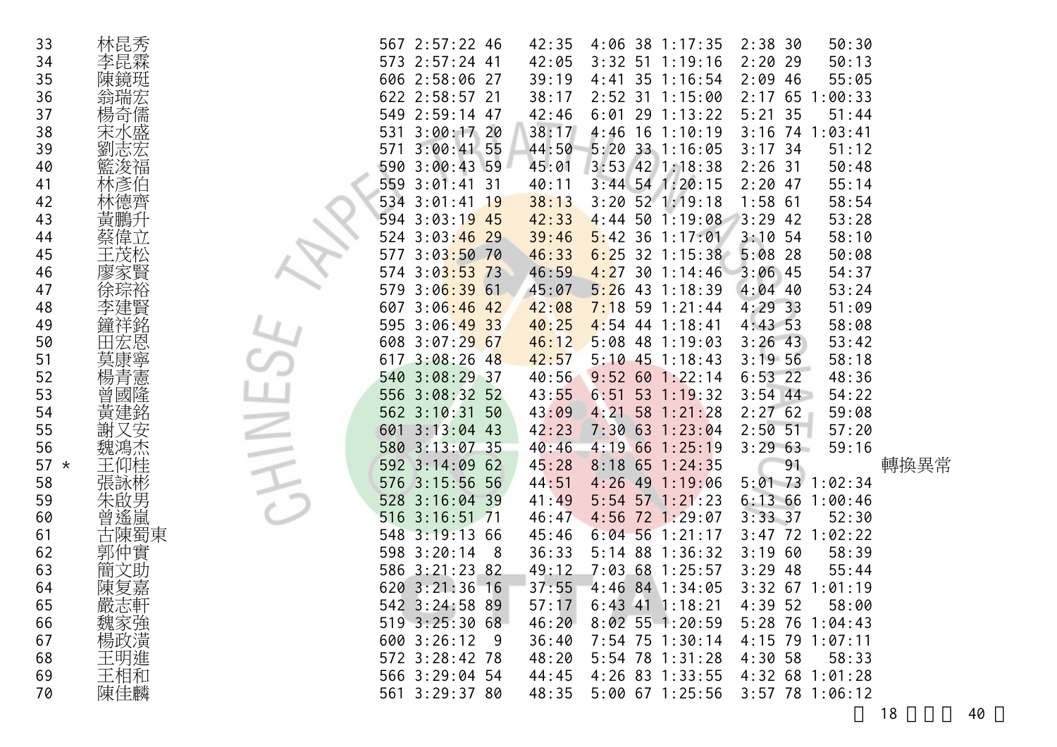| | | | | | | | | | | | | | |
|---|---|---|---|---|---|---|---|---|---|---|---|---|---|
| 33 | 林昆秀 | 567 | 2:57:22 | 46 | 42:35 | 4:06 | 38 | 1:17:35 | 2:38 | 30 | 50:30 | |
| 34 | 李昆霖 | 573 | 2:57:24 | 41 | 42:05 | 3:32 | 51 | 1:19:16 | 2:20 | 29 | 50:13 | |
| 35 | 陳鏡珽 | 606 | 2:58:06 | 27 | 39:19 | 4:41 | 35 | 1:16:54 | 2:09 | 46 | 55:05 | |
| 36 | 翁瑞宏 | 622 | 2:58:57 | 21 | 38:17 | 2:52 | 31 | 1:15:00 | 2:17 | 65 | 1:00:33 | |
| 37 | 楊奇儒 | 549 | 2:59:14 | 47 | 42:46 | 6:01 | 29 | 1:13:22 | 5:21 | 35 | 51:44 | |
| 38 | 宋水盛 | 531 | 3:00:17 | 20 | 38:17 | 4:46 | 16 | 1:10:19 | 3:16 | 74 | 1:03:41 | |
| 39 | 劉志宏 | 571 | 3:00:41 | 55 | 44:50 | 5:20 | 33 | 1:16:05 | 3:17 | 34 | 51:12 | |
| 40 | 籃浚福 | 590 | 3:00:43 | 59 | 45:01 | 3:53 | 42 | 1:18:38 | 2:26 | 31 | 50:48 | |
| 41 | 林彥伯 | 559 | 3:01:41 | 31 | 40:11 | 3:44 | 54 | 1:20:15 | 2:20 | 47 | 55:14 | |
| 42 | 林德齊 | 534 | 3:01:41 | 19 | 38:13 | 3:20 | 52 | 1:19:18 | 1:58 | 61 | 58:54 | |
| 43 | 黃鵬升 | 594 | 3:03:19 | 45 | 42:33 | 4:44 | 50 | 1:19:08 | 3:29 | 42 | 53:28 | |
| 44 | 蔡偉立 | 524 | 3:03:46 | 29 | 39:46 | 5:42 | 36 | 1:17:01 | 3:10 | 54 | 58:10 | |
| 45 | 王茂松 | 577 | 3:03:50 | 70 | 46:33 | 6:25 | 32 | 1:15:38 | 5:08 | 28 | 50:08 | |
| 46 | 廖家賢 | 574 | 3:03:53 | 73 | 46:59 | 4:27 | 30 | 1:14:46 | 3:06 | 45 | 54:37 | |
| 47 | 徐琮裕 | 579 | 3:06:39 | 61 | 45:07 | 5:26 | 43 | 1:18:39 | 4:04 | 40 | 53:24 | |
| 48 | 李建賢 | 607 | 3:06:46 | 42 | 42:08 | 7:18 | 59 | 1:21:44 | 4:29 | 33 | 51:09 | |
| 49 | 鐘祥銘 | 595 | 3:06:49 | 33 | 40:25 | 4:54 | 44 | 1:18:41 | 4:43 | 53 | 58:08 | |
| 50 | 田宏恩 | 608 | 3:07:29 | 67 | 46:12 | 5:08 | 48 | 1:19:03 | 3:26 | 43 | 53:42 | |
| 51 | 莫康寧 | 617 | 3:08:26 | 48 | 42:57 | 5:10 | 45 | 1:18:43 | 3:19 | 56 | 58:18 | |
| 52 | 楊青憲 | 540 | 3:08:29 | 37 | 40:56 | 9:52 | 60 | 1:22:14 | 6:53 | 22 | 48:36 | |
| 53 | 曾國隆 | 556 | 3:08:32 | 52 | 43:55 | 6:51 | 53 | 1:19:32 | 3:54 | 44 | 54:22 | |
| 54 | 黃建銘 | 562 | 3:10:31 | 50 | 43:09 | 4:21 | 58 | 1:21:28 | 2:27 | 62 | 59:08 | |
| 55 | 謝又安 | 601 | 3:13:04 | 43 | 42:23 | 7:30 | 63 | 1:23:04 | 2:50 | 51 | 57:20 | |
| 56 | 魏鴻杰 | 580 | 3:13:07 | 35 | 40:46 | 4:19 | 66 | 1:25:19 | 3:29 | 63 | 59:16 | |
| 57 * | 王仰桂 | 592 | 3:14:09 | 62 | 45:28 | 8:18 | 65 | 1:24:35 | | 91 | | 轉換異常 |
| 58 | 張詠彬 | 576 | 3:15:56 | 56 | 44:51 | 4:26 | 49 | 1:19:06 | 5:01 | 73 | 1:02:34 | |
| 59 | 朱啟男 | 528 | 3:16:04 | 39 | 41:49 | 5:54 | 57 | 1:21:23 | 6:13 | 66 | 1:00:46 | |
| 60 | 曾遙嵐 | 516 | 3:16:51 | 71 | 46:47 | 4:56 | 72 | 1:29:07 | 3:33 | 37 | 52:30 | |
| 61 | 古陳蜀東 | 548 | 3:19:13 | 66 | 45:46 | 6:04 | 56 | 1:21:17 | 3:47 | 72 | 1:02:22 | |
| 62 | 郭仲實 | 598 | 3:20:14 | 8 | 36:33 | 5:14 | 88 | 1:36:32 | 3:19 | 60 | 58:39 | |
| 63 | 簡文助 | 586 | 3:21:23 | 82 | 49:12 | 7:03 | 68 | 1:25:57 | 3:29 | 48 | 55:44 | |
| 64 | 陳复嘉 | 620 | 3:21:36 | 16 | 37:55 | 4:46 | 84 | 1:34:05 | 3:32 | 67 | 1:01:19 | |
| 65 | 嚴志軒 | 542 | 3:24:58 | 89 | 57:17 | 6:43 | 41 | 1:18:21 | 4:39 | 52 | 58:00 | |
| 66 | 魏家強 | 519 | 3:25:30 | 68 | 46:20 | 8:02 | 55 | 1:20:59 | 5:28 | 76 | 1:04:43 | |
| 67 | 楊政濱 | 600 | 3:26:12 | 9 | 36:40 | 7:54 | 75 | 1:30:14 | 4:15 | 79 | 1:07:11 | |
| 68 | 王明進 | 572 | 3:28:42 | 78 | 48:20 | 5:54 | 78 | 1:31:28 | 4:30 | 58 | 58:33 | |
| 69 | 王相和 | 566 | 3:29:04 | 54 | 44:45 | 4:26 | 83 | 1:33:55 | 4:32 | 68 | 1:01:28 | |
| 70 | 陳佳麟 | 561 | 3:29:37 | 80 | 48:35 | 5:00 | 67 | 1:25:56 | 3:57 | 78 | 1:06:12 | |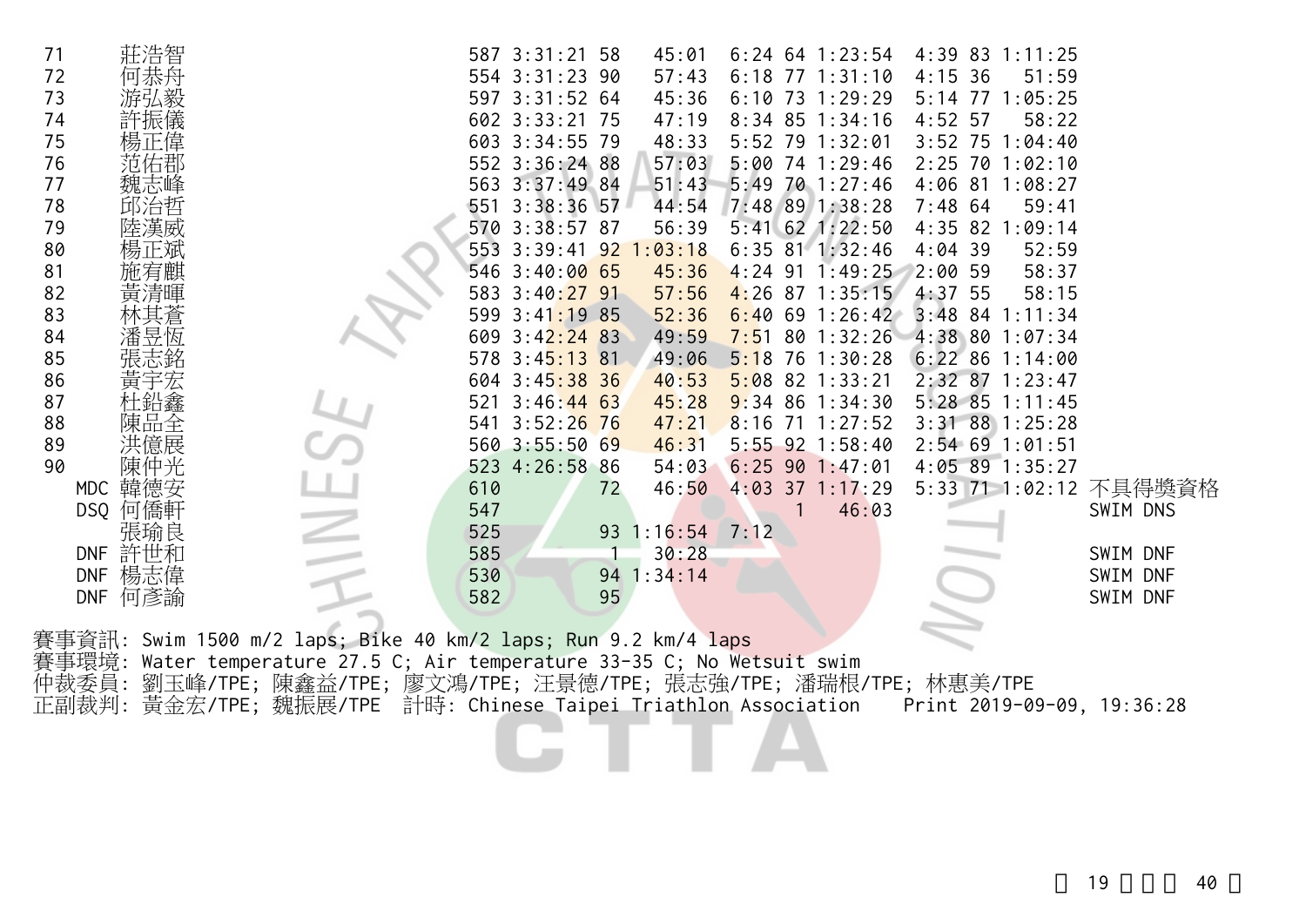| Rank | Name | No. | Total | Swim Rk | Swim | T1 | Bike Rk | Bike | T2 | Run Rk | Run | Note |
|---|---|---|---|---|---|---|---|---|---|---|---|---|
| 71 | 莊浩智 | 587 | 3:31:21 | 58 | 45:01 | 6:24 | 64 | 1:23:54 | 4:39 | 83 | 1:11:25 | |
| 72 | 何恭舟 | 554 | 3:31:23 | 90 | 57:43 | 6:18 | 77 | 1:31:10 | 4:15 | 36 | 51:59 | |
| 73 | 游弘毅 | 597 | 3:31:52 | 64 | 45:36 | 6:10 | 73 | 1:29:29 | 5:14 | 77 | 1:05:25 | |
| 74 | 許振儀 | 602 | 3:33:21 | 75 | 47:19 | 8:34 | 85 | 1:34:16 | 4:52 | 57 | 58:22 | |
| 75 | 楊正偉 | 603 | 3:34:55 | 79 | 48:33 | 5:52 | 79 | 1:32:01 | 3:52 | 75 | 1:04:40 | |
| 76 | 范佑郡 | 552 | 3:36:24 | 88 | 57:03 | 5:00 | 74 | 1:29:46 | 2:25 | 70 | 1:02:10 | |
| 77 | 魏志峰 | 563 | 3:37:49 | 84 | 51:43 | 5:49 | 70 | 1:27:46 | 4:06 | 81 | 1:08:27 | |
| 78 | 邱治哲 | 551 | 3:38:36 | 57 | 44:54 | 7:48 | 89 | 1:38:28 | 7:48 | 64 | 59:41 | |
| 79 | 陸漢威 | 570 | 3:38:57 | 87 | 56:39 | 5:41 | 62 | 1:22:50 | 4:35 | 82 | 1:09:14 | |
| 80 | 楊正斌 | 553 | 3:39:41 | 92 | 1:03:18 | 6:35 | 81 | 1:32:46 | 4:04 | 39 | 52:59 | |
| 81 | 施宥麒 | 546 | 3:40:00 | 65 | 45:36 | 4:24 | 91 | 1:49:25 | 2:00 | 59 | 58:37 | |
| 82 | 黃清暉 | 583 | 3:40:27 | 91 | 57:56 | 4:26 | 87 | 1:35:15 | 4:37 | 55 | 58:15 | |
| 83 | 林其蒼 | 599 | 3:41:19 | 85 | 52:36 | 6:40 | 69 | 1:26:42 | 3:48 | 84 | 1:11:34 | |
| 84 | 潘昱恆 | 609 | 3:42:24 | 83 | 49:59 | 7:51 | 80 | 1:32:26 | 4:38 | 80 | 1:07:34 | |
| 85 | 張志銘 | 578 | 3:45:13 | 81 | 49:06 | 5:18 | 76 | 1:30:28 | 6:22 | 86 | 1:14:00 | |
| 86 | 黃宇宏 | 604 | 3:45:38 | 36 | 40:53 | 5:08 | 82 | 1:33:21 | 2:32 | 87 | 1:23:47 | |
| 87 | 杜鉛鑫 | 521 | 3:46:44 | 63 | 45:28 | 9:34 | 86 | 1:34:30 | 5:28 | 85 | 1:11:45 | |
| 88 | 陳品全 | 541 | 3:52:26 | 76 | 47:21 | 8:16 | 71 | 1:27:52 | 3:31 | 88 | 1:25:28 | |
| 89 | 洪億展 | 560 | 3:55:50 | 69 | 46:31 | 5:55 | 92 | 1:58:40 | 2:54 | 69 | 1:01:51 | |
| 90 | 陳仲光 | 523 | 4:26:58 | 86 | 54:03 | 6:25 | 90 | 1:47:01 | 4:05 | 89 | 1:35:27 | |
| MDC | 韓德安 | 610 | | 72 | 46:50 | 4:03 | 37 | 1:17:29 | 5:33 | 71 | 1:02:12 | 不具得獎資格 |
| DSQ | 何僑軒 | 547 | | | | | 1 | 46:03 | | | | SWIM DNS |
| | 張瑜良 | 525 | | 93 | 1:16:54 | 7:12 | | | | | | |
| DNF | 許世和 | 585 | | 1 | 30:28 | | | | | | | SWIM DNF |
| DNF | 楊志偉 | 530 | | 94 | 1:34:14 | | | | | | | SWIM DNF |
| DNF | 何彥諭 | 582 | | 95 | | | | | | | | SWIM DNF |

賽事資訊: Swim 1500 m/2 laps; Bike 40 km/2 laps; Run 9.2 km/4 laps
賽事環境: Water temperature 27.5 C; Air temperature 33-35 C; No Wetsuit swim
仲裁委員: 劉玉峰/TPE; 陳鑫益/TPE; 廖文鴻/TPE; 汪景德/TPE; 張志強/TPE; 潘瑞根/TPE; 林惠美/TPE
正副裁判: 黃金宏/TPE; 魏振展/TPE 計時: Chinese Taipei Triathlon Association Print 2019-09-09, 19:36:28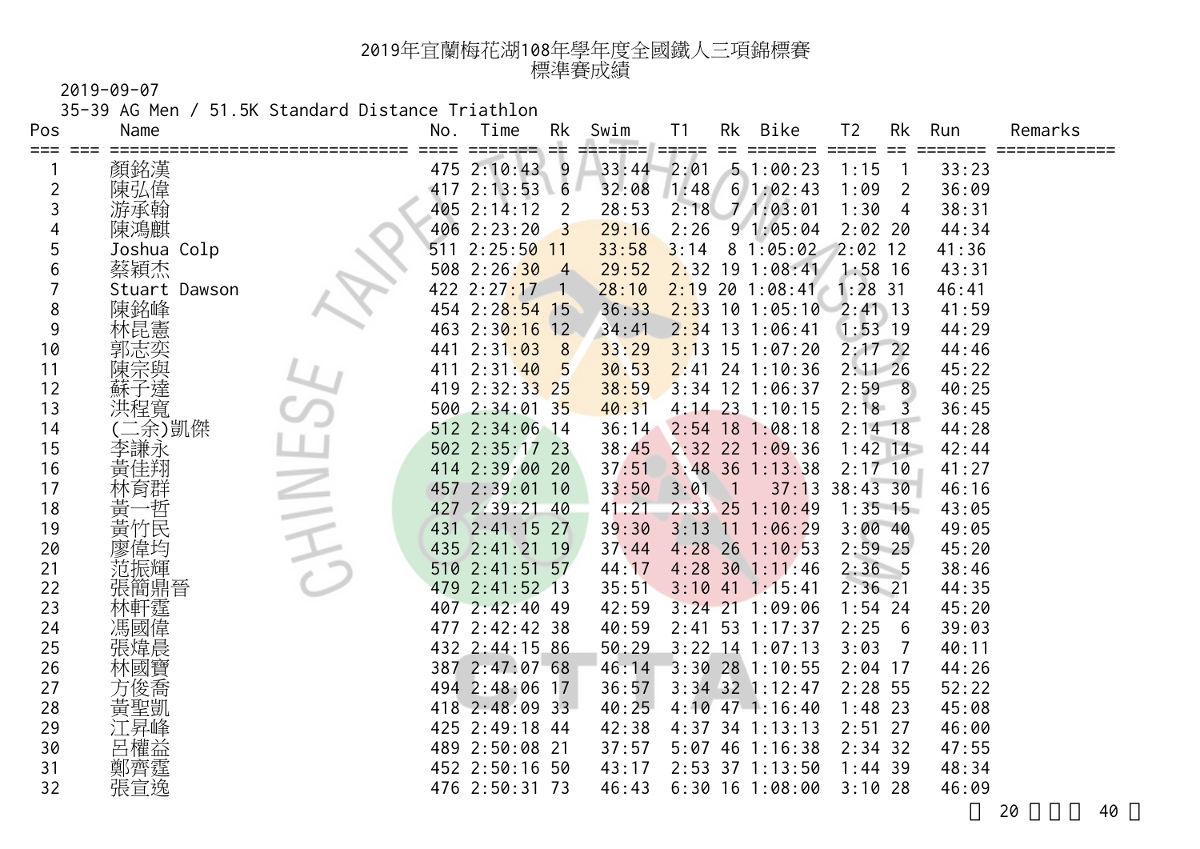# 2019年宜蘭梅花湖108年學年度全國鐵人三項錦標賽
## 標準賽成績

2019-09-07

35-39 AG Men / 51.5K Standard Distance Triathlon

| Pos | | Name | No. | Time | Rk | Swim | T1 | Rk | Bike | T2 | Rk | Run | Remarks |
|---|---|---|---|---|---|---|---|---|---|---|---|---|---|
| 1 | | 顏銘漢 | 475 | 2:10:43 | 9 | 33:44 | 2:01 | 5 | 1:00:23 | 1:15 | 1 | 33:23 | |
| 2 | | 陳弘偉 | 417 | 2:13:53 | 6 | 32:08 | 1:48 | 6 | 1:02:43 | 1:09 | 2 | 36:09 | |
| 3 | | 游承翰 | 405 | 2:14:12 | 2 | 28:53 | 2:18 | 7 | 1:03:01 | 1:30 | 4 | 38:31 | |
| 4 | | 陳鴻麒 | 406 | 2:23:20 | 3 | 29:16 | 2:26 | 9 | 1:05:04 | 2:02 | 20 | 44:34 | |
| 5 | | Joshua Colp | 511 | 2:25:50 | 11 | 33:58 | 3:14 | 8 | 1:05:02 | 2:02 | 12 | 41:36 | |
| 6 | | 蔡穎杰 | 508 | 2:26:30 | 4 | 29:52 | 2:32 | 19 | 1:08:41 | 1:58 | 16 | 43:31 | |
| 7 | | Stuart Dawson | 422 | 2:27:17 | 1 | 28:10 | 2:19 | 20 | 1:08:41 | 1:28 | 31 | 46:41 | |
| 8 | | 陳銘峰 | 454 | 2:28:54 | 15 | 36:33 | 2:33 | 10 | 1:05:10 | 2:41 | 13 | 41:59 | |
| 9 | | 林昆憲 | 463 | 2:30:16 | 12 | 34:41 | 2:34 | 13 | 1:06:41 | 1:53 | 19 | 44:29 | |
| 10 | | 郭志奕 | 441 | 2:31:03 | 8 | 33:29 | 3:13 | 15 | 1:07:20 | 2:17 | 22 | 44:46 | |
| 11 | | 陳宗與 | 411 | 2:31:40 | 5 | 30:53 | 2:41 | 24 | 1:10:36 | 2:11 | 26 | 45:22 | |
| 12 | | 蘇子達 | 419 | 2:32:33 | 25 | 38:59 | 3:34 | 12 | 1:06:37 | 2:59 | 8 | 40:25 | |
| 13 | | 洪程寬 | 500 | 2:34:01 | 35 | 40:31 | 4:14 | 23 | 1:10:15 | 2:18 | 3 | 36:45 | |
| 14 | | (二余)凱傑 | 512 | 2:34:06 | 14 | 36:14 | 2:54 | 18 | 1:08:18 | 2:14 | 18 | 44:28 | |
| 15 | | 李謙永 | 502 | 2:35:17 | 23 | 38:45 | 2:32 | 22 | 1:09:36 | 1:42 | 14 | 42:44 | |
| 16 | | 黃佳翔 | 414 | 2:39:00 | 20 | 37:51 | 3:48 | 36 | 1:13:38 | 2:17 | 10 | 41:27 | |
| 17 | | 林育群 | 457 | 2:39:01 | 10 | 33:50 | 3:01 | 1 | 37:13 | 38:43 | 30 | 46:16 | |
| 18 | | 黃一哲 | 427 | 2:39:21 | 40 | 41:21 | 2:33 | 25 | 1:10:49 | 1:35 | 15 | 43:05 | |
| 19 | | 黃竹民 | 431 | 2:41:15 | 27 | 39:30 | 3:13 | 11 | 1:06:29 | 3:00 | 40 | 49:05 | |
| 20 | | 廖偉均 | 435 | 2:41:21 | 19 | 37:44 | 4:28 | 26 | 1:10:53 | 2:59 | 25 | 45:20 | |
| 21 | | 范振輝 | 510 | 2:41:51 | 57 | 44:17 | 4:28 | 30 | 1:11:46 | 2:36 | 5 | 38:46 | |
| 22 | | 張簡鼎晉 | 479 | 2:41:52 | 13 | 35:51 | 3:10 | 41 | 1:15:41 | 2:36 | 21 | 44:35 | |
| 23 | | 林軒霆 | 407 | 2:42:40 | 49 | 42:59 | 3:24 | 21 | 1:09:06 | 1:54 | 24 | 45:20 | |
| 24 | | 馮國偉 | 477 | 2:42:42 | 38 | 40:59 | 2:41 | 53 | 1:17:37 | 2:25 | 6 | 39:03 | |
| 25 | | 張煒晨 | 432 | 2:44:15 | 86 | 50:29 | 3:22 | 14 | 1:07:13 | 3:03 | 7 | 40:11 | |
| 26 | | 林國寶 | 387 | 2:47:07 | 68 | 46:14 | 3:30 | 28 | 1:10:55 | 2:04 | 17 | 44:26 | |
| 27 | | 方俊喬 | 494 | 2:48:06 | 17 | 36:57 | 3:34 | 32 | 1:12:47 | 2:28 | 55 | 52:22 | |
| 28 | | 黃聖凱 | 418 | 2:48:09 | 33 | 40:25 | 4:10 | 47 | 1:16:40 | 1:48 | 23 | 45:08 | |
| 29 | | 江昇峰 | 425 | 2:49:18 | 44 | 42:38 | 4:37 | 34 | 1:13:13 | 2:51 | 27 | 46:00 | |
| 30 | | 呂權益 | 489 | 2:50:08 | 21 | 37:57 | 5:07 | 46 | 1:16:38 | 2:34 | 32 | 47:55 | |
| 31 | | 鄭齊霆 | 452 | 2:50:16 | 50 | 43:17 | 2:53 | 37 | 1:13:50 | 1:44 | 39 | 48:34 | |
| 32 | | 張宣逸 | 476 | 2:50:31 | 73 | 46:43 | 6:30 | 16 | 1:08:00 | 3:10 | 28 | 46:09 | |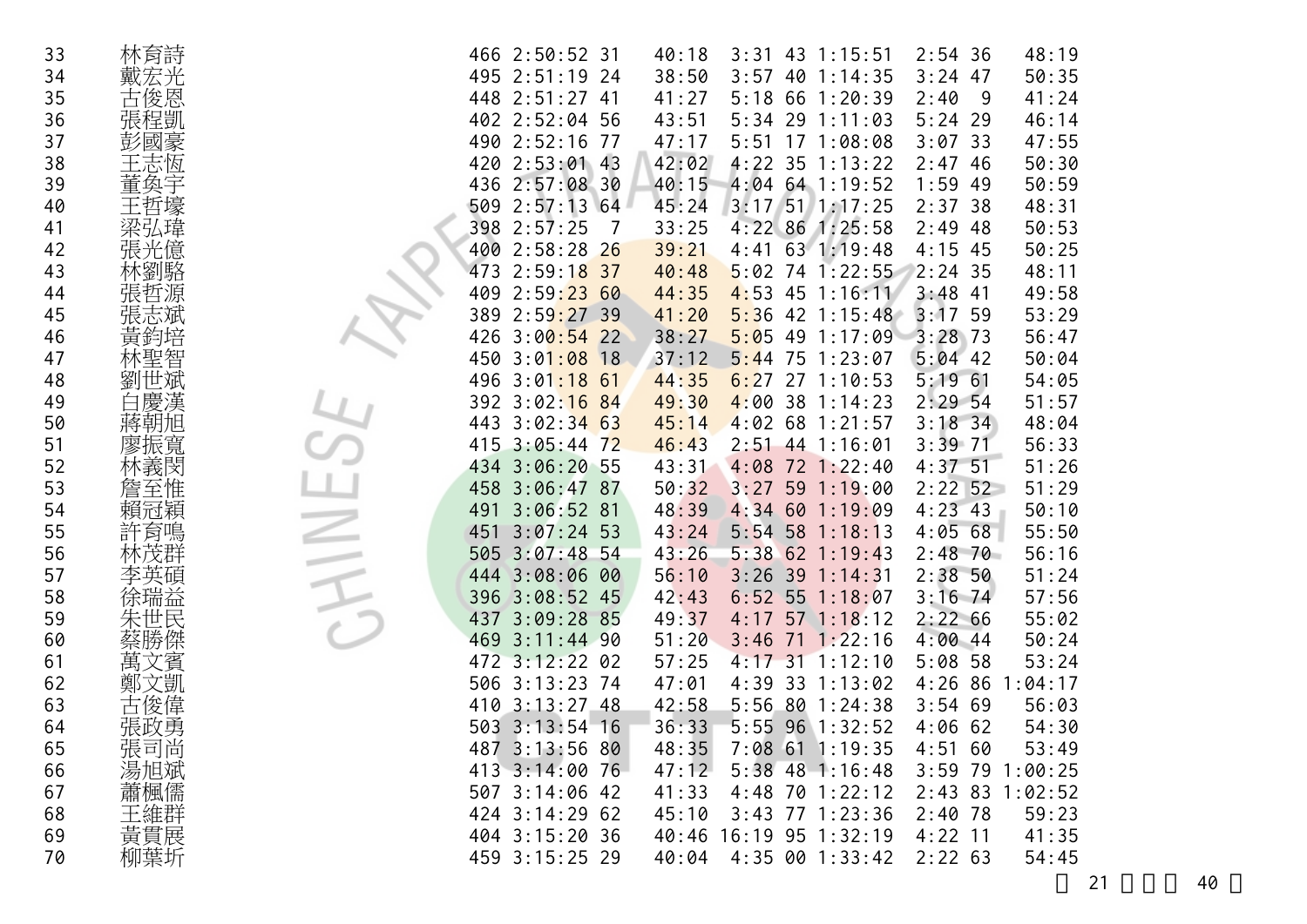| | | | | | | | | | | | | |
|---|---|---|---|---|---|---|---|---|---|---|---|---|
| 33 | 林育詩 | 466 | 2:50:52 | 31 | 40:18 | 3:31 | 43 | 1:15:51 | 2:54 | 36 | 48:19 |
| 34 | 戴宏光 | 495 | 2:51:19 | 24 | 38:50 | 3:57 | 40 | 1:14:35 | 3:24 | 47 | 50:35 |
| 35 | 古俊恩 | 448 | 2:51:27 | 41 | 41:27 | 5:18 | 66 | 1:20:39 | 2:40 | 9 | 41:24 |
| 36 | 張程凱 | 402 | 2:52:04 | 56 | 43:51 | 5:34 | 29 | 1:11:03 | 5:24 | 29 | 46:14 |
| 37 | 彭國豪 | 490 | 2:52:16 | 77 | 47:17 | 5:51 | 17 | 1:08:08 | 3:07 | 33 | 47:55 |
| 38 | 王志恆 | 420 | 2:53:01 | 43 | 42:02 | 4:22 | 35 | 1:13:22 | 2:47 | 46 | 50:30 |
| 39 | 董奐宇 | 436 | 2:57:08 | 30 | 40:15 | 4:04 | 64 | 1:19:52 | 1:59 | 49 | 50:59 |
| 40 | 王哲壕 | 509 | 2:57:13 | 64 | 45:24 | 3:17 | 51 | 1:17:25 | 2:37 | 38 | 48:31 |
| 41 | 梁弘瑋 | 398 | 2:57:25 | 7 | 33:25 | 4:22 | 86 | 1:25:58 | 2:49 | 48 | 50:53 |
| 42 | 張光億 | 400 | 2:58:28 | 26 | 39:21 | 4:41 | 63 | 1:19:48 | 4:15 | 45 | 50:25 |
| 43 | 林劉駱 | 473 | 2:59:18 | 37 | 40:48 | 5:02 | 74 | 1:22:55 | 2:24 | 35 | 48:11 |
| 44 | 張哲源 | 409 | 2:59:23 | 60 | 44:35 | 4:53 | 45 | 1:16:11 | 3:48 | 41 | 49:58 |
| 45 | 張志斌 | 389 | 2:59:27 | 39 | 41:20 | 5:36 | 42 | 1:15:48 | 3:17 | 59 | 53:29 |
| 46 | 黃鈞培 | 426 | 3:00:54 | 22 | 38:27 | 5:05 | 49 | 1:17:09 | 3:28 | 73 | 56:47 |
| 47 | 林聖智 | 450 | 3:01:08 | 18 | 37:12 | 5:44 | 75 | 1:23:07 | 5:04 | 42 | 50:04 |
| 48 | 劉世斌 | 496 | 3:01:18 | 61 | 44:35 | 6:27 | 27 | 1:10:53 | 5:19 | 61 | 54:05 |
| 49 | 白慶漢 | 392 | 3:02:16 | 84 | 49:30 | 4:00 | 38 | 1:14:23 | 2:29 | 54 | 51:57 |
| 50 | 蔣朝旭 | 443 | 3:02:34 | 63 | 45:14 | 4:02 | 68 | 1:21:57 | 3:18 | 34 | 48:04 |
| 51 | 廖振寬 | 415 | 3:05:44 | 72 | 46:43 | 2:51 | 44 | 1:16:01 | 3:39 | 71 | 56:33 |
| 52 | 林義閔 | 434 | 3:06:20 | 55 | 43:31 | 4:08 | 72 | 1:22:40 | 4:37 | 51 | 51:26 |
| 53 | 詹至惟 | 458 | 3:06:47 | 87 | 50:32 | 3:27 | 59 | 1:19:00 | 2:22 | 52 | 51:29 |
| 54 | 賴冠穎 | 491 | 3:06:52 | 81 | 48:39 | 4:34 | 60 | 1:19:09 | 4:23 | 43 | 50:10 |
| 55 | 許育鳴 | 451 | 3:07:24 | 53 | 43:24 | 5:54 | 58 | 1:18:13 | 4:05 | 68 | 55:50 |
| 56 | 林茂群 | 505 | 3:07:48 | 54 | 43:26 | 5:38 | 62 | 1:19:43 | 2:48 | 70 | 56:16 |
| 57 | 李英碩 | 444 | 3:08:06 | 00 | 56:10 | 3:26 | 39 | 1:14:31 | 2:38 | 50 | 51:24 |
| 58 | 徐瑞益 | 396 | 3:08:52 | 45 | 42:43 | 6:52 | 55 | 1:18:07 | 3:16 | 74 | 57:56 |
| 59 | 朱世民 | 437 | 3:09:28 | 85 | 49:37 | 4:17 | 57 | 1:18:12 | 2:22 | 66 | 55:02 |
| 60 | 蔡勝傑 | 469 | 3:11:44 | 90 | 51:20 | 3:46 | 71 | 1:22:16 | 4:00 | 44 | 50:24 |
| 61 | 萬文賓 | 472 | 3:12:22 | 02 | 57:25 | 4:17 | 31 | 1:12:10 | 5:08 | 58 | 53:24 |
| 62 | 鄭文凱 | 506 | 3:13:23 | 74 | 47:01 | 4:39 | 33 | 1:13:02 | 4:26 | 86 | 1:04:17 |
| 63 | 古俊偉 | 410 | 3:13:27 | 48 | 42:58 | 5:56 | 80 | 1:24:38 | 3:54 | 69 | 56:03 |
| 64 | 張政勇 | 503 | 3:13:54 | 16 | 36:33 | 5:55 | 96 | 1:32:52 | 4:06 | 62 | 54:30 |
| 65 | 張司尚 | 487 | 3:13:56 | 80 | 48:35 | 7:08 | 61 | 1:19:35 | 4:51 | 60 | 53:49 |
| 66 | 湯旭斌 | 413 | 3:14:00 | 76 | 47:12 | 5:38 | 48 | 1:16:48 | 3:59 | 79 | 1:00:25 |
| 67 | 蕭楓儒 | 507 | 3:14:06 | 42 | 41:33 | 4:48 | 70 | 1:22:12 | 2:43 | 83 | 1:02:52 |
| 68 | 王維群 | 424 | 3:14:29 | 62 | 45:10 | 3:43 | 77 | 1:23:36 | 2:40 | 78 | 59:23 |
| 69 | 黃貫展 | 404 | 3:15:20 | 36 | 40:46 | 16:19 | 95 | 1:32:19 | 4:22 | 11 | 41:35 |
| 70 | 柳葉圻 | 459 | 3:15:25 | 29 | 40:04 | 4:35 | 00 | 1:33:42 | 2:22 | 63 | 54:45 |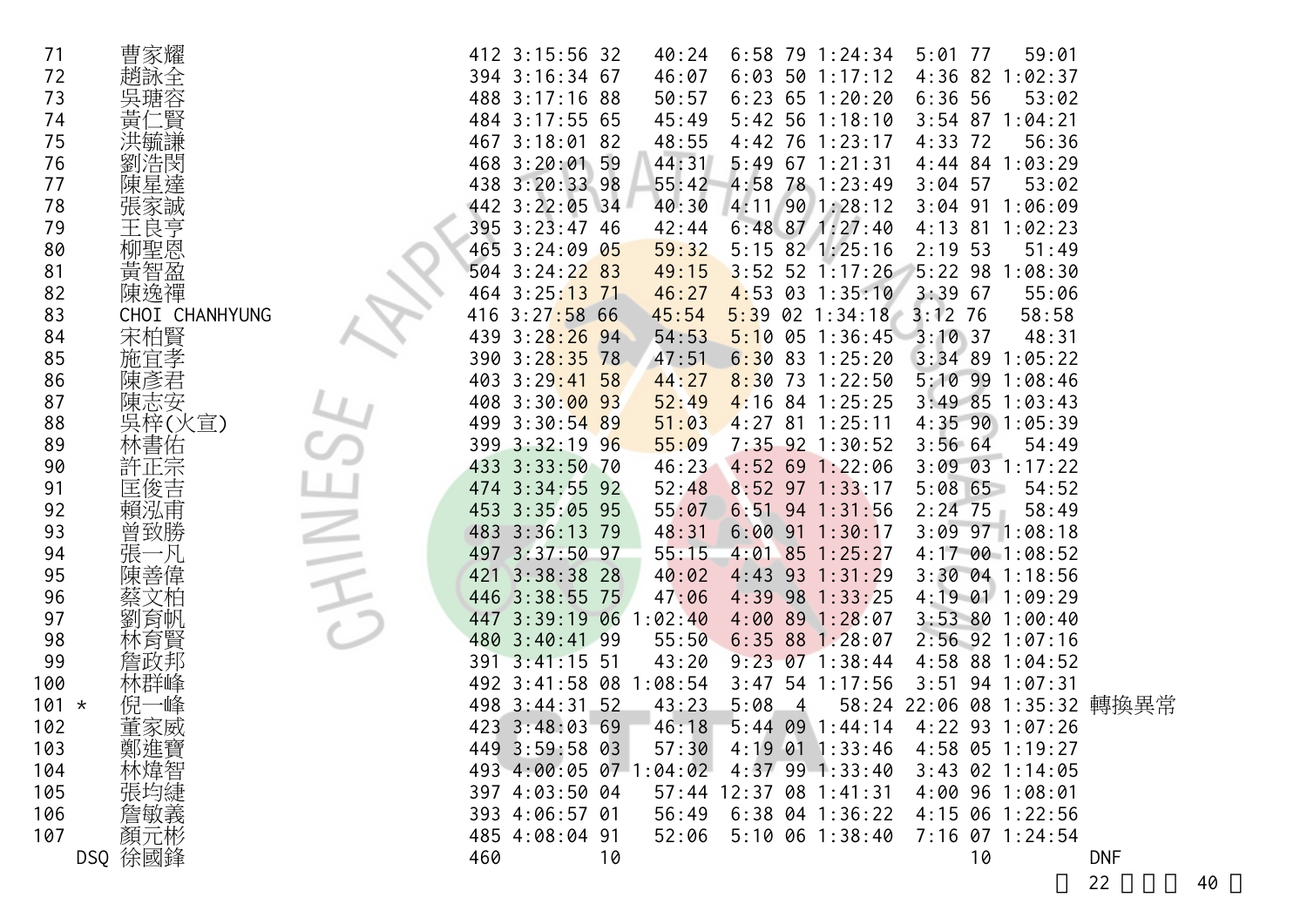| | | | | | | | | | | | | | |
|---|---|---|---|---|---|---|---|---|---|---|---|---|---|
| 71 | 曹家耀 | 412 | 3:15:56 | 32 | 40:24 | 6:58 | 79 | 1:24:34 | 5:01 | 77 | 59:01 | |
| 72 | 趙詠全 | 394 | 3:16:34 | 67 | 46:07 | 6:03 | 50 | 1:17:12 | 4:36 | 82 | 1:02:37 | |
| 73 | 吳瑭容 | 488 | 3:17:16 | 88 | 50:57 | 6:23 | 65 | 1:20:20 | 6:36 | 56 | 53:02 | |
| 74 | 黃仁賢 | 484 | 3:17:55 | 65 | 45:49 | 5:42 | 56 | 1:18:10 | 3:54 | 87 | 1:04:21 | |
| 75 | 洪毓謙 | 467 | 3:18:01 | 82 | 48:55 | 4:42 | 76 | 1:23:17 | 4:33 | 72 | 56:36 | |
| 76 | 劉浩閔 | 468 | 3:20:01 | 59 | 44:31 | 5:49 | 67 | 1:21:31 | 4:44 | 84 | 1:03:29 | |
| 77 | 陳星達 | 438 | 3:20:33 | 98 | 55:42 | 4:58 | 78 | 1:23:49 | 3:04 | 57 | 53:02 | |
| 78 | 張家誠 | 442 | 3:22:05 | 34 | 40:30 | 4:11 | 90 | 1:28:12 | 3:04 | 91 | 1:06:09 | |
| 79 | 王良亨 | 395 | 3:23:47 | 46 | 42:44 | 6:48 | 87 | 1:27:40 | 4:13 | 81 | 1:02:23 | |
| 80 | 柳聖恩 | 465 | 3:24:09 | 05 | 59:32 | 5:15 | 82 | 1:25:16 | 2:19 | 53 | 51:49 | |
| 81 | 黃智盈 | 504 | 3:24:22 | 83 | 49:15 | 3:52 | 52 | 1:17:26 | 5:22 | 98 | 1:08:30 | |
| 82 | 陳逸禪 | 464 | 3:25:13 | 71 | 46:27 | 4:53 | 03 | 1:35:10 | 3:39 | 67 | 55:06 | |
| 83 | CHOI CHANHYUNG | 416 | 3:27:58 | 66 | 45:54 | 5:39 | 02 | 1:34:18 | 3:12 | 76 | 58:58 | |
| 84 | 宋柏賢 | 439 | 3:28:26 | 94 | 54:53 | 5:10 | 05 | 1:36:45 | 3:10 | 37 | 48:31 | |
| 85 | 施宜孝 | 390 | 3:28:35 | 78 | 47:51 | 6:30 | 83 | 1:25:20 | 3:34 | 89 | 1:05:22 | |
| 86 | 陳彥君 | 403 | 3:29:41 | 58 | 44:27 | 8:30 | 73 | 1:22:50 | 5:10 | 99 | 1:08:46 | |
| 87 | 陳志安 | 408 | 3:30:00 | 93 | 52:49 | 4:16 | 84 | 1:25:25 | 3:49 | 85 | 1:03:43 | |
| 88 | 吳梓(火宣) | 499 | 3:30:54 | 89 | 51:03 | 4:27 | 81 | 1:25:11 | 4:35 | 90 | 1:05:39 | |
| 89 | 林書佑 | 399 | 3:32:19 | 96 | 55:09 | 7:35 | 92 | 1:30:52 | 3:56 | 64 | 54:49 | |
| 90 | 許正宗 | 433 | 3:33:50 | 70 | 46:23 | 4:52 | 69 | 1:22:06 | 3:09 | 03 | 1:17:22 | |
| 91 | 匡俊吉 | 474 | 3:34:55 | 92 | 52:48 | 8:52 | 97 | 1:33:17 | 5:08 | 65 | 54:52 | |
| 92 | 賴泓甫 | 453 | 3:35:05 | 95 | 55:07 | 6:51 | 94 | 1:31:56 | 2:24 | 75 | 58:49 | |
| 93 | 曾致勝 | 483 | 3:36:13 | 79 | 48:31 | 6:00 | 91 | 1:30:17 | 3:09 | 97 | 1:08:18 | |
| 94 | 張一凡 | 497 | 3:37:50 | 97 | 55:15 | 4:01 | 85 | 1:25:27 | 4:17 | 00 | 1:08:52 | |
| 95 | 陳善偉 | 421 | 3:38:38 | 28 | 40:02 | 4:43 | 93 | 1:31:29 | 3:30 | 04 | 1:18:56 | |
| 96 | 蔡文柏 | 446 | 3:38:55 | 75 | 47:06 | 4:39 | 98 | 1:33:25 | 4:19 | 01 | 1:09:29 | |
| 97 | 劉育帆 | 447 | 3:39:19 | 06 | 1:02:40 | 4:00 | 89 | 1:28:07 | 3:53 | 80 | 1:00:40 | |
| 98 | 林育賢 | 480 | 3:40:41 | 99 | 55:50 | 6:35 | 88 | 1:28:07 | 2:56 | 92 | 1:07:16 | |
| 99 | 詹政邦 | 391 | 3:41:15 | 51 | 43:20 | 9:23 | 07 | 1:38:44 | 4:58 | 88 | 1:04:52 | |
| 100 | 林群峰 | 492 | 3:41:58 | 08 | 1:08:54 | 3:47 | 54 | 1:17:56 | 3:51 | 94 | 1:07:31 | |
| 101 * | 倪一峰 | 498 | 3:44:31 | 52 | 43:23 | 5:08 | 4 | 58:24 | 22:06 | 08 | 1:35:32 | 轉換異常 |
| 102 | 董家威 | 423 | 3:48:03 | 69 | 46:18 | 5:44 | 09 | 1:44:14 | 4:22 | 93 | 1:07:26 | |
| 103 | 鄭進寶 | 449 | 3:59:58 | 03 | 57:30 | 4:19 | 01 | 1:33:46 | 4:58 | 05 | 1:19:27 | |
| 104 | 林煒智 | 493 | 4:00:05 | 07 | 1:04:02 | 4:37 | 99 | 1:33:40 | 3:43 | 02 | 1:14:05 | |
| 105 | 張均縺 | 397 | 4:03:50 | 04 | 57:44 | 12:37 | 08 | 1:41:31 | 4:00 | 96 | 1:08:01 | |
| 106 | 詹敏義 | 393 | 4:06:57 | 01 | 56:49 | 6:38 | 04 | 1:36:22 | 4:15 | 06 | 1:22:56 | |
| 107 | 顏元彬 | 485 | 4:08:04 | 91 | 52:06 | 5:10 | 06 | 1:38:40 | 7:16 | 07 | 1:24:54 | |
| DSQ | 徐國鋒 | 460 | | 10 | | | | | | 10 | | DNF |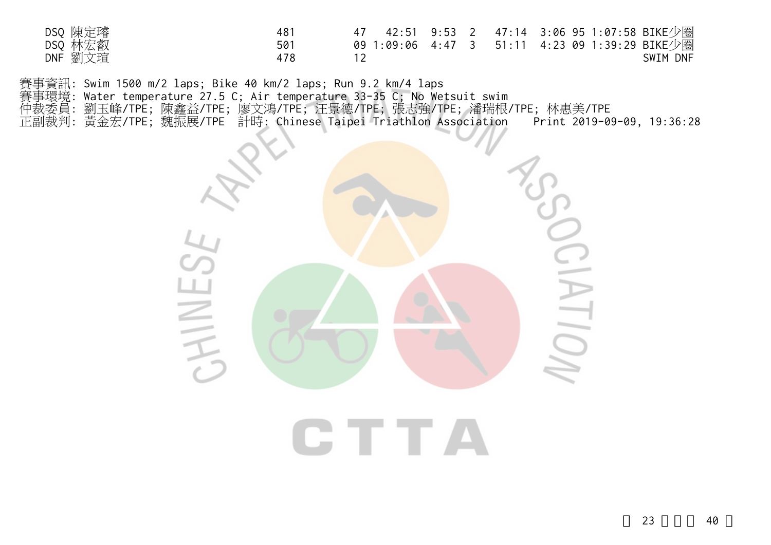| | | | | | | | | | | | |
|---|---|---|---|---|---|---|---|---|---|---|---|
| DSQ | 陳定璿 | 481 | 47 | 42:51 | 9:53 | 2 | 47:14 | 3:06 | 95 | 1:07:58 | BIKE少圈 |
| DSQ | 林宏叡 | 501 | 09 | 1:09:06 | 4:47 | 3 | 51:11 | 4:23 | 09 | 1:39:29 | BIKE少圈 |
| DNF | 劉文瑄 | 478 | 12 | | | | | | | | SWIM DNF |

賽事資訊: Swim 1500 m/2 laps; Bike 40 km/2 laps; Run 9.2 km/4 laps
賽事環境: Water temperature 27.5 C; Air temperature 33-35 C; No Wetsuit swim
仲裁委員: 劉玉峰/TPE; 陳鑫益/TPE; 廖文鴻/TPE; 汪景德/TPE; 張志強/TPE; 潘瑞根/TPE; 林惠美/TPE
正副裁判: 黃金宏/TPE; 魏振展/TPE 計時: Chinese Taipei Triathlon Association Print 2019-09-09, 19:36:28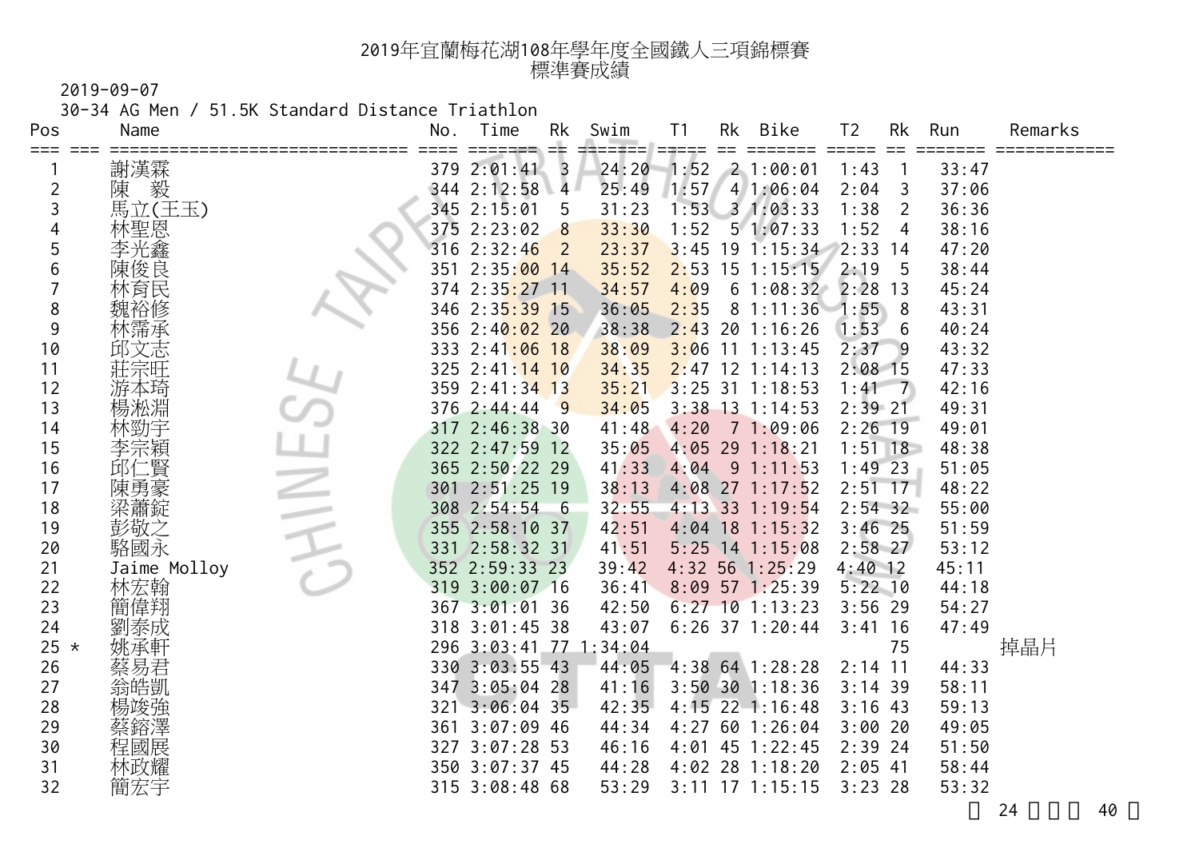# 2019年宜蘭梅花湖108年學年度全國鐵人三項錦標賽
## 標準賽成績

2019-09-07

30-34 AG Men / 51.5K Standard Distance Triathlon

| Pos | | Name | No. | Time | Rk | Swim | T1 | Rk | Bike | T2 | Rk | Run | Remarks |
|---|---|---|---|---|---|---|---|---|---|---|---|---|---|
| 1 | | 謝漢霖 | 379 | 2:01:41 | 3 | 24:20 | 1:52 | 2 | 1:00:01 | 1:43 | 1 | 33:47 | |
| 2 | | 陳　毅 | 344 | 2:12:58 | 4 | 25:49 | 1:57 | 4 | 1:06:04 | 2:04 | 3 | 37:06 | |
| 3 | | 馬立(王玉) | 345 | 2:15:01 | 5 | 31:23 | 1:53 | 3 | 1:03:33 | 1:38 | 2 | 36:36 | |
| 4 | | 林聖恩 | 375 | 2:23:02 | 8 | 33:30 | 1:52 | 5 | 1:07:33 | 1:52 | 4 | 38:16 | |
| 5 | | 李光鑫 | 316 | 2:32:46 | 2 | 23:37 | 3:45 | 19 | 1:15:34 | 2:33 | 14 | 47:20 | |
| 6 | | 陳俊良 | 351 | 2:35:00 | 14 | 35:52 | 2:53 | 15 | 1:15:15 | 2:19 | 5 | 38:44 | |
| 7 | | 林育民 | 374 | 2:35:27 | 11 | 34:57 | 4:09 | 6 | 1:08:32 | 2:28 | 13 | 45:24 | |
| 8 | | 魏裕修 | 346 | 2:35:39 | 15 | 36:05 | 2:35 | 8 | 1:11:36 | 1:55 | 8 | 43:31 | |
| 9 | | 林霈承 | 356 | 2:40:02 | 20 | 38:38 | 2:43 | 20 | 1:16:26 | 1:53 | 6 | 40:24 | |
| 10 | | 邱文志 | 333 | 2:41:06 | 18 | 38:09 | 3:06 | 11 | 1:13:45 | 2:37 | 9 | 43:32 | |
| 11 | | 莊宗旺 | 325 | 2:41:14 | 10 | 34:35 | 2:47 | 12 | 1:14:13 | 2:08 | 15 | 47:33 | |
| 12 | | 游本琦 | 359 | 2:41:34 | 13 | 35:21 | 3:25 | 31 | 1:18:53 | 1:41 | 7 | 42:16 | |
| 13 | | 楊淞淵 | 376 | 2:44:44 | 9 | 34:05 | 3:38 | 13 | 1:14:53 | 2:39 | 21 | 49:31 | |
| 14 | | 林勁宇 | 317 | 2:46:38 | 30 | 41:48 | 4:20 | 7 | 1:09:06 | 2:26 | 19 | 49:01 | |
| 15 | | 李宗穎 | 322 | 2:47:59 | 12 | 35:05 | 4:05 | 29 | 1:18:21 | 1:51 | 18 | 48:38 | |
| 16 | | 邱仁賢 | 365 | 2:50:22 | 29 | 41:33 | 4:04 | 9 | 1:11:53 | 1:49 | 23 | 51:05 | |
| 17 | | 陳勇豪 | 301 | 2:51:25 | 19 | 38:13 | 4:08 | 27 | 1:17:52 | 2:51 | 17 | 48:22 | |
| 18 | | 梁蕭錠 | 308 | 2:54:54 | 6 | 32:55 | 4:13 | 33 | 1:19:54 | 2:54 | 32 | 55:00 | |
| 19 | | 彭敬之 | 355 | 2:58:10 | 37 | 42:51 | 4:04 | 18 | 1:15:32 | 3:46 | 25 | 51:59 | |
| 20 | | 駱國永 | 331 | 2:58:32 | 31 | 41:51 | 5:25 | 14 | 1:15:08 | 2:58 | 27 | 53:12 | |
| 21 | | Jaime Molloy | 352 | 2:59:33 | 23 | 39:42 | 4:32 | 56 | 1:25:29 | 4:40 | 12 | 45:11 | |
| 22 | | 林宏翰 | 319 | 3:00:07 | 16 | 36:41 | 8:09 | 57 | 1:25:39 | 5:22 | 10 | 44:18 | |
| 23 | | 簡偉翔 | 367 | 3:01:01 | 36 | 42:50 | 6:27 | 10 | 1:13:23 | 3:56 | 29 | 54:27 | |
| 24 | | 劉泰成 | 318 | 3:01:45 | 38 | 43:07 | 6:26 | 37 | 1:20:44 | 3:41 | 16 | 47:49 | |
| 25 | * | 姚承軒 | 296 | 3:03:41 | 77 | 1:34:04 | | | | | 75 | | 掉晶片 |
| 26 | | 蔡易君 | 330 | 3:03:55 | 43 | 44:05 | 4:38 | 64 | 1:28:28 | 2:14 | 11 | 44:33 | |
| 27 | | 翁皓凱 | 347 | 3:05:04 | 28 | 41:16 | 3:50 | 30 | 1:18:36 | 3:14 | 39 | 58:11 | |
| 28 | | 楊竣強 | 321 | 3:06:04 | 35 | 42:35 | 4:15 | 22 | 1:16:48 | 3:16 | 43 | 59:13 | |
| 29 | | 蔡鎔澤 | 361 | 3:07:09 | 46 | 44:34 | 4:27 | 60 | 1:26:04 | 3:00 | 20 | 49:05 | |
| 30 | | 程國展 | 327 | 3:07:28 | 53 | 46:16 | 4:01 | 45 | 1:22:45 | 2:39 | 24 | 51:50 | |
| 31 | | 林政耀 | 350 | 3:07:37 | 45 | 44:28 | 4:02 | 28 | 1:18:20 | 2:05 | 41 | 58:44 | |
| 32 | | 簡宏宇 | 315 | 3:08:48 | 68 | 53:29 | 3:11 | 17 | 1:15:15 | 3:23 | 28 | 53:32 | |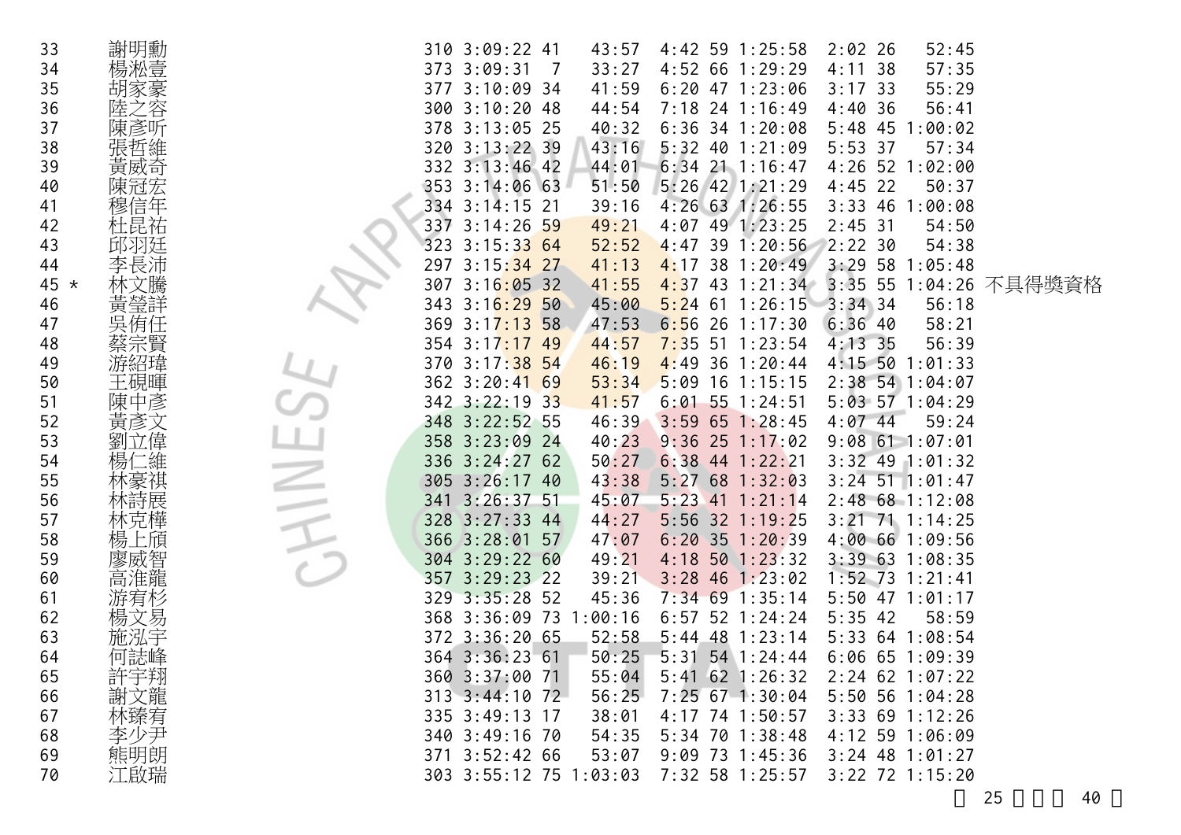| | | | | | | | | | | | | | |
|---|---|---|---|---|---|---|---|---|---|---|---|---|---|
| 33 | 謝明勳 | 310 | 3:09:22 | 41 | 43:57 | 4:42 | 59 | 1:25:58 | 2:02 | 26 | 52:45 | |
| 34 | 楊淞壹 | 373 | 3:09:31 | 7 | 33:27 | 4:52 | 66 | 1:29:29 | 4:11 | 38 | 57:35 | |
| 35 | 胡家豪 | 377 | 3:10:09 | 34 | 41:59 | 6:20 | 47 | 1:23:06 | 3:17 | 33 | 55:29 | |
| 36 | 陸之容 | 300 | 3:10:20 | 48 | 44:54 | 7:18 | 24 | 1:16:49 | 4:40 | 36 | 56:41 | |
| 37 | 陳彥听 | 378 | 3:13:05 | 25 | 40:32 | 6:36 | 34 | 1:20:08 | 5:48 | 45 | 1:00:02 | |
| 38 | 張哲維 | 320 | 3:13:22 | 39 | 43:16 | 5:32 | 40 | 1:21:09 | 5:53 | 37 | 57:34 | |
| 39 | 黃威奇 | 332 | 3:13:46 | 42 | 44:01 | 6:34 | 21 | 1:16:47 | 4:26 | 52 | 1:02:00 | |
| 40 | 陳冠宏 | 353 | 3:14:06 | 63 | 51:50 | 5:26 | 42 | 1:21:29 | 4:45 | 22 | 50:37 | |
| 41 | 穆信年 | 334 | 3:14:15 | 21 | 39:16 | 4:26 | 63 | 1:26:55 | 3:33 | 46 | 1:00:08 | |
| 42 | 杜昆祐 | 337 | 3:14:26 | 59 | 49:21 | 4:07 | 49 | 1:23:25 | 2:45 | 31 | 54:50 | |
| 43 | 邱羽廷 | 323 | 3:15:33 | 64 | 52:52 | 4:47 | 39 | 1:20:56 | 2:22 | 30 | 54:38 | |
| 44 | 李長沛 | 297 | 3:15:34 | 27 | 41:13 | 4:17 | 38 | 1:20:49 | 3:29 | 58 | 1:05:48 | |
| 45 * | 林文騰 | 307 | 3:16:05 | 32 | 41:55 | 4:37 | 43 | 1:21:34 | 3:35 | 55 | 1:04:26 | 不具得獎資格 |
| 46 | 黃瑩詳 | 343 | 3:16:29 | 50 | 45:00 | 5:24 | 61 | 1:26:15 | 3:34 | 34 | 56:18 | |
| 47 | 吳侑任 | 369 | 3:17:13 | 58 | 47:53 | 6:56 | 26 | 1:17:30 | 6:36 | 40 | 58:21 | |
| 48 | 蔡宗賢 | 354 | 3:17:17 | 49 | 44:57 | 7:35 | 51 | 1:23:54 | 4:13 | 35 | 56:39 | |
| 49 | 游紹瑋 | 370 | 3:17:38 | 54 | 46:19 | 4:49 | 36 | 1:20:44 | 4:15 | 50 | 1:01:33 | |
| 50 | 王硯暉 | 362 | 3:20:41 | 69 | 53:34 | 5:09 | 16 | 1:15:15 | 2:38 | 54 | 1:04:07 | |
| 51 | 陳中彥 | 342 | 3:22:19 | 33 | 41:57 | 6:01 | 55 | 1:24:51 | 5:03 | 57 | 1:04:29 | |
| 52 | 黃彥文 | 348 | 3:22:52 | 55 | 46:39 | 3:59 | 65 | 1:28:45 | 4:07 | 44 | 59:24 | |
| 53 | 劉立偉 | 358 | 3:23:09 | 24 | 40:23 | 9:36 | 25 | 1:17:02 | 9:08 | 61 | 1:07:01 | |
| 54 | 楊仁維 | 336 | 3:24:27 | 62 | 50:27 | 6:38 | 44 | 1:22:21 | 3:32 | 49 | 1:01:32 | |
| 55 | 林豪祺 | 305 | 3:26:17 | 40 | 43:38 | 5:27 | 68 | 1:32:03 | 3:24 | 51 | 1:01:47 | |
| 56 | 林詩展 | 341 | 3:26:37 | 51 | 45:07 | 5:23 | 41 | 1:21:14 | 2:48 | 68 | 1:12:08 | |
| 57 | 林克樺 | 328 | 3:27:33 | 44 | 44:27 | 5:56 | 32 | 1:19:25 | 3:21 | 71 | 1:14:25 | |
| 58 | 楊上頎 | 366 | 3:28:01 | 57 | 47:07 | 6:20 | 35 | 1:20:39 | 4:00 | 66 | 1:09:56 | |
| 59 | 廖威智 | 304 | 3:29:22 | 60 | 49:21 | 4:18 | 50 | 1:23:32 | 3:39 | 63 | 1:08:35 | |
| 60 | 高淮龍 | 357 | 3:29:23 | 22 | 39:21 | 3:28 | 46 | 1:23:02 | 1:52 | 73 | 1:21:41 | |
| 61 | 游宥杉 | 329 | 3:35:28 | 52 | 45:36 | 7:34 | 69 | 1:35:14 | 5:50 | 47 | 1:01:17 | |
| 62 | 楊文易 | 368 | 3:36:09 | 73 | 1:00:16 | 6:57 | 52 | 1:24:24 | 5:35 | 42 | 58:59 | |
| 63 | 施泓宇 | 372 | 3:36:20 | 65 | 52:58 | 5:44 | 48 | 1:23:14 | 5:33 | 64 | 1:08:54 | |
| 64 | 何誌峰 | 364 | 3:36:23 | 61 | 50:25 | 5:31 | 54 | 1:24:44 | 6:06 | 65 | 1:09:39 | |
| 65 | 許宇翔 | 360 | 3:37:00 | 71 | 55:04 | 5:41 | 62 | 1:26:32 | 2:24 | 62 | 1:07:22 | |
| 66 | 謝文龍 | 313 | 3:44:10 | 72 | 56:25 | 7:25 | 67 | 1:30:04 | 5:50 | 56 | 1:04:28 | |
| 67 | 林臻宥 | 335 | 3:49:13 | 17 | 38:01 | 4:17 | 74 | 1:50:57 | 3:33 | 69 | 1:12:26 | |
| 68 | 李少尹 | 340 | 3:49:16 | 70 | 54:35 | 5:34 | 70 | 1:38:48 | 4:12 | 59 | 1:06:09 | |
| 69 | 熊明朗 | 371 | 3:52:42 | 66 | 53:07 | 9:09 | 73 | 1:45:36 | 3:24 | 48 | 1:01:27 | |
| 70 | 江啟瑞 | 303 | 3:55:12 | 75 | 1:03:03 | 7:32 | 58 | 1:25:57 | 3:22 | 72 | 1:15:20 | |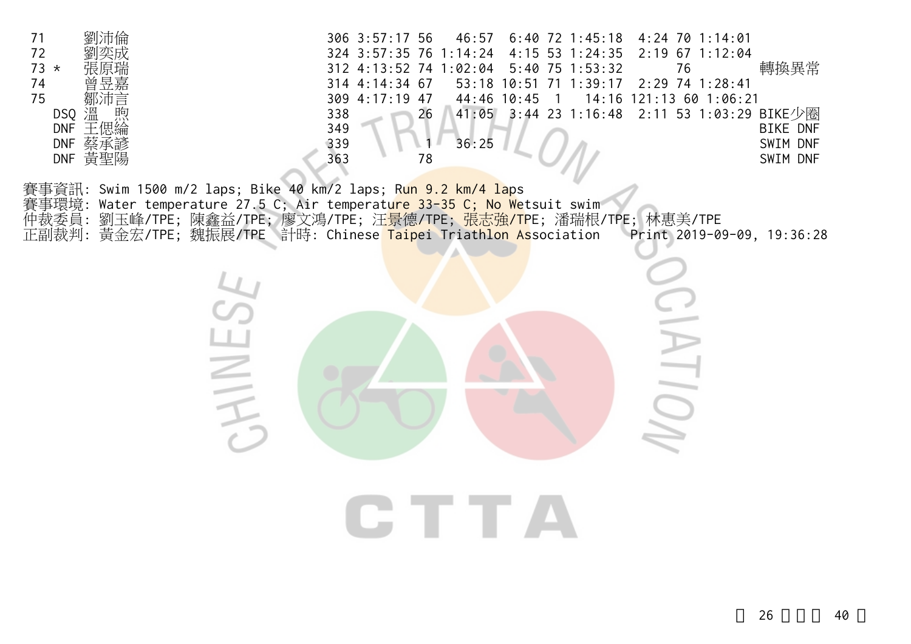| 名次 | | 姓名 | 號碼 | 總成績 | 游泳名次 | 游泳 | T1 | 自行車名次 | 自行車 | T2 | 跑步名次 | 跑步 | 備註 |
|---|---|---|---|---|---|---|---|---|---|---|---|---|---|
| 71 | | 劉沛倫 | 306 | 3:57:17 | 56 | 46:57 | 6:40 | 72 | 1:45:18 | 4:24 | 70 | 1:14:01 | |
| 72 | | 劉奕成 | 324 | 3:57:35 | 76 | 1:14:24 | 4:15 | 53 | 1:24:35 | 2:19 | 67 | 1:12:04 | |
| 73 | * | 張原瑞 | 312 | 4:13:52 | 74 | 1:02:04 | 5:40 | 75 | 1:53:32 | | 76 | | 轉換異常 |
| 74 | | 曾昱嘉 | 314 | 4:14:34 | 67 | 53:18 | 10:51 | 71 | 1:39:17 | 2:29 | 74 | 1:28:41 | |
| 75 | | 鄒沛言 | 309 | 4:17:19 | 47 | 44:46 | 10:45 | 1 | 14:16 | 121:13 | 60 | 1:06:21 | |
| DSQ | | 溫 煦 | 338 | | 26 | 41:05 | 3:44 | 23 | 1:16:48 | 2:11 | 53 | 1:03:29 | BIKE少圈 |
| DNF | | 王偲綸 | 349 | | | | | | | | | | BIKE DNF |
| DNF | | 蔡承諺 | 339 | | 1 | 36:25 | | | | | | | SWIM DNF |
| DNF | | 黃聖陽 | 363 | | 78 | | | | | | | | SWIM DNF |

賽事資訊: Swim 1500 m/2 laps; Bike 40 km/2 laps; Run 9.2 km/4 laps
賽事環境: Water temperature 27.5 C; Air temperature 33-35 C; No Wetsuit swim
仲裁委員: 劉玉峰/TPE; 陳鑫益/TPE; 廖文鴻/TPE; 汪景德/TPE; 張志強/TPE; 潘瑞根/TPE; 林惠美/TPE
正副裁判: 黃金宏/TPE; 魏振展/TPE 計時: Chinese Taipei Triathlon Association Print 2019-09-09, 19:36:28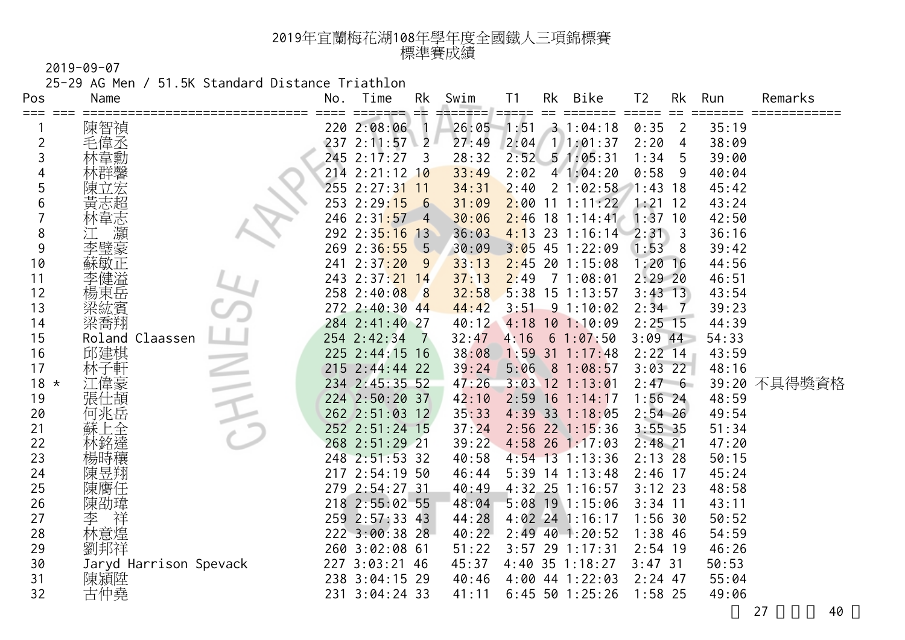# 2019年宜蘭梅花湖108年學年度全國鐵人三項錦標賽
## 標準賽成績

2019-09-07

25-29 AG Men / 51.5K Standard Distance Triathlon

| Pos | | Name | No. | Time | Rk | Swim | T1 | Rk | Bike | T2 | Rk | Run | Remarks |
|---|---|---|---|---|---|---|---|---|---|---|---|---|---|
| 1 | | 陳智禎 | 220 | 2:08:06 | 1 | 26:05 | 1:51 | 3 | 1:04:18 | 0:35 | 2 | 35:19 | |
| 2 | | 毛偉丞 | 237 | 2:11:57 | 2 | 27:49 | 2:04 | 1 | 1:01:37 | 2:20 | 4 | 38:09 | |
| 3 | | 林韋勳 | 245 | 2:17:27 | 3 | 28:32 | 2:52 | 5 | 1:05:31 | 1:34 | 5 | 39:00 | |
| 4 | | 林群馨 | 214 | 2:21:12 | 10 | 33:49 | 2:02 | 4 | 1:04:20 | 0:58 | 9 | 40:04 | |
| 5 | | 陳立宏 | 255 | 2:27:31 | 11 | 34:31 | 2:40 | 2 | 1:02:58 | 1:43 | 18 | 45:42 | |
| 6 | | 黃志超 | 253 | 2:29:15 | 6 | 31:09 | 2:00 | 11 | 1:11:22 | 1:21 | 12 | 43:24 | |
| 7 | | 林韋志 | 246 | 2:31:57 | 4 | 30:06 | 2:46 | 18 | 1:14:41 | 1:37 | 10 | 42:50 | |
| 8 | | 江　灝 | 292 | 2:35:16 | 13 | 36:03 | 4:13 | 23 | 1:16:14 | 2:31 | 3 | 36:16 | |
| 9 | | 李璧豪 | 269 | 2:36:55 | 5 | 30:09 | 3:05 | 45 | 1:22:09 | 1:53 | 8 | 39:42 | |
| 10 | | 蘇敏正 | 241 | 2:37:20 | 9 | 33:13 | 2:45 | 20 | 1:15:08 | 1:20 | 16 | 44:56 | |
| 11 | | 李健溢 | 243 | 2:37:21 | 14 | 37:13 | 2:49 | 7 | 1:08:01 | 2:29 | 20 | 46:51 | |
| 12 | | 楊東岳 | 258 | 2:40:08 | 8 | 32:58 | 5:38 | 15 | 1:13:57 | 3:43 | 13 | 43:54 | |
| 13 | | 梁紘賓 | 272 | 2:40:30 | 44 | 44:42 | 3:51 | 9 | 1:10:02 | 2:34 | 7 | 39:23 | |
| 14 | | 梁喬翔 | 284 | 2:41:40 | 27 | 40:12 | 4:18 | 10 | 1:10:09 | 2:25 | 15 | 44:39 | |
| 15 | | Roland Claassen | 254 | 2:42:34 | 7 | 32:47 | 4:16 | 6 | 1:07:50 | 3:09 | 44 | 54:33 | |
| 16 | | 邱建棋 | 225 | 2:44:15 | 16 | 38:08 | 1:59 | 31 | 1:17:48 | 2:22 | 14 | 43:59 | |
| 17 | | 林子軒 | 215 | 2:44:44 | 22 | 39:24 | 5:06 | 8 | 1:08:57 | 3:03 | 22 | 48:16 | |
| 18 | * | 江偉豪 | 234 | 2:45:35 | 52 | 47:26 | 3:03 | 12 | 1:13:01 | 2:47 | 6 | 39:20 | 不具得獎資格 |
| 19 | | 張仕頡 | 224 | 2:50:20 | 37 | 42:10 | 2:59 | 16 | 1:14:17 | 1:56 | 24 | 48:59 | |
| 20 | | 何兆岳 | 262 | 2:51:03 | 12 | 35:33 | 4:39 | 33 | 1:18:05 | 2:54 | 26 | 49:54 | |
| 21 | | 蘇上全 | 252 | 2:51:24 | 15 | 37:24 | 2:56 | 22 | 1:15:36 | 3:55 | 35 | 51:34 | |
| 22 | | 林銘達 | 268 | 2:51:29 | 21 | 39:22 | 4:58 | 26 | 1:17:03 | 2:48 | 21 | 47:20 | |
| 23 | | 楊時穠 | 248 | 2:51:53 | 32 | 40:58 | 4:54 | 13 | 1:13:36 | 2:13 | 28 | 50:15 | |
| 24 | | 陳昱翔 | 217 | 2:54:19 | 50 | 46:44 | 5:39 | 14 | 1:13:48 | 2:46 | 17 | 45:24 | |
| 25 | | 陳膺任 | 279 | 2:54:27 | 31 | 40:49 | 4:32 | 25 | 1:16:57 | 3:12 | 23 | 48:58 | |
| 26 | | 陳劭璋 | 218 | 2:55:02 | 55 | 48:04 | 5:08 | 19 | 1:15:06 | 3:34 | 11 | 43:11 | |
| 27 | | 李　祥 | 259 | 2:57:33 | 43 | 44:28 | 4:02 | 24 | 1:16:17 | 1:56 | 30 | 50:52 | |
| 28 | | 林意煌 | 222 | 3:00:38 | 28 | 40:22 | 2:49 | 40 | 1:20:52 | 1:38 | 46 | 54:59 | |
| 29 | | 劉邦祥 | 260 | 3:02:08 | 61 | 51:22 | 3:57 | 29 | 1:17:31 | 2:54 | 19 | 46:26 | |
| 30 | | Jaryd Harrison Spevack | 227 | 3:03:21 | 46 | 45:37 | 4:40 | 35 | 1:18:27 | 3:47 | 31 | 50:53 | |
| 31 | | 陳穎陞 | 238 | 3:04:15 | 29 | 40:46 | 4:00 | 44 | 1:22:03 | 2:24 | 47 | 55:04 | |
| 32 | | 古仲堯 | 231 | 3:04:24 | 33 | 41:11 | 6:45 | 50 | 1:25:26 | 1:58 | 25 | 49:06 | |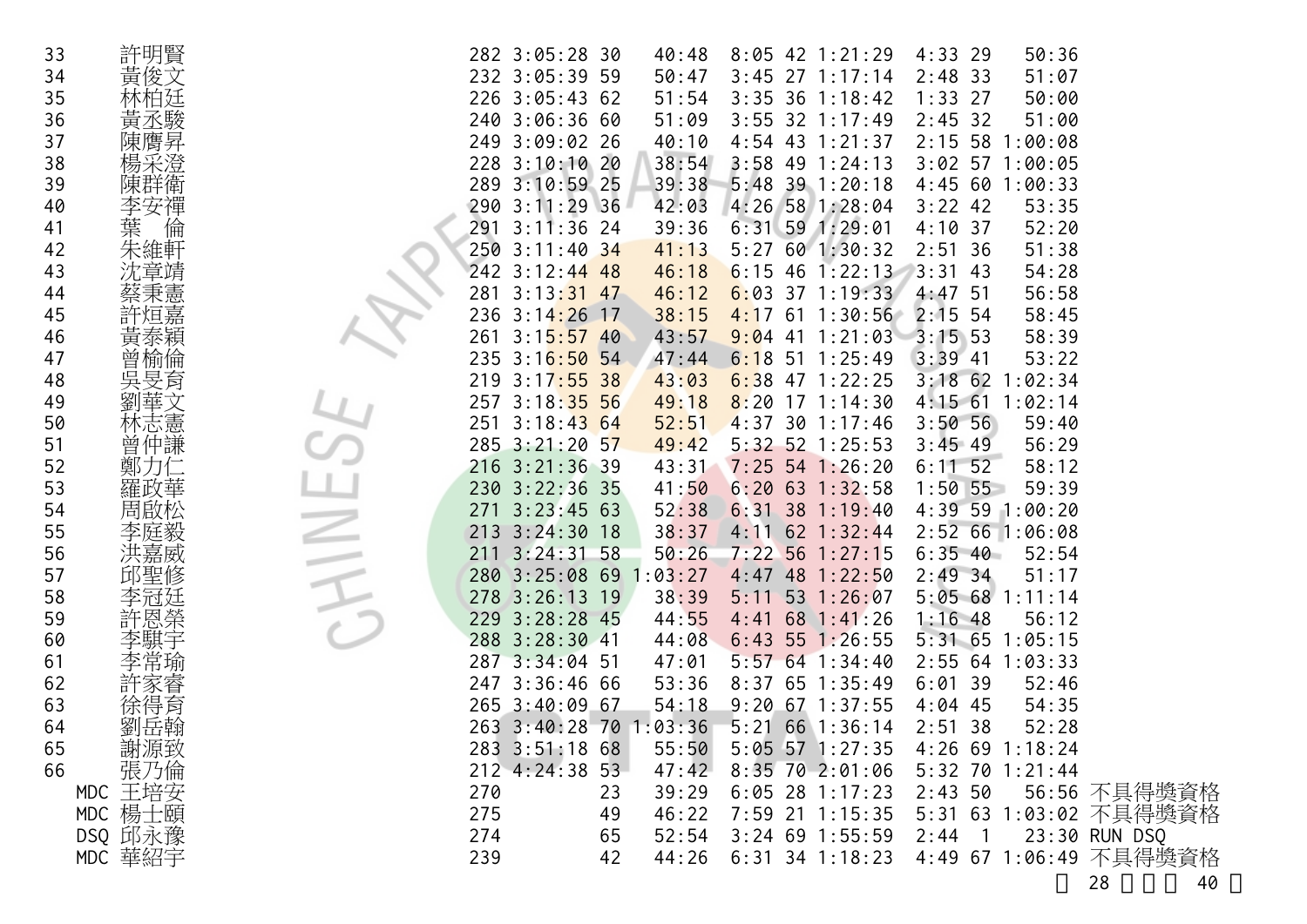| | | | | | | | | | | | | |
|---|---|---|---|---|---|---|---|---|---|---|---|---|
| 33 | 許明賢 | 282 | 3:05:28 | 30 | 40:48 | 8:05 | 42 | 1:21:29 | 4:33 | 29 | 50:36 | |
| 34 | 黃俊文 | 232 | 3:05:39 | 59 | 50:47 | 3:45 | 27 | 1:17:14 | 2:48 | 33 | 51:07 | |
| 35 | 林柏廷 | 226 | 3:05:43 | 62 | 51:54 | 3:35 | 36 | 1:18:42 | 1:33 | 27 | 50:00 | |
| 36 | 黃丞駿 | 240 | 3:06:36 | 60 | 51:09 | 3:55 | 32 | 1:17:49 | 2:45 | 32 | 51:00 | |
| 37 | 陳膺昇 | 249 | 3:09:02 | 26 | 40:10 | 4:54 | 43 | 1:21:37 | 2:15 | 58 | 1:00:08 | |
| 38 | 楊采澄 | 228 | 3:10:10 | 20 | 38:54 | 3:58 | 49 | 1:24:13 | 3:02 | 57 | 1:00:05 | |
| 39 | 陳群衛 | 289 | 3:10:59 | 25 | 39:38 | 5:48 | 39 | 1:20:18 | 4:45 | 60 | 1:00:33 | |
| 40 | 李安禪 | 290 | 3:11:29 | 36 | 42:03 | 4:26 | 58 | 1:28:04 | 3:22 | 42 | 53:35 | |
| 41 | 葉　倫 | 291 | 3:11:36 | 24 | 39:36 | 6:31 | 59 | 1:29:01 | 4:10 | 37 | 52:20 | |
| 42 | 朱維軒 | 250 | 3:11:40 | 34 | 41:13 | 5:27 | 60 | 1:30:32 | 2:51 | 36 | 51:38 | |
| 43 | 沈章靖 | 242 | 3:12:44 | 48 | 46:18 | 6:15 | 46 | 1:22:13 | 3:31 | 43 | 54:28 | |
| 44 | 蔡秉憲 | 281 | 3:13:31 | 47 | 46:12 | 6:03 | 37 | 1:19:33 | 4:47 | 51 | 56:58 | |
| 45 | 許烜嘉 | 236 | 3:14:26 | 17 | 38:15 | 4:17 | 61 | 1:30:56 | 2:15 | 54 | 58:45 | |
| 46 | 黃泰穎 | 261 | 3:15:57 | 40 | 43:57 | 9:04 | 41 | 1:21:03 | 3:15 | 53 | 58:39 | |
| 47 | 曾榆倫 | 235 | 3:16:50 | 54 | 47:44 | 6:18 | 51 | 1:25:49 | 3:39 | 41 | 53:22 | |
| 48 | 吳旻育 | 219 | 3:17:55 | 38 | 43:03 | 6:38 | 47 | 1:22:25 | 3:18 | 62 | 1:02:34 | |
| 49 | 劉華文 | 257 | 3:18:35 | 56 | 49:18 | 8:20 | 17 | 1:14:30 | 4:15 | 61 | 1:02:14 | |
| 50 | 林志憲 | 251 | 3:18:43 | 64 | 52:51 | 4:37 | 30 | 1:17:46 | 3:50 | 56 | 59:40 | |
| 51 | 曾仲謙 | 285 | 3:21:20 | 57 | 49:42 | 5:32 | 52 | 1:25:53 | 3:45 | 49 | 56:29 | |
| 52 | 鄭力仁 | 216 | 3:21:36 | 39 | 43:31 | 7:25 | 54 | 1:26:20 | 6:11 | 52 | 58:12 | |
| 53 | 羅政華 | 230 | 3:22:36 | 35 | 41:50 | 6:20 | 63 | 1:32:58 | 1:50 | 55 | 59:39 | |
| 54 | 周啟松 | 271 | 3:23:45 | 63 | 52:38 | 6:31 | 38 | 1:19:40 | 4:39 | 59 | 1:00:20 | |
| 55 | 李庭毅 | 213 | 3:24:30 | 18 | 38:37 | 4:11 | 62 | 1:32:44 | 2:52 | 66 | 1:06:08 | |
| 56 | 洪嘉威 | 211 | 3:24:31 | 58 | 50:26 | 7:22 | 56 | 1:27:15 | 6:35 | 40 | 52:54 | |
| 57 | 邱聖修 | 280 | 3:25:08 | 69 | 1:03:27 | 4:47 | 48 | 1:22:50 | 2:49 | 34 | 51:17 | |
| 58 | 李冠廷 | 278 | 3:26:13 | 19 | 38:39 | 5:11 | 53 | 1:26:07 | 5:05 | 68 | 1:11:14 | |
| 59 | 許恩榮 | 229 | 3:28:28 | 45 | 44:55 | 4:41 | 68 | 1:41:26 | 1:16 | 48 | 56:12 | |
| 60 | 李騏宇 | 288 | 3:28:30 | 41 | 44:08 | 6:43 | 55 | 1:26:55 | 5:31 | 65 | 1:05:15 | |
| 61 | 李常瑜 | 287 | 3:34:04 | 51 | 47:01 | 5:57 | 64 | 1:34:40 | 2:55 | 64 | 1:03:33 | |
| 62 | 許家睿 | 247 | 3:36:46 | 66 | 53:36 | 8:37 | 65 | 1:35:49 | 6:01 | 39 | 52:46 | |
| 63 | 徐得育 | 265 | 3:40:09 | 67 | 54:18 | 9:20 | 67 | 1:37:55 | 4:04 | 45 | 54:35 | |
| 64 | 劉岳翰 | 263 | 3:40:28 | 70 | 1:03:36 | 5:21 | 66 | 1:36:14 | 2:51 | 38 | 52:28 | |
| 65 | 謝源致 | 283 | 3:51:18 | 68 | 55:50 | 5:05 | 57 | 1:27:35 | 4:26 | 69 | 1:18:24 | |
| 66 | 張乃倫 | 212 | 4:24:38 | 53 | 47:42 | 8:35 | 70 | 2:01:06 | 5:32 | 70 | 1:21:44 | |
| MDC | 王培安 | 270 | | 23 | 39:29 | 6:05 | 28 | 1:17:23 | 2:43 | 50 | 56:56 | 不具得獎資格 |
| MDC | 楊士頤 | 275 | | 49 | 46:22 | 7:59 | 21 | 1:15:35 | 5:31 | 63 | 1:03:02 | 不具得獎資格 |
| DSQ | 邱永豫 | 274 | | 65 | 52:54 | 3:24 | 69 | 1:55:59 | 2:44 | 1 | 23:30 | RUN DSQ |
| MDC | 華紹宇 | 239 | | 42 | 44:26 | 6:31 | 34 | 1:18:23 | 4:49 | 67 | 1:06:49 | 不具得獎資格 |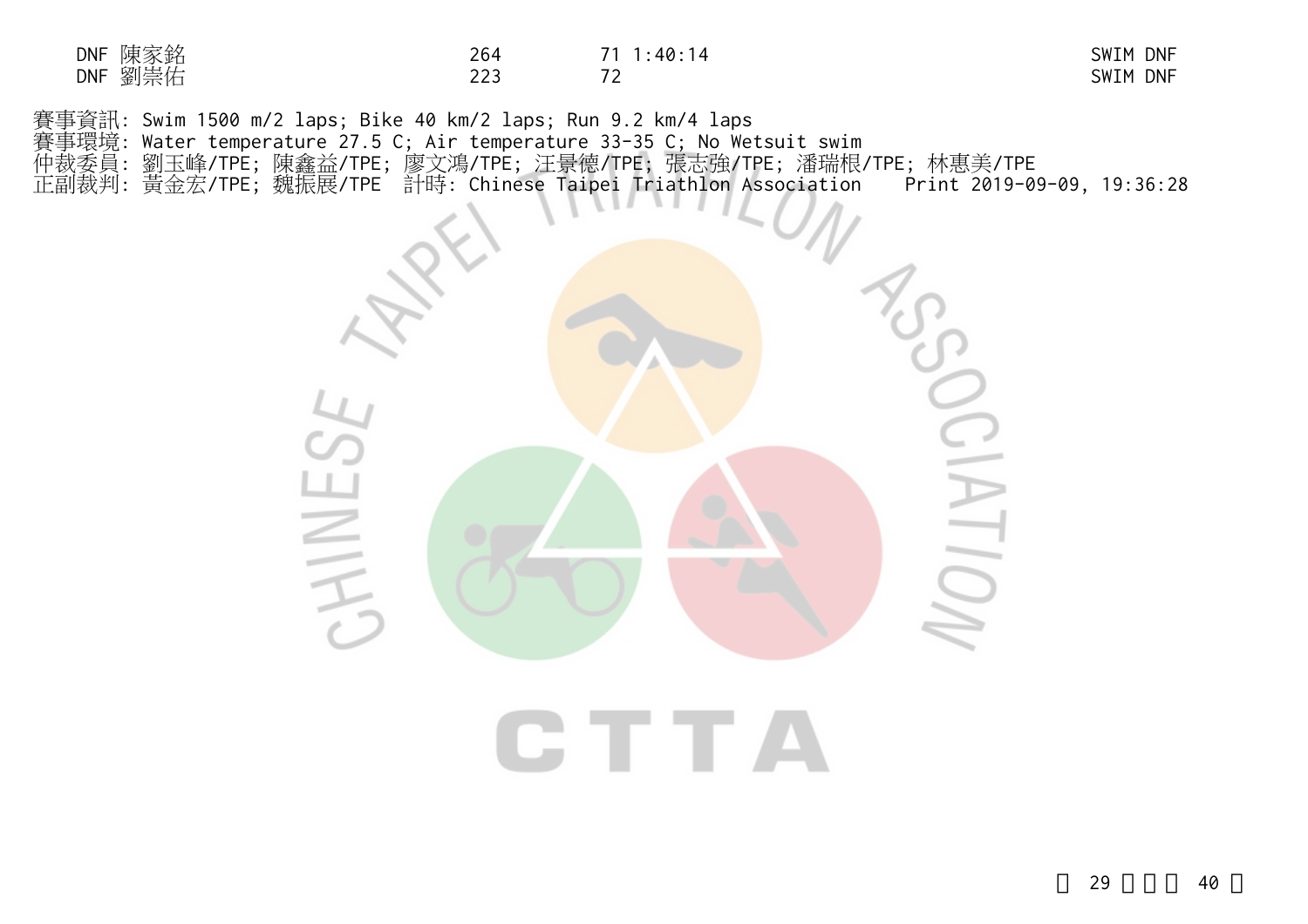| | | | | |
|---|---|---|---|---|
| DNF | 陳家銘 | 264 | 71 1:40:14 | SWIM DNF |
| DNF | 劉崇佑 | 223 | 72 | SWIM DNF |

賽事資訊: Swim 1500 m/2 laps; Bike 40 km/2 laps; Run 9.2 km/4 laps
賽事環境: Water temperature 27.5 C; Air temperature 33-35 C; No Wetsuit swim
仲裁委員: 劉玉峰/TPE; 陳鑫益/TPE; 廖文鴻/TPE; 汪景德/TPE; 張志強/TPE; 潘瑞根/TPE; 林惠美/TPE
正副裁判: 黃金宏/TPE; 魏振展/TPE 計時: Chinese Taipei Triathlon Association Print 2019-09-09, 19:36:28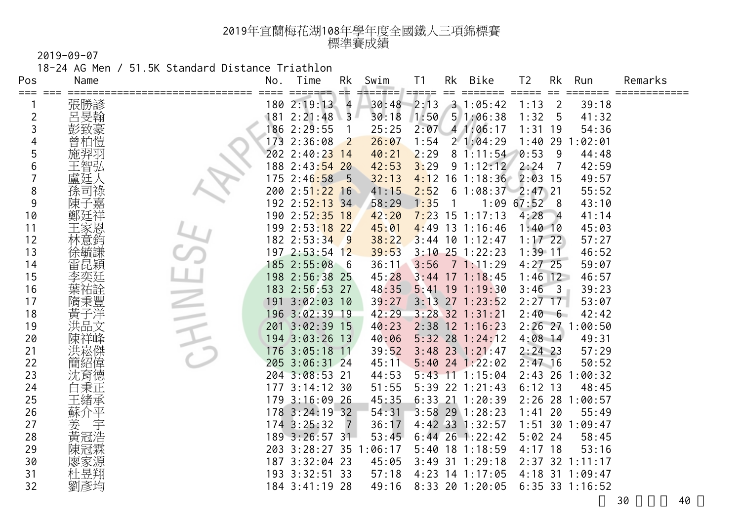# 2019年宜蘭梅花湖108年學年度全國鐵人三項錦標賽
## 標準賽成績

2019-09-07

18-24 AG Men / 51.5K Standard Distance Triathlon

| Pos | Name | No. | Time | Rk | Swim | T1 | Rk | Bike | T2 | Rk | Run | Remarks |
|---|---|---|---|---|---|---|---|---|---|---|---|---|
| 1 | 張勝諺 | 180 | 2:19:13 | 4 | 30:48 | 2:13 | 3 | 1:05:42 | 1:13 | 2 | 39:18 | |
| 2 | 呂旻翰 | 181 | 2:21:48 | 3 | 30:18 | 1:50 | 5 | 1:06:38 | 1:32 | 5 | 41:32 | |
| 3 | 彭致豪 | 186 | 2:29:55 | 1 | 25:25 | 2:07 | 4 | 1:06:17 | 1:31 | 19 | 54:36 | |
| 4 | 曾柏愷 | 173 | 2:36:08 | 2 | 26:07 | 1:54 | 2 | 1:04:29 | 1:40 | 29 | 1:02:01 | |
| 5 | 施羿羽 | 202 | 2:40:23 | 14 | 40:21 | 2:29 | 8 | 1:11:54 | 0:53 | 9 | 44:48 | |
| 6 | 王智弘 | 188 | 2:43:54 | 20 | 42:53 | 3:29 | 9 | 1:12:12 | 2:24 | 7 | 42:59 | |
| 7 | 盧廷人 | 175 | 2:46:58 | 5 | 32:13 | 4:12 | 16 | 1:18:36 | 2:03 | 15 | 49:57 | |
| 8 | 孫司祿 | 200 | 2:51:22 | 16 | 41:15 | 2:52 | 6 | 1:08:37 | 2:47 | 21 | 55:52 | |
| 9 | 陳子嘉 | 192 | 2:52:13 | 34 | 58:29 | 1:35 | 1 | 1:09 | 67:52 | 8 | 43:10 | |
| 10 | 鄭廷祥 | 190 | 2:52:35 | 18 | 42:20 | 7:23 | 15 | 1:17:13 | 4:28 | 4 | 41:14 | |
| 11 | 王家恩 | 199 | 2:53:18 | 22 | 45:01 | 4:49 | 13 | 1:16:46 | 1:40 | 10 | 45:03 | |
| 12 | 林意鈞 | 182 | 2:53:34 | 9 | 38:22 | 3:44 | 10 | 1:12:47 | 1:17 | 22 | 57:27 | |
| 13 | 徐毓謙 | 197 | 2:53:54 | 12 | 39:53 | 3:10 | 25 | 1:22:23 | 1:39 | 11 | 46:52 | |
| 14 | 雷昆穎 | 185 | 2:55:08 | 6 | 36:11 | 3:56 | 7 | 1:11:29 | 4:27 | 25 | 59:07 | |
| 15 | 李奕廷 | 198 | 2:56:38 | 25 | 45:28 | 3:44 | 17 | 1:18:45 | 1:46 | 12 | 46:57 | |
| 16 | 葉祐詮 | 183 | 2:56:53 | 27 | 48:35 | 5:41 | 19 | 1:19:30 | 3:46 | 3 | 39:23 | |
| 17 | 隋秉豐 | 191 | 3:02:03 | 10 | 39:27 | 3:13 | 27 | 1:23:52 | 2:27 | 17 | 53:07 | |
| 18 | 黃子洋 | 196 | 3:02:39 | 19 | 42:29 | 3:28 | 32 | 1:31:21 | 2:40 | 6 | 42:42 | |
| 19 | 洪品文 | 201 | 3:02:39 | 15 | 40:23 | 2:38 | 12 | 1:16:23 | 2:26 | 27 | 1:00:50 | |
| 20 | 陳祥峰 | 194 | 3:03:26 | 13 | 40:06 | 5:32 | 28 | 1:24:12 | 4:08 | 14 | 49:31 | |
| 21 | 洪崧傑 | 176 | 3:05:18 | 11 | 39:52 | 3:48 | 23 | 1:21:47 | 2:24 | 23 | 57:29 | |
| 22 | 簡紹偉 | 205 | 3:06:31 | 24 | 45:11 | 5:40 | 24 | 1:22:02 | 2:47 | 16 | 50:52 | |
| 23 | 沈育德 | 204 | 3:08:53 | 21 | 44:53 | 5:43 | 11 | 1:15:04 | 2:43 | 26 | 1:00:32 | |
| 24 | 白秉正 | 177 | 3:14:12 | 30 | 51:55 | 5:39 | 22 | 1:21:43 | 6:12 | 13 | 48:45 | |
| 25 | 王緒承 | 179 | 3:16:09 | 26 | 45:35 | 6:33 | 21 | 1:20:39 | 2:26 | 28 | 1:00:57 | |
| 26 | 蘇介平 | 178 | 3:24:19 | 32 | 54:31 | 3:58 | 29 | 1:28:23 | 1:41 | 20 | 55:49 | |
| 27 | 姜　宇 | 174 | 3:25:32 | 7 | 36:17 | 4:42 | 33 | 1:32:57 | 1:51 | 30 | 1:09:47 | |
| 28 | 黃冠浩 | 189 | 3:26:57 | 31 | 53:45 | 6:44 | 26 | 1:22:42 | 5:02 | 24 | 58:45 | |
| 29 | 陳冠霖 | 203 | 3:28:27 | 35 | 1:06:17 | 5:40 | 18 | 1:18:59 | 4:17 | 18 | 53:16 | |
| 30 | 廖家源 | 187 | 3:32:04 | 23 | 45:05 | 3:49 | 31 | 1:29:18 | 2:37 | 32 | 1:11:17 | |
| 31 | 杜昱翔 | 193 | 3:32:51 | 33 | 57:18 | 4:23 | 14 | 1:17:05 | 4:18 | 31 | 1:09:47 | |
| 32 | 劉彥均 | 184 | 3:41:19 | 28 | 49:16 | 8:33 | 20 | 1:20:05 | 6:35 | 33 | 1:16:52 | |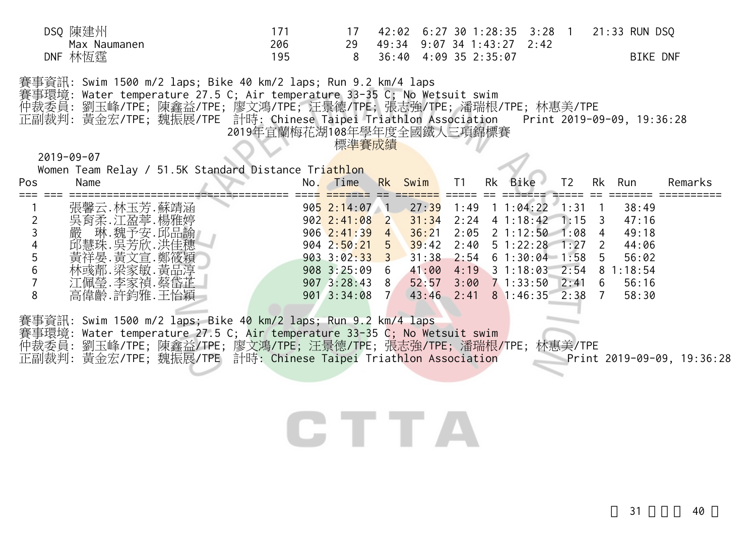| Pos | Name | No. | Time | Rk | Swim | T1 | Rk | Bike | T2 | Rk | Run | Remarks |
|---|---|---|---|---|---|---|---|---|---|---|---|---|
| DSQ | 陳建州 | 171 | | 17 | 42:02 | 6:27 | 30 | 1:28:35 | 3:28 | 1 | 21:33 | RUN DSQ |
| | Max Naumanen | 206 | | 29 | 49:34 | 9:07 | 34 | 1:43:27 | 2:42 | | | |
| DNF | 林恆霆 | 195 | | 8 | 36:40 | 4:09 | 35 | 2:35:07 | | | | BIKE DNF |

賽事資訊: Swim 1500 m/2 laps; Bike 40 km/2 laps; Run 9.2 km/4 laps
賽事環境: Water temperature 27.5 C; Air temperature 33-35 C; No Wetsuit swim
仲裁委員: 劉玉峰/TPE; 陳鑫益/TPE; 廖文鴻/TPE; 汪景德/TPE; 張志強/TPE; 潘瑞根/TPE; 林惠美/TPE
正副裁判: 黃金宏/TPE; 魏振展/TPE 計時: Chinese Taipei Triathlon Association Print 2019-09-09, 19:36:28

# 2019年宜蘭梅花湖108年學年度全國鐵人三項錦標賽

## 標準賽成績

2019-09-07

Women Team Relay / 51.5K Standard Distance Triathlon

| Pos | Name | No. | Time | Rk | Swim | T1 | Rk | Bike | T2 | Rk | Run | Remarks |
|---|---|---|---|---|---|---|---|---|---|---|---|---|
| 1 | 張馨云.林玉芳.蘇靖涵 | 905 | 2:14:07 | 1 | 27:39 | 1:49 | 1 | 1:04:22 | 1:31 | 1 | 38:49 | |
| 2 | 吳育柔.江盈葶.楊雅婷 | 902 | 2:41:08 | 2 | 31:34 | 2:24 | 4 | 1:18:42 | 1:15 | 3 | 47:16 | |
| 3 | 嚴　琳.魏予安.邱品諭 | 906 | 2:41:39 | 4 | 36:21 | 2:05 | 2 | 1:12:50 | 1:08 | 4 | 49:18 | |
| 4 | 邱慧珠.吳芳欣.洪佳穗 | 904 | 2:50:21 | 5 | 39:42 | 2:40 | 5 | 1:22:28 | 1:27 | 2 | 44:06 | |
| 5 | 黃祥晏.黃文宣.鄭筱穎 | 903 | 3:02:33 | 3 | 31:38 | 2:54 | 6 | 1:30:04 | 1:58 | 5 | 56:02 | |
| 6 | 林彧郡.梁家敏.黃品淳 | 908 | 3:25:09 | 6 | 41:00 | 4:19 | 3 | 1:18:03 | 2:54 | 8 | 1:18:54 | |
| 7 | 江佩瑩.李家禎.蔡岱芷 | 907 | 3:28:43 | 8 | 52:57 | 3:00 | 7 | 1:33:50 | 2:41 | 6 | 56:16 | |
| 8 | 高偉齡.許鈞雅.王怡穎 | 901 | 3:34:08 | 7 | 43:46 | 2:41 | 8 | 1:46:35 | 2:38 | 7 | 58:30 | |

賽事資訊: Swim 1500 m/2 laps; Bike 40 km/2 laps; Run 9.2 km/4 laps
賽事環境: Water temperature 27.5 C; Air temperature 33-35 C; No Wetsuit swim
仲裁委員: 劉玉峰/TPE; 陳鑫益/TPE; 廖文鴻/TPE; 汪景德/TPE; 張志強/TPE; 潘瑞根/TPE; 林惠美/TPE
正副裁判: 黃金宏/TPE; 魏振展/TPE 計時: Chinese Taipei Triathlon Association Print 2019-09-09, 19:36:28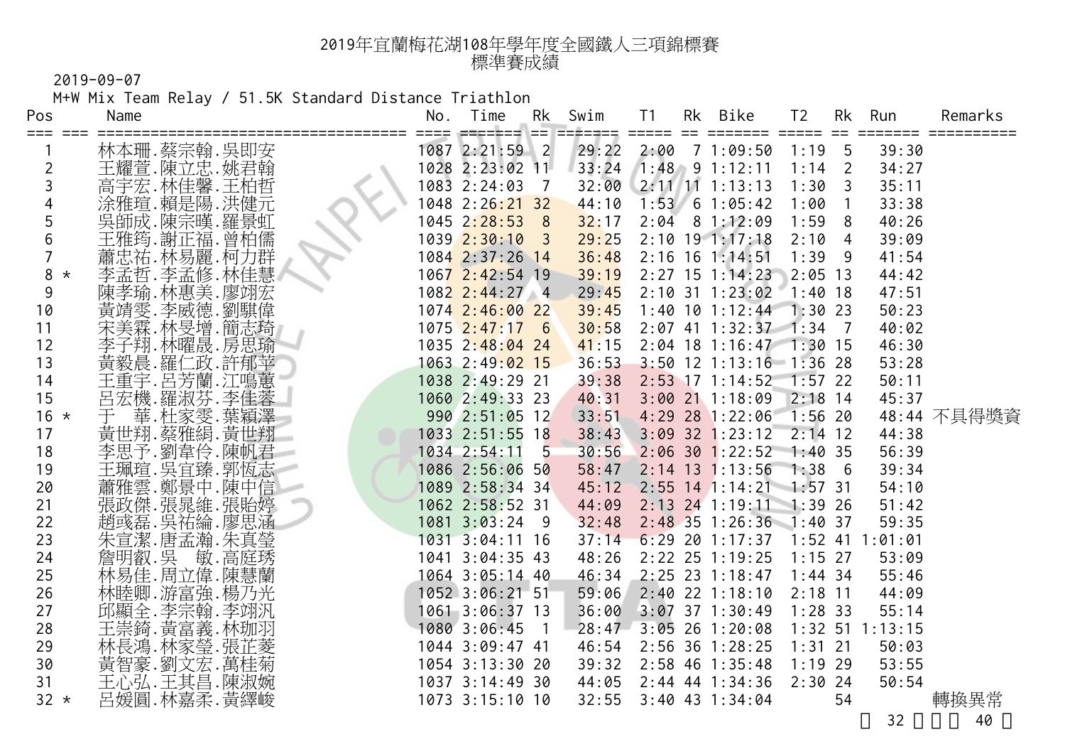# 2019年宜蘭梅花湖108年學年度全國鐵人三項錦標賽
## 標準賽成績

2019-09-07

M+W Mix Team Relay / 51.5K Standard Distance Triathlon

| Pos | | Name | No. | Time | Rk | Swim | T1 | Rk | Bike | T2 | Rk | Run | Remarks |
|---|---|---|---|---|---|---|---|---|---|---|---|---|---|
| 1 | | 林本珊.蔡宗翰.吳即安 | 1087 | 2:21:59 | 2 | 29:22 | 2:00 | 7 | 1:09:50 | 1:19 | 5 | 39:30 | |
| 2 | | 王耀萱.陳立忠.姚君翰 | 1028 | 2:23:02 | 11 | 33:24 | 1:48 | 9 | 1:12:11 | 1:14 | 2 | 34:27 | |
| 3 | | 高宇宏.林佳馨.王柏哲 | 1083 | 2:24:03 | 7 | 32:00 | 2:11 | 11 | 1:13:13 | 1:30 | 3 | 35:11 | |
| 4 | | 涂雅瑄.賴是陽.洪健元 | 1048 | 2:26:21 | 32 | 44:10 | 1:53 | 6 | 1:05:42 | 1:00 | 1 | 33:38 | |
| 5 | | 吳師成.陳宗嘆.羅景虹 | 1045 | 2:28:53 | 8 | 32:17 | 2:04 | 8 | 1:12:09 | 1:59 | 8 | 40:26 | |
| 6 | | 王雅筠.謝正福.曾柏儒 | 1039 | 2:30:10 | 3 | 29:25 | 2:10 | 19 | 1:17:18 | 2:10 | 4 | 39:09 | |
| 7 | | 蕭忠祐.林易麗.柯力群 | 1084 | 2:37:26 | 14 | 36:48 | 2:16 | 16 | 1:14:51 | 1:39 | 9 | 41:54 | |
| 8 | * | 李孟哲.李孟修.林佳慧 | 1067 | 2:42:54 | 19 | 39:19 | 2:27 | 15 | 1:14:23 | 2:05 | 13 | 44:42 | |
| 9 | | 陳孝瑜.林惠美.廖翊宏 | 1082 | 2:44:27 | 4 | 29:45 | 2:10 | 31 | 1:23:02 | 1:40 | 18 | 47:51 | |
| 10 | | 黃靖雯.李威德.劉騏偉 | 1074 | 2:46:00 | 22 | 39:45 | 1:40 | 10 | 1:12:44 | 1:30 | 23 | 50:23 | |
| 11 | | 宋美霖.林旻增.簡志琦 | 1075 | 2:47:17 | 6 | 30:58 | 2:07 | 41 | 1:32:37 | 1:34 | 7 | 40:02 | |
| 12 | | 李子翔.林曜晟.房思瑜 | 1035 | 2:48:04 | 24 | 41:15 | 2:04 | 18 | 1:16:47 | 1:30 | 15 | 46:30 | |
| 13 | | 黃毅晨.羅仁政.許郁芊 | 1063 | 2:49:02 | 15 | 36:53 | 3:50 | 12 | 1:13:16 | 1:36 | 28 | 53:28 | |
| 14 | | 王重宇.呂芳蘭.江鳴蕙 | 1038 | 2:49:29 | 21 | 39:38 | 2:53 | 17 | 1:14:52 | 1:57 | 22 | 50:11 | |
| 15 | | 呂宏機.羅淑芬.李佳蓉 | 1060 | 2:49:33 | 23 | 40:31 | 3:00 | 21 | 1:18:09 | 2:18 | 14 | 45:37 | |
| 16 | * | 于　華.杜家雯.葉穎澤 | 990 | 2:51:05 | 12 | 33:51 | 4:29 | 28 | 1:22:06 | 1:56 | 20 | 48:44 | 不具得獎資 |
| 17 | | 黃世翔.蔡雅絹.黃世翔 | 1033 | 2:51:55 | 18 | 38:43 | 3:09 | 32 | 1:23:12 | 2:14 | 12 | 44:38 | |
| 18 | | 李思予.劉韋伶.陳帆君 | 1034 | 2:54:11 | 5 | 30:56 | 2:06 | 30 | 1:22:52 | 1:40 | 35 | 56:39 | |
| 19 | | 王珮瑄.吳宜臻.郭恆志 | 1086 | 2:56:06 | 50 | 58:47 | 2:14 | 13 | 1:13:56 | 1:38 | 6 | 39:34 | |
| 20 | | 蕭雅雲.鄭景中.陳中信 | 1089 | 2:58:34 | 34 | 45:12 | 2:55 | 14 | 1:14:21 | 1:57 | 31 | 54:10 | |
| 21 | | 張政傑.張晁維.張貽婷 | 1062 | 2:58:52 | 31 | 44:09 | 2:13 | 24 | 1:19:11 | 1:39 | 26 | 51:42 | |
| 22 | | 趙彧磊.吳祐綸.廖思涵 | 1081 | 3:03:24 | 9 | 32:48 | 2:48 | 35 | 1:26:36 | 1:40 | 37 | 59:35 | |
| 23 | | 朱宣潔.唐孟瀚.朱真瑩 | 1031 | 3:04:11 | 16 | 37:14 | 6:29 | 20 | 1:17:37 | 1:52 | 41 | 1:01:01 | |
| 24 | | 詹明叡.吳　敏.高庭琇 | 1041 | 3:04:35 | 43 | 48:26 | 2:22 | 25 | 1:19:25 | 1:15 | 27 | 53:09 | |
| 25 | | 林易佳.周立偉.陳慧蘭 | 1064 | 3:05:14 | 40 | 46:34 | 2:25 | 23 | 1:18:47 | 1:44 | 34 | 55:46 | |
| 26 | | 林睦卿.游富強.楊乃光 | 1052 | 3:06:21 | 51 | 59:06 | 2:40 | 22 | 1:18:10 | 2:18 | 11 | 44:09 | |
| 27 | | 邱顯全.李宗翰.李翊汎 | 1061 | 3:06:37 | 13 | 36:00 | 3:07 | 37 | 1:30:49 | 1:28 | 33 | 55:14 | |
| 28 | | 王崇錡.黃富義.林珈羽 | 1080 | 3:06:45 | 1 | 28:47 | 3:05 | 26 | 1:20:08 | 1:32 | 51 | 1:13:15 | |
| 29 | | 林長鴻.林家瑩.張芷菱 | 1044 | 3:09:47 | 41 | 46:54 | 2:56 | 36 | 1:28:25 | 1:31 | 21 | 50:03 | |
| 30 | | 黃智豪.劉文宏.萬桂菊 | 1054 | 3:13:30 | 20 | 39:32 | 2:58 | 46 | 1:35:48 | 1:19 | 29 | 53:55 | |
| 31 | | 王心弘.王其昌.陳淑婉 | 1037 | 3:14:49 | 30 | 44:05 | 2:44 | 44 | 1:34:36 | 2:30 | 24 | 50:54 | |
| 32 | * | 呂媛圓.林嘉柔.黃繹峻 | 1073 | 3:15:10 | 10 | 32:55 | 3:40 | 43 | 1:34:04 | | 54 | | 轉換異常 |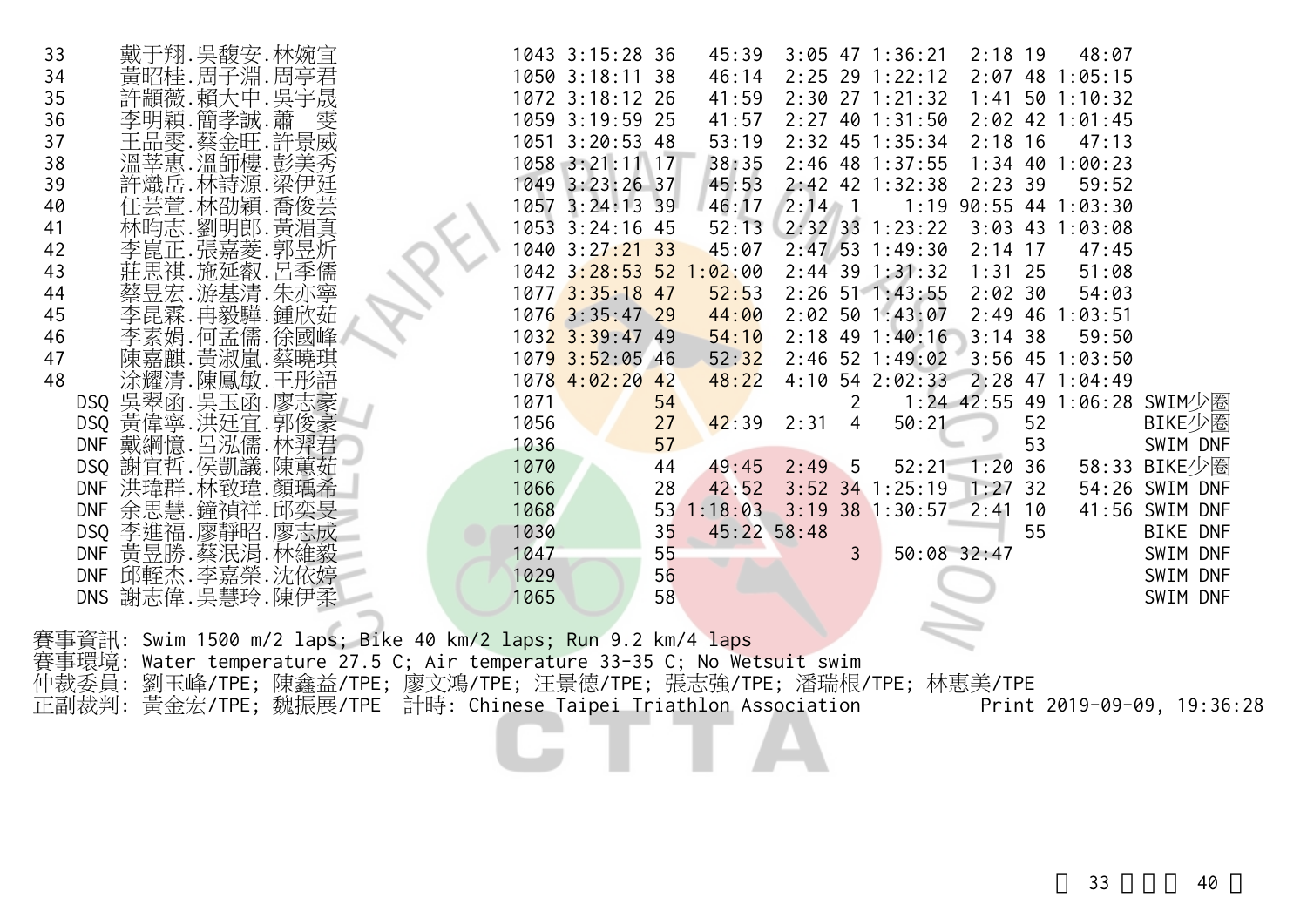| | | | | | | | | | | | | |
|---|---|---|---|---|---|---|---|---|---|---|---|---|
| 33 | 戴于翔.吳馥安.林婉宜 | 1043 | 3:15:28 | 36 | 45:39 | 3:05 | 47 | 1:36:21 | 2:18 | 19 | 48:07 | |
| 34 | 黃昭桂.周子淵.周亭君 | 1050 | 3:18:11 | 38 | 46:14 | 2:25 | 29 | 1:22:12 | 2:07 | 48 | 1:05:15 | |
| 35 | 許顯薇.賴大中.吳宇晟 | 1072 | 3:18:12 | 26 | 41:59 | 2:30 | 27 | 1:21:32 | 1:41 | 50 | 1:10:32 | |
| 36 | 李明穎.簡孝誠.蕭 雯 | 1059 | 3:19:59 | 25 | 41:57 | 2:27 | 40 | 1:31:50 | 2:02 | 42 | 1:01:45 | |
| 37 | 王品雯.蔡金旺.許景威 | 1051 | 3:20:53 | 48 | 53:19 | 2:32 | 45 | 1:35:34 | 2:18 | 16 | 47:13 | |
| 38 | 溫莘惠.溫師樓.彭美秀 | 1058 | 3:21:11 | 17 | 38:35 | 2:46 | 48 | 1:37:55 | 1:34 | 40 | 1:00:23 | |
| 39 | 許熾岳.林詩源.梁伊廷 | 1049 | 3:23:26 | 37 | 45:53 | 2:42 | 42 | 1:32:38 | 2:23 | 39 | 59:52 | |
| 40 | 任芸萱.林劭穎.喬俊芸 | 1057 | 3:24:13 | 39 | 46:17 | 2:14 | 1 | 1:19 | 90:55 | 44 | 1:03:30 | |
| 41 | 林昀志.劉明郎.黃湄真 | 1053 | 3:24:16 | 45 | 52:13 | 2:32 | 33 | 1:23:22 | 3:03 | 43 | 1:03:08 | |
| 42 | 李崑正.張嘉菱.郭昱炘 | 1040 | 3:27:21 | 33 | 45:07 | 2:47 | 53 | 1:49:30 | 2:14 | 17 | 47:45 | |
| 43 | 莊思祺.施延叡.呂季儒 | 1042 | 3:28:53 | 52 | 1:02:00 | 2:44 | 39 | 1:31:32 | 1:31 | 25 | 51:08 | |
| 44 | 蔡昱宏.游基清.朱亦寧 | 1077 | 3:35:18 | 47 | 52:53 | 2:26 | 51 | 1:43:55 | 2:02 | 30 | 54:03 | |
| 45 | 李昆霖.冉毅驊.鍾欣茹 | 1076 | 3:35:47 | 29 | 44:00 | 2:02 | 50 | 1:43:07 | 2:49 | 46 | 1:03:51 | |
| 46 | 李素娟.何孟儒.徐國峰 | 1032 | 3:39:47 | 49 | 54:10 | 2:18 | 49 | 1:40:16 | 3:14 | 38 | 59:50 | |
| 47 | 陳嘉麒.黃淑嵐.蔡曉琪 | 1079 | 3:52:05 | 46 | 52:32 | 2:46 | 52 | 1:49:02 | 3:56 | 45 | 1:03:50 | |
| 48 | 涂耀清.陳鳳敏.王彤語 | 1078 | 4:02:20 | 42 | 48:22 | 4:10 | 54 | 2:02:33 | 2:28 | 47 | 1:04:49 | |
| DSQ | 吳翠函.吳玉函.廖志豪 | 1071 | | 54 | | | 2 | 1:24 | 42:55 | 49 | 1:06:28 | SWIM少圈 |
| DSQ | 黃偉寧.洪廷宜.郭俊豪 | 1056 | | 27 | 42:39 | 2:31 | 4 | 50:21 | | 52 | | BIKE少圈 |
| DNF | 戴綱憶.呂泓儒.林羿君 | 1036 | | 57 | | | | | | 53 | | SWIM DNF |
| DSQ | 謝宜哲.侯凱議.陳蕙茹 | 1070 | | 44 | 49:45 | 2:49 | 5 | 52:21 | 1:20 | 36 | 58:33 | BIKE少圈 |
| DNF | 洪瑋群.林致瑋.顏瑀希 | 1066 | | 28 | 42:52 | 3:52 | 34 | 1:25:19 | 1:27 | 32 | 54:26 | SWIM DNF |
| DNF | 余思慧.鐘禎祥.邱奕旻 | 1068 | | 53 | 1:18:03 | 3:19 | 38 | 1:30:57 | 2:41 | 10 | 41:56 | SWIM DNF |
| DSQ | 李進福.廖靜昭.廖志成 | 1030 | | 35 | 45:22 | 58:48 | | | | 55 | | BIKE DNF |
| DNF | 黃昱勝.蔡汖涓.林維毅 | 1047 | | 55 | | | 3 | 50:08 | 32:47 | | | SWIM DNF |
| DNF | 邱輊杰.李嘉榮.沈依婷 | 1029 | | 56 | | | | | | | | SWIM DNF |
| DNS | 謝志偉.吳慧玲.陳伊柔 | 1065 | | 58 | | | | | | | | SWIM DNF |

賽事資訊: Swim 1500 m/2 laps; Bike 40 km/2 laps; Run 9.2 km/4 laps
賽事環境: Water temperature 27.5 C; Air temperature 33-35 C; No Wetsuit swim
仲裁委員: 劉玉峰/TPE; 陳鑫益/TPE; 廖文鴻/TPE; 汪景德/TPE; 張志強/TPE; 潘瑞根/TPE; 林惠美/TPE
正副裁判: 黃金宏/TPE; 魏振展/TPE 計時: Chinese Taipei Triathlon Association Print 2019-09-09, 19:36:28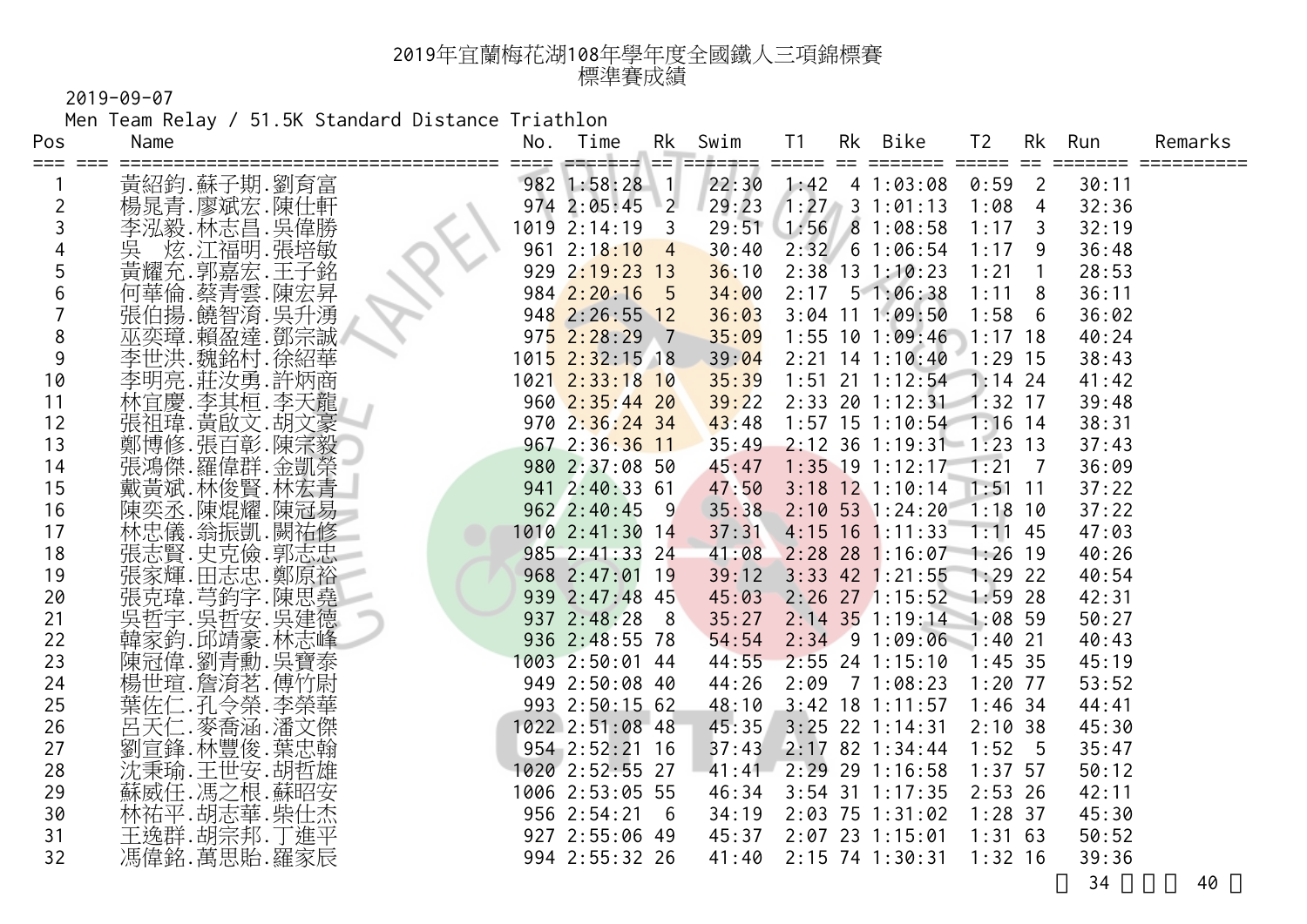# 2019年宜蘭梅花湖108年學年度全國鐵人三項錦標賽
## 標準賽成績

2019-09-07

Men Team Relay / 51.5K Standard Distance Triathlon

| Pos | Name | No. | Time | Rk | Swim | T1 | Rk | Bike | T2 | Rk | Run | Remarks |
|---|---|---|---|---|---|---|---|---|---|---|---|---|
| 1 | 黃紹鈞.蘇子期.劉育富 | 982 | 1:58:28 | 1 | 22:30 | 1:42 | 4 | 1:03:08 | 0:59 | 2 | 30:11 | |
| 2 | 楊晁青.廖斌宏.陳仕軒 | 974 | 2:05:45 | 2 | 29:23 | 1:27 | 3 | 1:01:13 | 1:08 | 4 | 32:36 | |
| 3 | 李泓毅.林志昌.吳偉勝 | 1019 | 2:14:19 | 3 | 29:51 | 1:56 | 8 | 1:08:58 | 1:17 | 3 | 32:19 | |
| 4 | 吳 炫.江福明.張培敏 | 961 | 2:18:10 | 4 | 30:40 | 2:32 | 6 | 1:06:54 | 1:17 | 9 | 36:48 | |
| 5 | 黃耀充.郭嘉宏.王子銘 | 929 | 2:19:23 | 13 | 36:10 | 2:38 | 13 | 1:10:23 | 1:21 | 1 | 28:53 | |
| 6 | 何華倫.蔡青雲.陳宏昇 | 984 | 2:20:16 | 5 | 34:00 | 2:17 | 5 | 1:06:38 | 1:11 | 8 | 36:11 | |
| 7 | 張伯揚.饒智淯.吳升湧 | 948 | 2:26:55 | 12 | 36:03 | 3:04 | 11 | 1:09:50 | 1:58 | 6 | 36:02 | |
| 8 | 巫奕璋.賴盈達.鄧宗誠 | 975 | 2:28:29 | 7 | 35:09 | 1:55 | 10 | 1:09:46 | 1:17 | 18 | 40:24 | |
| 9 | 李世洪.魏銘村.徐紹華 | 1015 | 2:32:15 | 18 | 39:04 | 2:21 | 14 | 1:10:40 | 1:29 | 15 | 38:43 | |
| 10 | 李明亮.莊汝勇.許炳商 | 1021 | 2:33:18 | 10 | 35:39 | 1:51 | 21 | 1:12:54 | 1:14 | 24 | 41:42 | |
| 11 | 林宜慶.李其桓.李天龍 | 960 | 2:35:44 | 20 | 39:22 | 2:33 | 20 | 1:12:31 | 1:32 | 17 | 39:48 | |
| 12 | 張祖瑋.黃啟文.胡文豪 | 970 | 2:36:24 | 34 | 43:48 | 1:57 | 15 | 1:10:54 | 1:16 | 14 | 38:31 | |
| 13 | 鄭博修.張百彰.陳宗毅 | 967 | 2:36:36 | 11 | 35:49 | 2:12 | 36 | 1:19:31 | 1:23 | 13 | 37:43 | |
| 14 | 張鴻傑.羅偉群.金凱榮 | 980 | 2:37:08 | 50 | 45:47 | 1:35 | 19 | 1:12:17 | 1:21 | 7 | 36:09 | |
| 15 | 戴黃斌.林俊賢.林宏青 | 941 | 2:40:33 | 61 | 47:50 | 3:18 | 12 | 1:10:14 | 1:51 | 11 | 37:22 | |
| 16 | 陳奕丞.陳焜耀.陳冠易 | 962 | 2:40:45 | 9 | 35:38 | 2:10 | 53 | 1:24:20 | 1:18 | 10 | 37:22 | |
| 17 | 林忠儀.翁振凱.闕祐修 | 1010 | 2:41:30 | 14 | 37:31 | 4:15 | 16 | 1:11:33 | 1:11 | 45 | 47:03 | |
| 18 | 張志賢.史克儉.郭志忠 | 985 | 2:41:33 | 24 | 41:08 | 2:28 | 28 | 1:16:07 | 1:26 | 19 | 40:26 | |
| 19 | 張家輝.田志忠.鄭原裕 | 968 | 2:47:01 | 19 | 39:12 | 3:33 | 42 | 1:21:55 | 1:29 | 22 | 40:54 | |
| 20 | 張克瑋.�podstaw鈞字.陳思堯 | 939 | 2:47:48 | 45 | 45:03 | 2:26 | 27 | 1:15:52 | 1:59 | 28 | 42:31 | |
| 21 | 吳哲宇.吳哲安.吳建德 | 937 | 2:48:28 | 8 | 35:27 | 2:14 | 35 | 1:19:14 | 1:08 | 59 | 50:27 | |
| 22 | 韓家鈞.邱靖豪.林志峰 | 936 | 2:48:55 | 78 | 54:54 | 2:34 | 9 | 1:09:06 | 1:40 | 21 | 40:43 | |
| 23 | 陳冠偉.劉青勳.吳寶泰 | 1003 | 2:50:01 | 44 | 44:55 | 2:55 | 24 | 1:15:10 | 1:45 | 35 | 45:19 | |
| 24 | 楊世瑄.詹淯茗.傅竹尉 | 949 | 2:50:08 | 40 | 44:26 | 2:09 | 7 | 1:08:23 | 1:20 | 77 | 53:52 | |
| 25 | 葉佐仁.孔令榮.李榮華 | 993 | 2:50:15 | 62 | 48:10 | 3:42 | 18 | 1:11:57 | 1:46 | 34 | 44:41 | |
| 26 | 呂天仁.麥喬涵.潘文傑 | 1022 | 2:51:08 | 48 | 45:35 | 3:25 | 22 | 1:14:31 | 2:10 | 38 | 45:30 | |
| 27 | 劉宣鋒.林豐俊.葉忠翰 | 954 | 2:52:21 | 16 | 37:43 | 2:17 | 82 | 1:34:44 | 1:52 | 5 | 35:47 | |
| 28 | 沈秉瑜.王世安.胡哲雄 | 1020 | 2:52:55 | 27 | 41:41 | 2:29 | 29 | 1:16:58 | 1:37 | 57 | 50:12 | |
| 29 | 蘇威任.馮之根.蘇昭安 | 1006 | 2:53:05 | 55 | 46:34 | 3:54 | 31 | 1:17:35 | 2:53 | 26 | 42:11 | |
| 30 | 林祐平.胡志華.柴仕杰 | 956 | 2:54:21 | 6 | 34:19 | 2:03 | 75 | 1:31:02 | 1:28 | 37 | 45:30 | |
| 31 | 王逸群.胡宗邦.丁進平 | 927 | 2:55:06 | 49 | 45:37 | 2:07 | 23 | 1:15:01 | 1:31 | 63 | 50:52 | |
| 32 | 馮偉銘.萬思貽.羅家辰 | 994 | 2:55:32 | 26 | 41:40 | 2:15 | 74 | 1:30:31 | 1:32 | 16 | 39:36 | |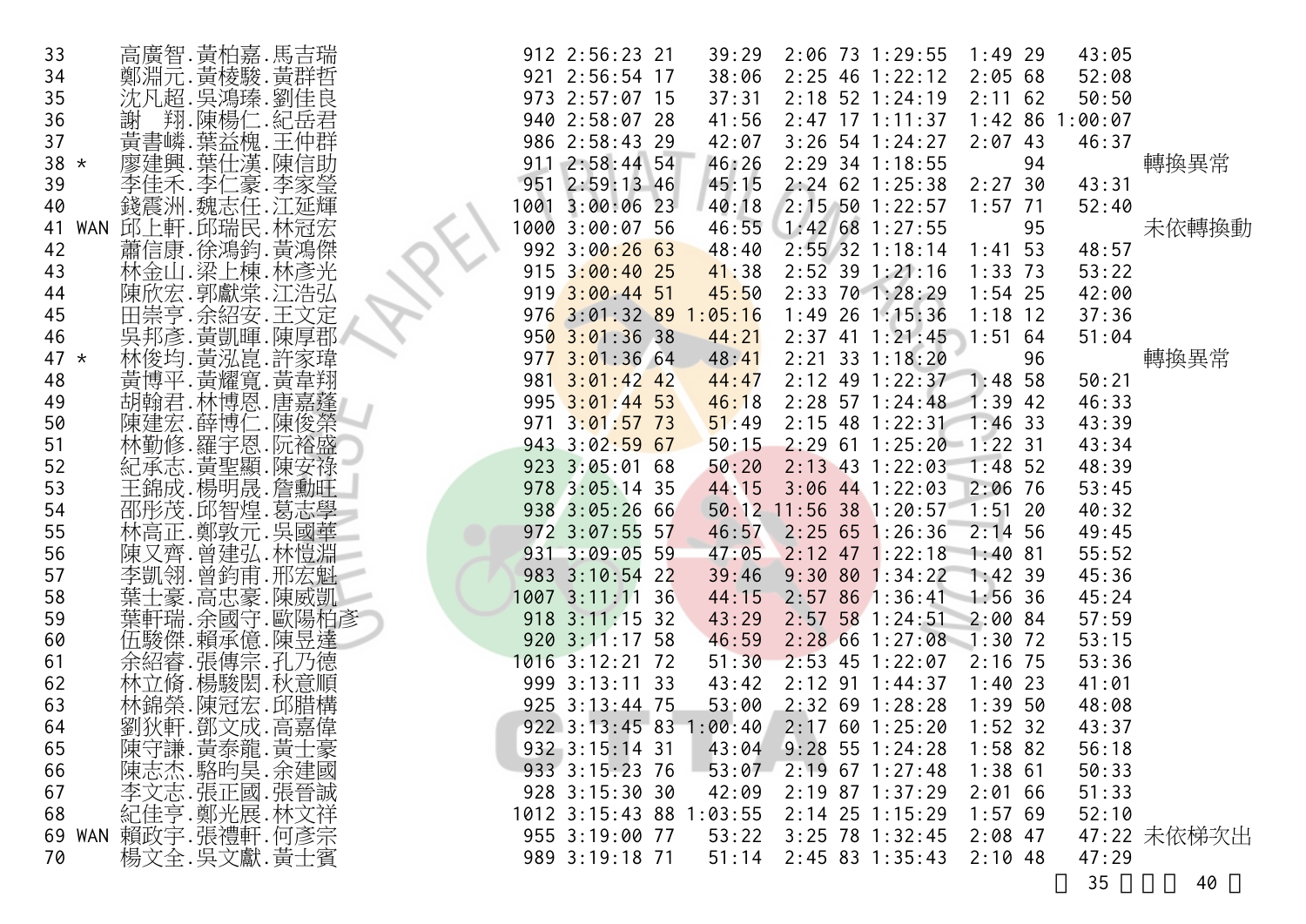| 名次 | 註 | 隊員 | 號碼 | 總成績 | 名次 | 游泳 | 轉換 | 名次 | 自行車 | 轉換 | 名次 | 跑步 | 備註 |
|---|---|---|---|---|---|---|---|---|---|---|---|---|---|
| 33 | | 高廣智.黃柏嘉.馬吉瑞 | 912 | 2:56:23 | 21 | 39:29 | 2:06 | 73 | 1:29:55 | 1:49 | 29 | 43:05 | |
| 34 | | 鄭淵元.黃棱駿.黃群哲 | 921 | 2:56:54 | 17 | 38:06 | 2:25 | 46 | 1:22:12 | 2:05 | 68 | 52:08 | |
| 35 | | 沈凡超.吳鴻臻.劉佳良 | 973 | 2:57:07 | 15 | 37:31 | 2:18 | 52 | 1:24:19 | 2:11 | 62 | 50:50 | |
| 36 | | 謝　翔.陳楊仁.紀岳君 | 940 | 2:58:07 | 28 | 41:56 | 2:47 | 17 | 1:11:37 | 1:42 | 86 | 1:00:07 | |
| 37 | | 黃書巑.葉益槐.王仲群 | 986 | 2:58:43 | 29 | 42:07 | 3:26 | 54 | 1:24:27 | 2:07 | 43 | 46:37 | |
| 38 | * | 廖建興.葉仕漢.陳信助 | 911 | 2:58:44 | 54 | 46:26 | 2:29 | 34 | 1:18:55 | | 94 | | 轉換異常 |
| 39 | | 李佳禾.李仁豪.李家瑩 | 951 | 2:59:13 | 46 | 45:15 | 2:24 | 62 | 1:25:38 | 2:27 | 30 | 43:31 | |
| 40 | | 錢震洲.魏志任.江延輝 | 1001 | 3:00:06 | 23 | 40:18 | 2:15 | 50 | 1:22:57 | 1:57 | 71 | 52:40 | |
| 41 | WAN | 邱上軒.邱瑞民.林冠宏 | 1000 | 3:00:07 | 56 | 46:55 | 1:42 | 68 | 1:27:55 | | 95 | | 未依轉換動 |
| 42 | | 蕭信康.徐鴻鈞.黃鴻傑 | 992 | 3:00:26 | 63 | 48:40 | 2:55 | 32 | 1:18:14 | 1:41 | 53 | 48:57 | |
| 43 | | 林金山.梁上棟.林彥光 | 915 | 3:00:40 | 25 | 41:38 | 2:52 | 39 | 1:21:16 | 1:33 | 73 | 53:22 | |
| 44 | | 陳欣宏.郭獻棠.江浩弘 | 919 | 3:00:44 | 51 | 45:50 | 2:33 | 70 | 1:28:29 | 1:54 | 25 | 42:00 | |
| 45 | | 田崇亨.余紹安.王文定 | 976 | 3:01:32 | 89 | 1:05:16 | 1:49 | 26 | 1:15:36 | 1:18 | 12 | 37:36 | |
| 46 | | 吳邦彥.黃凱暉.陳厚郡 | 950 | 3:01:36 | 38 | 44:21 | 2:37 | 41 | 1:21:45 | 1:51 | 64 | 51:04 | |
| 47 | * | 林俊均.黃泓崑.許家瑋 | 977 | 3:01:36 | 64 | 48:41 | 2:21 | 33 | 1:18:20 | | 96 | | 轉換異常 |
| 48 | | 黃博平.黃耀寬.黃韋翔 | 981 | 3:01:42 | 42 | 44:47 | 2:12 | 49 | 1:22:37 | 1:48 | 58 | 50:21 | |
| 49 | | 胡翰君.林博恩.唐嘉蓬 | 995 | 3:01:44 | 53 | 46:18 | 2:28 | 57 | 1:24:48 | 1:39 | 42 | 46:33 | |
| 50 | | 陳建宏.薛博仁.陳俊榮 | 971 | 3:01:57 | 73 | 51:49 | 2:15 | 48 | 1:22:31 | 1:46 | 33 | 43:39 | |
| 51 | | 林勤修.羅宇恩.阮裕盛 | 943 | 3:02:59 | 67 | 50:15 | 2:29 | 61 | 1:25:20 | 1:22 | 31 | 43:34 | |
| 52 | | 紀承志.黃聖顯.陳安祿 | 923 | 3:05:01 | 68 | 50:20 | 2:13 | 43 | 1:22:03 | 1:48 | 52 | 48:39 | |
| 53 | | 王錦成.楊明晟.詹勳旺 | 978 | 3:05:14 | 35 | 44:15 | 3:06 | 44 | 1:22:03 | 2:06 | 76 | 53:45 | |
| 54 | | 邵彤茂.邱智煌.葛志學 | 938 | 3:05:26 | 66 | 50:12 | 11:56 | 38 | 1:20:57 | 1:51 | 20 | 40:32 | |
| 55 | | 林高正.鄭敦元.吳國華 | 972 | 3:07:55 | 57 | 46:57 | 2:25 | 65 | 1:26:36 | 2:14 | 56 | 49:45 | |
| 56 | | 陳又齊.曾建弘.林愷淵 | 931 | 3:09:05 | 59 | 47:05 | 2:12 | 47 | 1:22:18 | 1:40 | 81 | 55:52 | |
| 57 | | 李凱翎.曾鈞甫.邢宏魁 | 983 | 3:10:54 | 22 | 39:46 | 9:30 | 80 | 1:34:22 | 1:42 | 39 | 45:36 | |
| 58 | | 葉士豪.高忠豪.陳威凱 | 1007 | 3:11:11 | 36 | 44:15 | 2:57 | 86 | 1:36:41 | 1:56 | 36 | 45:24 | |
| 59 | | 葉軒瑞.余國守.歐陽柏彥 | 918 | 3:11:15 | 32 | 43:29 | 2:57 | 58 | 1:24:51 | 2:00 | 84 | 57:59 | |
| 60 | | 伍駿傑.賴承億.陳昱達 | 920 | 3:11:17 | 58 | 46:59 | 2:28 | 66 | 1:27:08 | 1:30 | 72 | 53:15 | |
| 61 | | 余紹睿.張傳宗.孔乃德 | 1016 | 3:12:21 | 72 | 51:30 | 2:53 | 45 | 1:22:07 | 2:16 | 75 | 53:36 | |
| 62 | | 林立脩.楊駿閎.秋意順 | 999 | 3:13:11 | 33 | 43:42 | 2:12 | 91 | 1:44:37 | 1:40 | 23 | 41:01 | |
| 63 | | 林錦榮.陳冠宏.邱腊構 | 925 | 3:13:44 | 75 | 53:00 | 2:32 | 69 | 1:28:28 | 1:39 | 50 | 48:08 | |
| 64 | | 劉狄軒.鄧文成.高嘉偉 | 922 | 3:13:45 | 83 | 1:00:40 | 2:17 | 60 | 1:25:20 | 1:52 | 32 | 43:37 | |
| 65 | | 陳守謙.黃泰龍.黃士豪 | 932 | 3:15:14 | 31 | 43:04 | 9:28 | 55 | 1:24:28 | 1:58 | 82 | 56:18 | |
| 66 | | 陳志杰.駱昀昊.余建國 | 933 | 3:15:23 | 76 | 53:07 | 2:19 | 67 | 1:27:48 | 1:38 | 61 | 50:33 | |
| 67 | | 李文志.張正國.張晉誠 | 928 | 3:15:30 | 30 | 42:09 | 2:19 | 87 | 1:37:29 | 2:01 | 66 | 51:33 | |
| 68 | | 紀佳亨.鄭光展.林文祥 | 1012 | 3:15:43 | 88 | 1:03:55 | 2:14 | 25 | 1:15:29 | 1:57 | 69 | 52:10 | |
| 69 | WAN | 賴政宇.張禮軒.何彥宗 | 955 | 3:19:00 | 77 | 53:22 | 3:25 | 78 | 1:32:45 | 2:08 | 47 | 47:22 | 未依梯次出 |
| 70 | | 楊文全.吳文獻.黃士賓 | 989 | 3:19:18 | 71 | 51:14 | 2:45 | 83 | 1:35:43 | 2:10 | 48 | 47:29 | |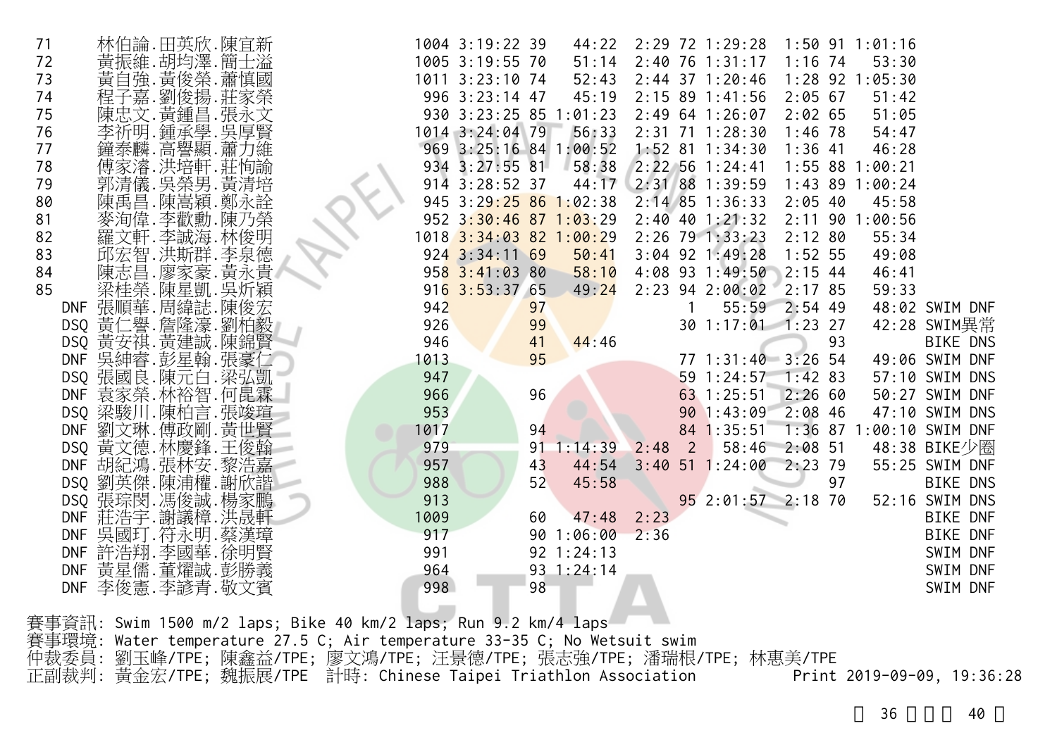| Rank | Name | Bib | Total | Swim Rk | Swim | T1 | Bike Rk | Bike | T2 | Run Rk | Run | Note |
|---|---|---|---|---|---|---|---|---|---|---|---|---|
| 71 | 林伯論.田英欣.陳宜新 | 1004 | 3:19:22 | 39 | 44:22 | 2:29 | 72 | 1:29:28 | 1:50 | 91 | 1:01:16 | |
| 72 | 黃振維.胡均澤.簡士溢 | 1005 | 3:19:55 | 70 | 51:14 | 2:40 | 76 | 1:31:17 | 1:16 | 74 | 53:30 | |
| 73 | 黃自強.黃俊榮.蕭慎國 | 1011 | 3:23:10 | 74 | 52:43 | 2:44 | 37 | 1:20:46 | 1:28 | 92 | 1:05:30 | |
| 74 | 程子嘉.劉俊揚.莊家榮 | 996 | 3:23:14 | 47 | 45:19 | 2:15 | 89 | 1:41:56 | 2:05 | 67 | 51:42 | |
| 75 | 陳忠文.黃鍾昌.張永文 | 930 | 3:23:25 | 85 | 1:01:23 | 2:49 | 64 | 1:26:07 | 2:02 | 65 | 51:05 | |
| 76 | 李祈明.鍾承學.吳厚賢 | 1014 | 3:24:04 | 79 | 56:33 | 2:31 | 71 | 1:28:30 | 1:46 | 78 | 54:47 | |
| 77 | 鐘泰麟.高譽顯.蕭力維 | 969 | 3:25:16 | 84 | 1:00:52 | 1:52 | 81 | 1:34:30 | 1:36 | 41 | 46:28 | |
| 78 | 傅家濬.洪培軒.莊恂諭 | 934 | 3:27:55 | 81 | 58:38 | 2:22 | 56 | 1:24:41 | 1:55 | 88 | 1:00:21 | |
| 79 | 郭清儀.吳榮男.黃清培 | 914 | 3:28:52 | 37 | 44:17 | 2:31 | 88 | 1:39:59 | 1:43 | 89 | 1:00:24 | |
| 80 | 陳禹昌.陳嵩穎.鄭永詮 | 945 | 3:29:25 | 86 | 1:02:38 | 2:14 | 85 | 1:36:33 | 2:05 | 40 | 45:58 | |
| 81 | 麥洵偉.李歡勳.陳乃榮 | 952 | 3:30:46 | 87 | 1:03:29 | 2:40 | 40 | 1:21:32 | 2:11 | 90 | 1:00:56 | |
| 82 | 羅文軒.李誠海.林俊明 | 1018 | 3:34:03 | 82 | 1:00:29 | 2:26 | 79 | 1:33:23 | 2:12 | 80 | 55:34 | |
| 83 | 邱宏智.洪斯群.李泉德 | 924 | 3:34:11 | 69 | 50:41 | 3:04 | 92 | 1:49:28 | 1:52 | 55 | 49:08 | |
| 84 | 陳志昌.廖家豪.黃永貴 | 958 | 3:41:03 | 80 | 58:10 | 4:08 | 93 | 1:49:50 | 2:15 | 44 | 46:41 | |
| 85 | 梁桂榮.陳星凱.吳炘穎 | 916 | 3:53:37 | 65 | 49:24 | 2:23 | 94 | 2:00:02 | 2:17 | 85 | 59:33 | |
| DNF | 張順華.周緯誌.陳俊宏 | 942 | | 97 | | | 1 | 55:59 | 2:54 | 49 | 48:02 | SWIM DNF |
| DSQ | 黃仁譽.詹隆濠.劉柏毅 | 926 | | 99 | | | 30 | 1:17:01 | 1:23 | 27 | 42:28 | SWIM異常 |
| DSQ | 黃安祺.黃建誠.陳錦賢 | 946 | | 41 | 44:46 | | | | | 93 | | BIKE DNS |
| DNF | 吳紳睿.彭星翰.張豪仁 | 1013 | | 95 | | | 77 | 1:31:40 | 3:26 | 54 | 49:06 | SWIM DNF |
| DSQ | 張國良.陳元白.梁弘凱 | 947 | | | | | 59 | 1:24:57 | 1:42 | 83 | 57:10 | SWIM DNS |
| DNF | 袁家榮.林裕智.何昆霖 | 966 | | 96 | | | 63 | 1:25:51 | 2:26 | 60 | 50:27 | SWIM DNF |
| DSQ | 梁駿川.陳柏言.張竣瑄 | 953 | | | | | 90 | 1:43:09 | 2:08 | 46 | 47:10 | SWIM DNS |
| DNF | 劉文琳.傅政剛.黃世賢 | 1017 | | 94 | | | 84 | 1:35:51 | 1:36 | 87 | 1:00:10 | SWIM DNF |
| DSQ | 黃文德.林慶鋒.王俊翰 | 979 | | 91 | 1:14:39 | 2:48 | 2 | 58:46 | 2:08 | 51 | 48:38 | BIKE少圈 |
| DNF | 胡紀鴻.張林安.黎浩嘉 | 957 | | 43 | 44:54 | 3:40 | 51 | 1:24:00 | 2:23 | 79 | 55:25 | SWIM DNF |
| DSQ | 劉英傑.陳浦權.謝欣諧 | 988 | | 52 | 45:58 | | | | | 97 | | BIKE DNS |
| DSQ | 張琮閔.馮俊誠.楊家鵬 | 913 | | | | | 95 | 2:01:57 | 2:18 | 70 | 52:16 | SWIM DNS |
| DNF | 莊浩宇.謝讓樟.洪晟軒 | 1009 | | 60 | 47:48 | 2:23 | | | | | | BIKE DNF |
| DNF | 吳國玎.符永明.蔡漢璋 | 917 | | 90 | 1:06:00 | 2:36 | | | | | | BIKE DNF |
| DNF | 許浩翔.李國華.徐明賢 | 991 | | 92 | 1:24:13 | | | | | | | SWIM DNF |
| DNF | 黃星儒.董燿誠.彭勝義 | 964 | | 93 | 1:24:14 | | | | | | | SWIM DNF |
| DNF | 李俊憲.李諺青.敬文賓 | 998 | | 98 | | | | | | | | SWIM DNF |

賽事資訊: Swim 1500 m/2 laps; Bike 40 km/2 laps; Run 9.2 km/4 laps
賽事環境: Water temperature 27.5 C; Air temperature 33-35 C; No Wetsuit swim
仲裁委員: 劉玉峰/TPE; 陳鑫益/TPE; 廖文鴻/TPE; 汪景德/TPE; 張志強/TPE; 潘瑞根/TPE; 林惠美/TPE
正副裁判: 黃金宏/TPE; 魏振展/TPE 計時: Chinese Taipei Triathlon Association Print 2019-09-09, 19:36:28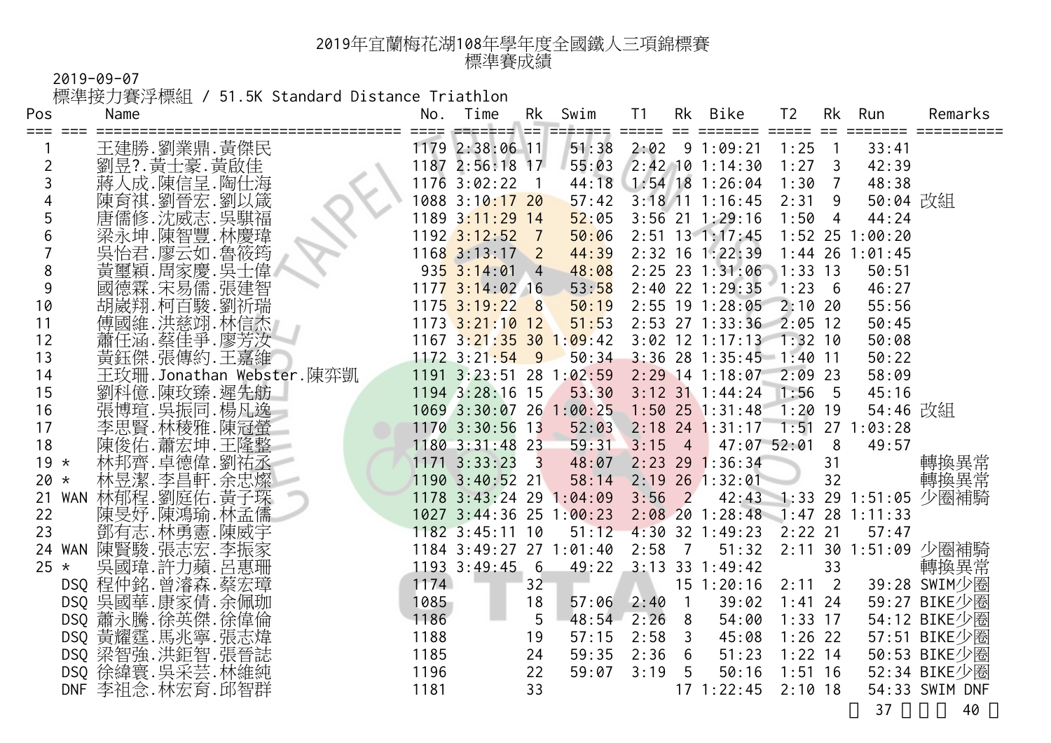# 2019年宜蘭梅花湖108年學年度全國鐵人三項錦標賽
## 標準賽成績

2019-09-07

標準接力賽浮標組 / 51.5K Standard Distance Triathlon

| Pos | | Name | No. | Time | Rk | Swim | T1 | Rk | Bike | T2 | Rk | Run | Remarks |
|---|---|---|---|---|---|---|---|---|---|---|---|---|---|
| 1 | | 王建勝.劉業鼎.黃傑民 | 1179 | 2:38:06 | 11 | 51:38 | 2:02 | 9 | 1:09:21 | 1:25 | 1 | 33:41 | |
| 2 | | 劉昱?.黃士豪.黃啟佳 | 1187 | 2:56:18 | 17 | 55:03 | 2:42 | 10 | 1:14:30 | 1:27 | 3 | 42:39 | |
| 3 | | 蔣人成.陳信呈.陶仕海 | 1176 | 3:02:22 | 1 | 44:18 | 1:54 | 18 | 1:26:04 | 1:30 | 7 | 48:38 | |
| 4 | | 陳育祺.劉晉宏.劉以箴 | 1088 | 3:10:17 | 20 | 57:42 | 3:18 | 11 | 1:16:45 | 2:31 | 9 | 50:04 | 改組 |
| 5 | | 唐儒修.沈威志.吳騏福 | 1189 | 3:11:29 | 14 | 52:05 | 3:56 | 21 | 1:29:16 | 1:50 | 4 | 44:24 | |
| 6 | | 梁永坤.陳智豐.林慶瑋 | 1192 | 3:12:52 | 7 | 50:06 | 2:51 | 13 | 1:17:45 | 1:52 | 25 | 1:00:20 | |
| 7 | | 吳怡君.廖云如.魯筱筠 | 1168 | 3:13:17 | 2 | 44:39 | 2:32 | 16 | 1:22:39 | 1:44 | 26 | 1:01:45 | |
| 8 | | 黃璽穎.周家慶.吳士偉 | 935 | 3:14:01 | 4 | 48:08 | 2:25 | 23 | 1:31:06 | 1:33 | 13 | 50:51 | |
| 9 | | 國德霖.宋易儒.張建智 | 1177 | 3:14:02 | 16 | 53:58 | 2:40 | 22 | 1:29:35 | 1:23 | 6 | 46:27 | |
| 10 | | 胡崴翔.柯百駿.劉祈瑞 | 1175 | 3:19:22 | 8 | 50:19 | 2:55 | 19 | 1:28:05 | 2:10 | 20 | 55:56 | |
| 11 | | 傅國維.洪慈翊.林信杰 | 1173 | 3:21:10 | 12 | 51:53 | 2:53 | 27 | 1:33:36 | 2:05 | 12 | 50:45 | |
| 12 | | 蕭任涵.蔡佳爭.廖芳汝 | 1167 | 3:21:35 | 30 | 1:09:42 | 3:02 | 12 | 1:17:13 | 1:32 | 10 | 50:08 | |
| 13 | | 黃鈺傑.張傳約.王嘉維 | 1172 | 3:21:54 | 9 | 50:34 | 3:36 | 28 | 1:35:45 | 1:40 | 11 | 50:22 | |
| 14 | | 王玟珊.Jonathan Webster.陳弈凱 | 1191 | 3:23:51 | 28 | 1:02:59 | 2:29 | 14 | 1:18:07 | 2:09 | 23 | 58:09 | |
| 15 | | 劉科億.陳玟臻.遲先舫 | 1194 | 3:28:16 | 15 | 53:30 | 3:12 | 31 | 1:44:24 | 1:56 | 5 | 45:16 | |
| 16 | | 張博瑄.吳振同.楊凡逸 | 1069 | 3:30:07 | 26 | 1:00:25 | 1:50 | 25 | 1:31:48 | 1:20 | 19 | 54:46 | 改組 |
| 17 | | 李思賢.林稜雅.陳冠瑩 | 1170 | 3:30:56 | 13 | 52:03 | 2:18 | 24 | 1:31:17 | 1:51 | 27 | 1:03:28 | |
| 18 | | 陳俊佑.蕭宏坤.王隆整 | 1180 | 3:31:48 | 23 | 59:31 | 3:15 | 4 | 47:07 | 52:01 | 8 | 49:57 | |
| 19 | * | 林邦齊.卓德偉.劉祐丞 | 1171 | 3:33:23 | 3 | 48:07 | 2:23 | 29 | 1:36:34 | | 31 | | 轉換異常 |
| 20 | * | 林昱潔.李昌軒.余忠燦 | 1190 | 3:40:52 | 21 | 58:14 | 2:19 | 26 | 1:32:01 | | 32 | | 轉換異常 |
| 21 | WAN | 林郁程.劉庭佑.黃子琛 | 1178 | 3:43:24 | 29 | 1:04:09 | 3:56 | 2 | 42:43 | 1:33 | 29 | 1:51:05 | 少圈補騎 |
| 22 | | 陳旻妤.陳鴻瑜.林孟儒 | 1027 | 3:44:36 | 25 | 1:00:23 | 2:08 | 20 | 1:28:48 | 1:47 | 28 | 1:11:33 | |
| 23 | | 鄧有志.林勇憲.陳威宇 | 1182 | 3:45:11 | 10 | 51:12 | 4:30 | 32 | 1:49:23 | 2:22 | 21 | 57:47 | |
| 24 | WAN | 陳賢駿.張志宏.李振家 | 1184 | 3:49:27 | 27 | 1:01:40 | 2:58 | 7 | 51:32 | 2:11 | 30 | 1:51:09 | 少圈補騎 |
| 25 | * | 吳國瑋.許力蘋.呂惠珊 | 1193 | 3:49:45 | 6 | 49:22 | 3:13 | 33 | 1:49:42 | | 33 | | 轉換異常 |
| | DSQ | 程仲銘.曾濬森.蔡宏璋 | 1174 | | 32 | | | 15 | 1:20:16 | 2:11 | 2 | 39:28 | SWIM少圈 |
| | DSQ | 吳國華.康家倩.余佩珈 | 1085 | | 18 | 57:06 | 2:40 | 1 | 39:02 | 1:41 | 24 | 59:27 | BIKE少圈 |
| | DSQ | 蕭永騰.徐英傑.徐偉倫 | 1186 | | 5 | 48:54 | 2:26 | 8 | 54:00 | 1:33 | 17 | 54:12 | BIKE少圈 |
| | DSQ | 黃耀霆.馬兆寧.張志煒 | 1188 | | 19 | 57:15 | 2:58 | 3 | 45:08 | 1:26 | 22 | 57:51 | BIKE少圈 |
| | DSQ | 梁智強.洪鉅智.張晉誌 | 1185 | | 24 | 59:35 | 2:36 | 6 | 51:23 | 1:22 | 14 | 50:53 | BIKE少圈 |
| | DSQ | 徐緯寰.吳采芸.林維純 | 1196 | | 22 | 59:07 | 3:19 | 5 | 50:16 | 1:51 | 16 | 52:34 | BIKE少圈 |
| | DNF | 李祖念.林宏育.邱智群 | 1181 | | 33 | | | 17 | 1:22:45 | 2:10 | 18 | 54:33 | SWIM DNF |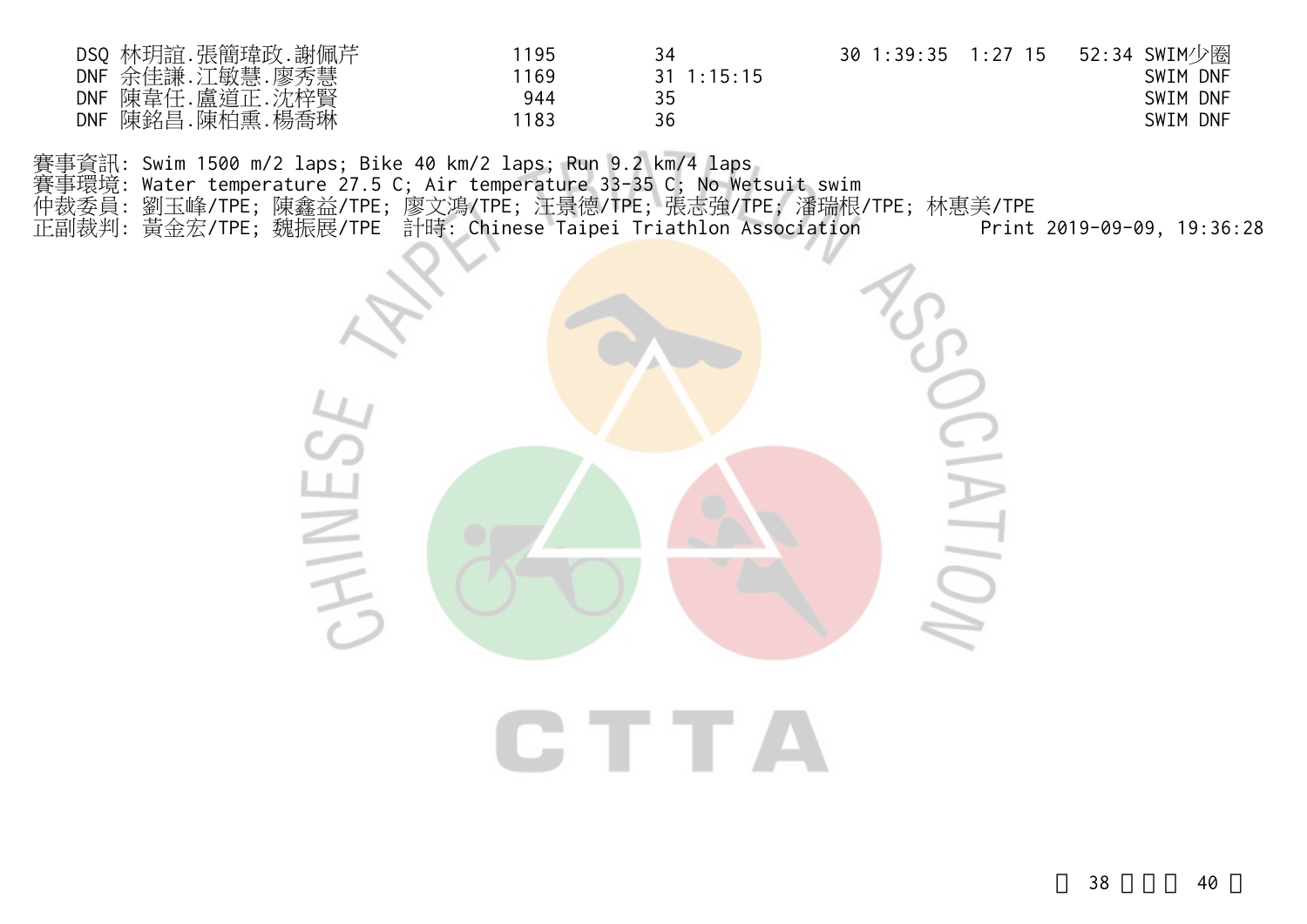| | | | | | | | | |
|---|---|---|---|---|---|---|---|---|
| DSQ | 林玥誼.張簡瑋政.謝佩芹 | 1195 | 34 | | 30 1:39:35 | 1:27 15 | 52:34 | SWIM少圈 |
| DNF | 余佳謙.江敏慧.廖秀慧 | 1169 | 31 1:15:15 | | | | | SWIM DNF |
| DNF | 陳韋任.盧道正.沈梓賢 | 944 | 35 | | | | | SWIM DNF |
| DNF | 陳銘昌.陳柏熏.楊喬琳 | 1183 | 36 | | | | | SWIM DNF |

賽事資訊: Swim 1500 m/2 laps; Bike 40 km/2 laps; Run 9.2 km/4 laps
賽事環境: Water temperature 27.5 C; Air temperature 33-35 C; No Wetsuit swim
仲裁委員: 劉玉峰/TPE; 陳鑫益/TPE; 廖文鴻/TPE; 汪景德/TPE; 張志強/TPE; 潘瑞根/TPE; 林惠美/TPE
正副裁判: 黃金宏/TPE; 魏振展/TPE 計時: Chinese Taipei Triathlon Association Print 2019-09-09, 19:36:28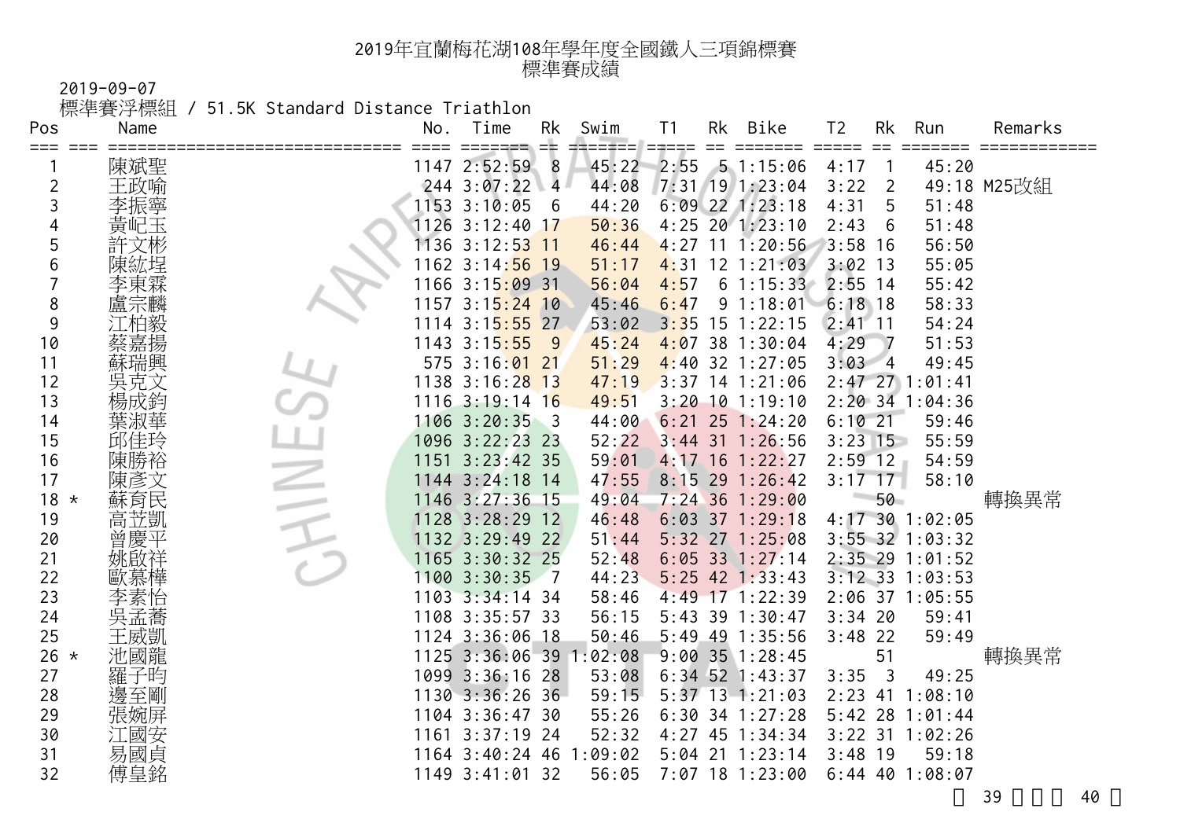# 2019年宜蘭梅花湖108年學年度全國鐵人三項錦標賽
## 標準賽成績

2019-09-07

標準賽浮標組 / 51.5K Standard Distance Triathlon

| Pos | | Name | No. | Time | Rk | Swim | T1 | Rk | Bike | T2 | Rk | Run | Remarks |
|---|---|---|---|---|---|---|---|---|---|---|---|---|---|
| 1 | | 陳斌聖 | 1147 | 2:52:59 | 8 | 45:22 | 2:55 | 5 | 1:15:06 | 4:17 | 1 | 45:20 | |
| 2 | | 王政喻 | 244 | 3:07:22 | 4 | 44:08 | 7:31 | 19 | 1:23:04 | 3:22 | 2 | 49:18 | M25改組 |
| 3 | | 李振寧 | 1153 | 3:10:05 | 6 | 44:20 | 6:09 | 22 | 1:23:18 | 4:31 | 5 | 51:48 | |
| 4 | | 黃屺玉 | 1126 | 3:12:40 | 17 | 50:36 | 4:25 | 20 | 1:23:10 | 2:43 | 6 | 51:48 | |
| 5 | | 許文彬 | 1136 | 3:12:53 | 11 | 46:44 | 4:27 | 11 | 1:20:56 | 3:58 | 16 | 56:50 | |
| 6 | | 陳紘埕 | 1162 | 3:14:56 | 19 | 51:17 | 4:31 | 12 | 1:21:03 | 3:02 | 13 | 55:05 | |
| 7 | | 李東霖 | 1166 | 3:15:09 | 31 | 56:04 | 4:57 | 6 | 1:15:33 | 2:55 | 14 | 55:42 | |
| 8 | | 盧宗麟 | 1157 | 3:15:24 | 10 | 45:46 | 6:47 | 9 | 1:18:01 | 6:18 | 18 | 58:33 | |
| 9 | | 江柏毅 | 1114 | 3:15:55 | 27 | 53:02 | 3:35 | 15 | 1:22:15 | 2:41 | 11 | 54:24 | |
| 10 | | 蔡嘉揚 | 1143 | 3:15:55 | 9 | 45:24 | 4:07 | 38 | 1:30:04 | 4:29 | 7 | 51:53 | |
| 11 | | 蘇瑞興 | 575 | 3:16:01 | 21 | 51:29 | 4:40 | 32 | 1:27:05 | 3:03 | 4 | 49:45 | |
| 12 | | 吳克文 | 1138 | 3:16:28 | 13 | 47:19 | 3:37 | 14 | 1:21:06 | 2:47 | 27 | 1:01:41 | |
| 13 | | 楊成鈞 | 1116 | 3:19:14 | 16 | 49:51 | 3:20 | 10 | 1:19:10 | 2:20 | 34 | 1:04:36 | |
| 14 | | 葉淑華 | 1106 | 3:20:35 | 3 | 44:00 | 6:21 | 25 | 1:24:20 | 6:10 | 21 | 59:46 | |
| 15 | | 邱佳玲 | 1096 | 3:22:23 | 23 | 52:22 | 3:44 | 31 | 1:26:56 | 3:23 | 15 | 55:59 | |
| 16 | | 陳勝裕 | 1151 | 3:23:42 | 35 | 59:01 | 4:17 | 16 | 1:22:27 | 2:59 | 12 | 54:59 | |
| 17 | | 陳彥文 | 1144 | 3:24:18 | 14 | 47:55 | 8:15 | 29 | 1:26:42 | 3:17 | 17 | 58:10 | |
| 18 | * | 蘇育民 | 1146 | 3:27:36 | 15 | 49:04 | 7:24 | 36 | 1:29:00 | | 50 | | 轉換異常 |
| 19 | | 高苙凱 | 1128 | 3:28:29 | 12 | 46:48 | 6:03 | 37 | 1:29:18 | 4:17 | 30 | 1:02:05 | |
| 20 | | 曾慶平 | 1132 | 3:29:49 | 22 | 51:44 | 5:32 | 27 | 1:25:08 | 3:55 | 32 | 1:03:32 | |
| 21 | | 姚啟祥 | 1165 | 3:30:32 | 25 | 52:48 | 6:05 | 33 | 1:27:14 | 2:35 | 29 | 1:01:52 | |
| 22 | | 歐慕樺 | 1100 | 3:30:35 | 7 | 44:23 | 5:25 | 42 | 1:33:43 | 3:12 | 33 | 1:03:53 | |
| 23 | | 李素怡 | 1103 | 3:34:14 | 34 | 58:46 | 4:49 | 17 | 1:22:39 | 2:06 | 37 | 1:05:55 | |
| 24 | | 吳孟蓁 | 1108 | 3:35:57 | 33 | 56:15 | 5:43 | 39 | 1:30:47 | 3:34 | 20 | 59:41 | |
| 25 | | 王威凱 | 1124 | 3:36:06 | 18 | 50:46 | 5:49 | 49 | 1:35:56 | 3:48 | 22 | 59:49 | |
| 26 | * | 池國龍 | 1125 | 3:36:06 | 39 | 1:02:08 | 9:00 | 35 | 1:28:45 | | 51 | | 轉換異常 |
| 27 | | 羅子昀 | 1099 | 3:36:16 | 28 | 53:08 | 6:34 | 52 | 1:43:37 | 3:35 | 3 | 49:25 | |
| 28 | | 邊至剛 | 1130 | 3:36:26 | 36 | 59:15 | 5:37 | 13 | 1:21:03 | 2:23 | 41 | 1:08:10 | |
| 29 | | 張婉屏 | 1104 | 3:36:47 | 30 | 55:26 | 6:30 | 34 | 1:27:28 | 5:42 | 28 | 1:01:44 | |
| 30 | | 江國安 | 1161 | 3:37:19 | 24 | 52:32 | 4:27 | 45 | 1:34:34 | 3:22 | 31 | 1:02:26 | |
| 31 | | 易國貞 | 1164 | 3:40:24 | 46 | 1:09:02 | 5:04 | 21 | 1:23:14 | 3:48 | 19 | 59:18 | |
| 32 | | 傅皇銘 | 1149 | 3:41:01 | 32 | 56:05 | 7:07 | 18 | 1:23:00 | 6:44 | 40 | 1:08:07 | |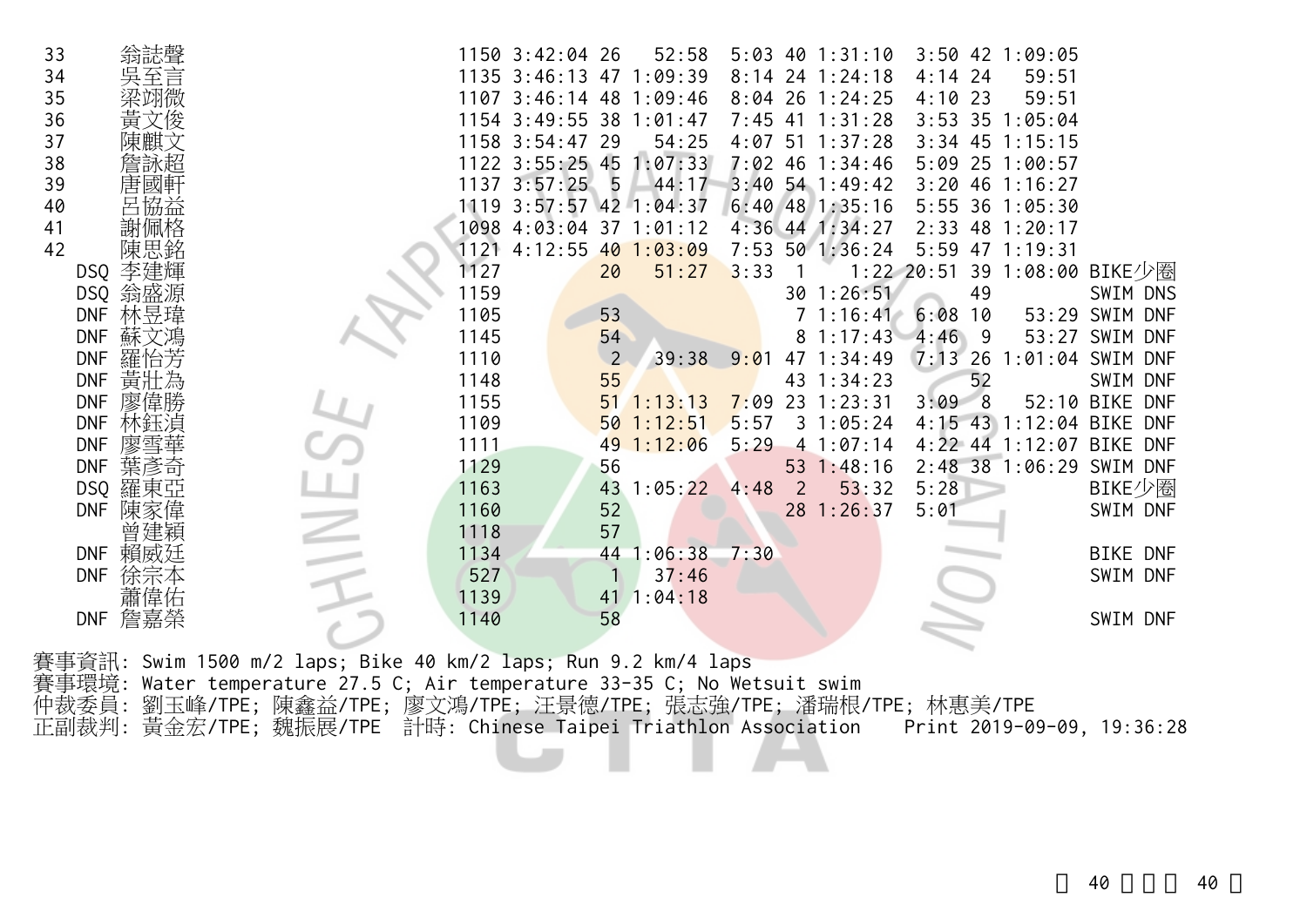| | | | | | | | | | | | | |
|---|---|---|---|---|---|---|---|---|---|---|---|---|
| 33 | 翁誌聲 | 1150 | 3:42:04 | 26 | 52:58 | 5:03 | 40 | 1:31:10 | 3:50 | 42 | 1:09:05 | |
| 34 | 吳至言 | 1135 | 3:46:13 | 47 | 1:09:39 | 8:14 | 24 | 1:24:18 | 4:14 | 24 | 59:51 | |
| 35 | 梁翊微 | 1107 | 3:46:14 | 48 | 1:09:46 | 8:04 | 26 | 1:24:25 | 4:10 | 23 | 59:51 | |
| 36 | 黃文俊 | 1154 | 3:49:55 | 38 | 1:01:47 | 7:45 | 41 | 1:31:28 | 3:53 | 35 | 1:05:04 | |
| 37 | 陳麒文 | 1158 | 3:54:47 | 29 | 54:25 | 4:07 | 51 | 1:37:28 | 3:34 | 45 | 1:15:15 | |
| 38 | 詹詠超 | 1122 | 3:55:25 | 45 | 1:07:33 | 7:02 | 46 | 1:34:46 | 5:09 | 25 | 1:00:57 | |
| 39 | 唐國軒 | 1137 | 3:57:25 | 5 | 44:17 | 3:40 | 54 | 1:49:42 | 3:20 | 46 | 1:16:27 | |
| 40 | 呂協益 | 1119 | 3:57:57 | 42 | 1:04:37 | 6:40 | 48 | 1:35:16 | 5:55 | 36 | 1:05:30 | |
| 41 | 謝佩格 | 1098 | 4:03:04 | 37 | 1:01:12 | 4:36 | 44 | 1:34:27 | 2:33 | 48 | 1:20:17 | |
| 42 | 陳思銘 | 1121 | 4:12:55 | 40 | 1:03:09 | 7:53 | 50 | 1:36:24 | 5:59 | 47 | 1:19:31 | |
| DSQ | 李建輝 | 1127 | | 20 | 51:27 | 3:33 | 1 | 1:22 | 20:51 | 39 | 1:08:00 | BIKE少圈 |
| DSQ | 翁盛源 | 1159 | | | | | 30 | 1:26:51 | | 49 | | SWIM DNS |
| DNF | 林昱瑋 | 1105 | | 53 | | | 7 | 1:16:41 | 6:08 | 10 | 53:29 | SWIM DNF |
| DNF | 蘇文鴻 | 1145 | | 54 | | | 8 | 1:17:43 | 4:46 | 9 | 53:27 | SWIM DNF |
| DNF | 羅怡芳 | 1110 | | 2 | 39:38 | 9:01 | 47 | 1:34:49 | 7:13 | 26 | 1:01:04 | SWIM DNF |
| DNF | 黃壯為 | 1148 | | 55 | | | 43 | 1:34:23 | | 52 | | SWIM DNF |
| DNF | 廖偉勝 | 1155 | | 51 | 1:13:13 | 7:09 | 23 | 1:23:31 | 3:09 | 8 | 52:10 | BIKE DNF |
| DNF | 林鈺湞 | 1109 | | 50 | 1:12:51 | 5:57 | 3 | 1:05:24 | 4:15 | 43 | 1:12:04 | BIKE DNF |
| DNF | 廖雪華 | 1111 | | 49 | 1:12:06 | 5:29 | 4 | 1:07:14 | 4:22 | 44 | 1:12:07 | BIKE DNF |
| DNF | 葉彥奇 | 1129 | | 56 | | | 53 | 1:48:16 | 2:48 | 38 | 1:06:29 | SWIM DNF |
| DSQ | 羅東亞 | 1163 | | 43 | 1:05:22 | 4:48 | 2 | 53:32 | 5:28 | | | BIKE少圈 |
| DNF | 陳家偉 | 1160 | | 52 | | | 28 | 1:26:37 | 5:01 | | | SWIM DNF |
| | 曾建穎 | 1118 | | 57 | | | | | | | | |
| DNF | 賴威廷 | 1134 | | 44 | 1:06:38 | 7:30 | | | | | | BIKE DNF |
| DNF | 徐宗本 | 527 | | 1 | 37:46 | | | | | | | SWIM DNF |
| | 蕭偉佑 | 1139 | | 41 | 1:04:18 | | | | | | | |
| DNF | 詹嘉榮 | 1140 | | 58 | | | | | | | | SWIM DNF |

賽事資訊: Swim 1500 m/2 laps; Bike 40 km/2 laps; Run 9.2 km/4 laps
賽事環境: Water temperature 27.5 C; Air temperature 33-35 C; No Wetsuit swim
仲裁委員: 劉玉峰/TPE; 陳鑫益/TPE; 廖文鴻/TPE; 汪景德/TPE; 張志強/TPE; 潘瑞根/TPE; 林惠美/TPE
正副裁判: 黃金宏/TPE; 魏振展/TPE 計時: Chinese Taipei Triathlon Association Print 2019-09-09, 19:36:28